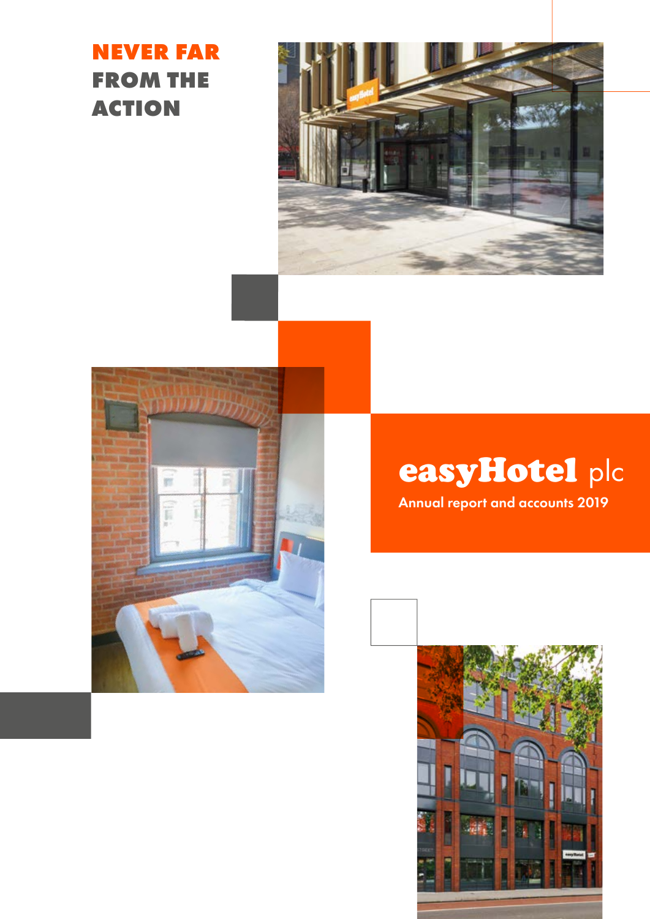# NEVER FAR FROM THE ACTION

# easyHotel plc

Annual report and accounts 2019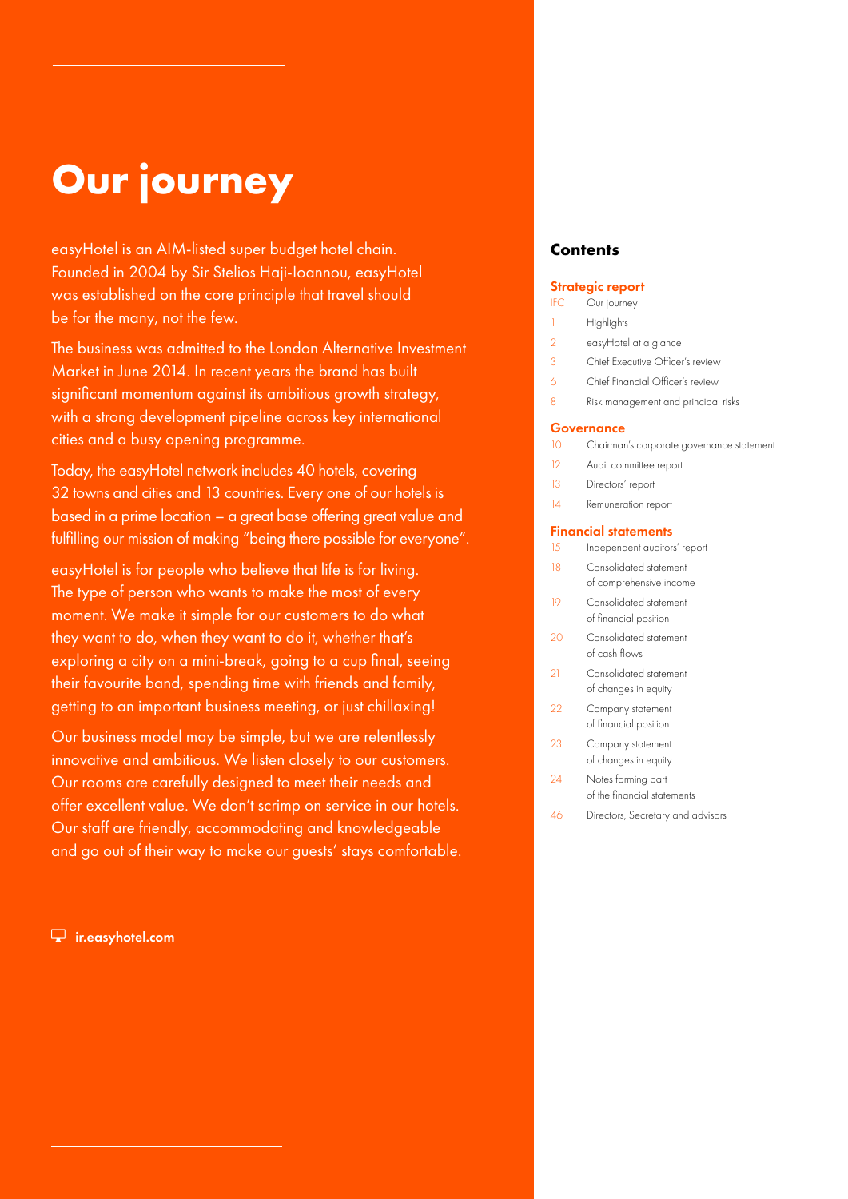# Our journey

easyHotel is an AIM-listed super budget hotel chain. Founded in 2004 by Sir Stelios Haji-Ioannou, easyHotel was established on the core principle that travel should be for the many, not the few.

The business was admitted to the London Alternative Investment Market in June 2014. In recent years the brand has built significant momentum against its ambitious growth strategy, with a strong development pipeline across key international cities and a busy opening programme.

Today, the easyHotel network includes 40 hotels, covering 32 towns and cities and 13 countries. Every one of our hotels is based in a prime location – a great base offering great value and fulfilling our mission of making "being there possible for everyone".

easyHotel is for people who believe that life is for living. The type of person who wants to make the most of every moment. We make it simple for our customers to do what they want to do, when they want to do it, whether that's exploring a city on a mini-break, going to a cup final, seeing their favourite band, spending time with friends and family, getting to an important business meeting, or just chillaxing!

Our business model may be simple, but we are relentlessly innovative and ambitious. We listen closely to our customers. Our rooms are carefully designed to meet their needs and offer excellent value. We don't scrimp on service in our hotels. Our staff are friendly, accommodating and knowledgeable and go out of their way to make our guests' stays comfortable.

**ir.easyhotel.com**

## Contents

### Strategic report

| | |
|---|---|
| IFC | Our journey |
| 1 | Highlights |
| 2 | easyHotel at a glance |
| 3 | Chief Executive Officer's review |
| 6 | Chief Financial Officer's review |
| 8 | Risk management and principal risks |

### Governance

| | |
|---|---|
| 10 | Chairman's corporate governance statement |
| 12 | Audit committee report |
| 13 | Directors' report |
| 14 | Remuneration report |

### Financial statements

| | |
|---|---|
| 15 | Independent auditors' report |
| 18 | Consolidated statement of comprehensive income |
| 19 | Consolidated statement of financial position |
| 20 | Consolidated statement of cash flows |
| 21 | Consolidated statement of changes in equity |
| 22 | Company statement of financial position |
| 23 | Company statement of changes in equity |
| 24 | Notes forming part of the financial statements |
| 46 | Directors, Secretary and advisors |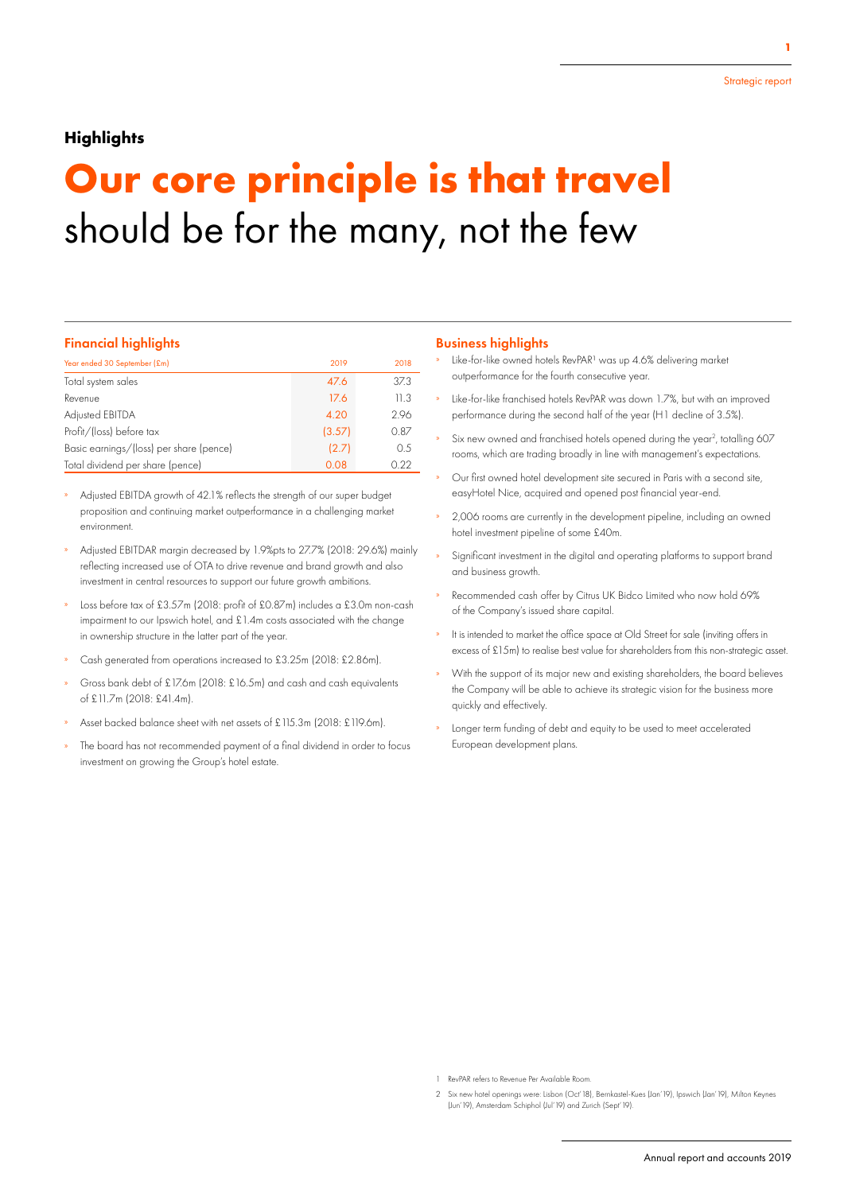## Highlights

# Our core principle is that travel should be for the many, not the few

### Financial highlights

| Year ended 30 September (£m) | 2019 | 2018 |
|---|---|---|
| Total system sales | 47.6 | 37.3 |
| Revenue | 17.6 | 11.3 |
| Adjusted EBITDA | 4.20 | 2.96 |
| Profit/(loss) before tax | (3.57) | 0.87 |
| Basic earnings/(loss) per share (pence) | (2.7) | 0.5 |
| Total dividend per share (pence) | 0.08 | 0.22 |

- Adjusted EBITDA growth of 42.1% reflects the strength of our super budget proposition and continuing market outperformance in a challenging market environment.
- Adjusted EBITDAR margin decreased by 1.9%pts to 27.7% (2018: 29.6%) mainly reflecting increased use of OTA to drive revenue and brand growth and also investment in central resources to support our future growth ambitions.
- Loss before tax of £3.57m (2018: profit of £0.87m) includes a £3.0m non-cash impairment to our Ipswich hotel, and £1.4m costs associated with the change in ownership structure in the latter part of the year.
- Cash generated from operations increased to £3.25m (2018: £2.86m).
- Gross bank debt of £17.6m (2018: £16.5m) and cash and cash equivalents of £11.7m (2018: £41.4m).
- Asset backed balance sheet with net assets of £115.3m (2018: £119.6m).
- The board has not recommended payment of a final dividend in order to focus investment on growing the Group's hotel estate.

### Business highlights

- Like-for-like owned hotels RevPAR[1] was up 4.6% delivering market outperformance for the fourth consecutive year.
- Like-for-like franchised hotels RevPAR was down 1.7%, but with an improved performance during the second half of the year (H1 decline of 3.5%).
- Six new owned and franchised hotels opened during the year[2], totalling 607 rooms, which are trading broadly in line with management's expectations.
- Our first owned hotel development site secured in Paris with a second site, easyHotel Nice, acquired and opened post financial year-end.
- 2,006 rooms are currently in the development pipeline, including an owned hotel investment pipeline of some £40m.
- Significant investment in the digital and operating platforms to support brand and business growth.
- Recommended cash offer by Citrus UK Bidco Limited who now hold 69% of the Company's issued share capital.
- It is intended to market the office space at Old Street for sale (inviting offers in excess of £15m) to realise best value for shareholders from this non-strategic asset.
- With the support of its major new and existing shareholders, the board believes the Company will be able to achieve its strategic vision for the business more quickly and effectively.
- Longer term funding of debt and equity to be used to meet accelerated European development plans.

1 RevPAR refers to Revenue Per Available Room.

2 Six new hotel openings were: Lisbon (Oct' 18), Bernkastel-Kues (Jan' 19), Ipswich (Jan' 19), Milton Keynes (Jun' 19), Amsterdam Schiphol (Jul' 19) and Zurich (Sept' 19).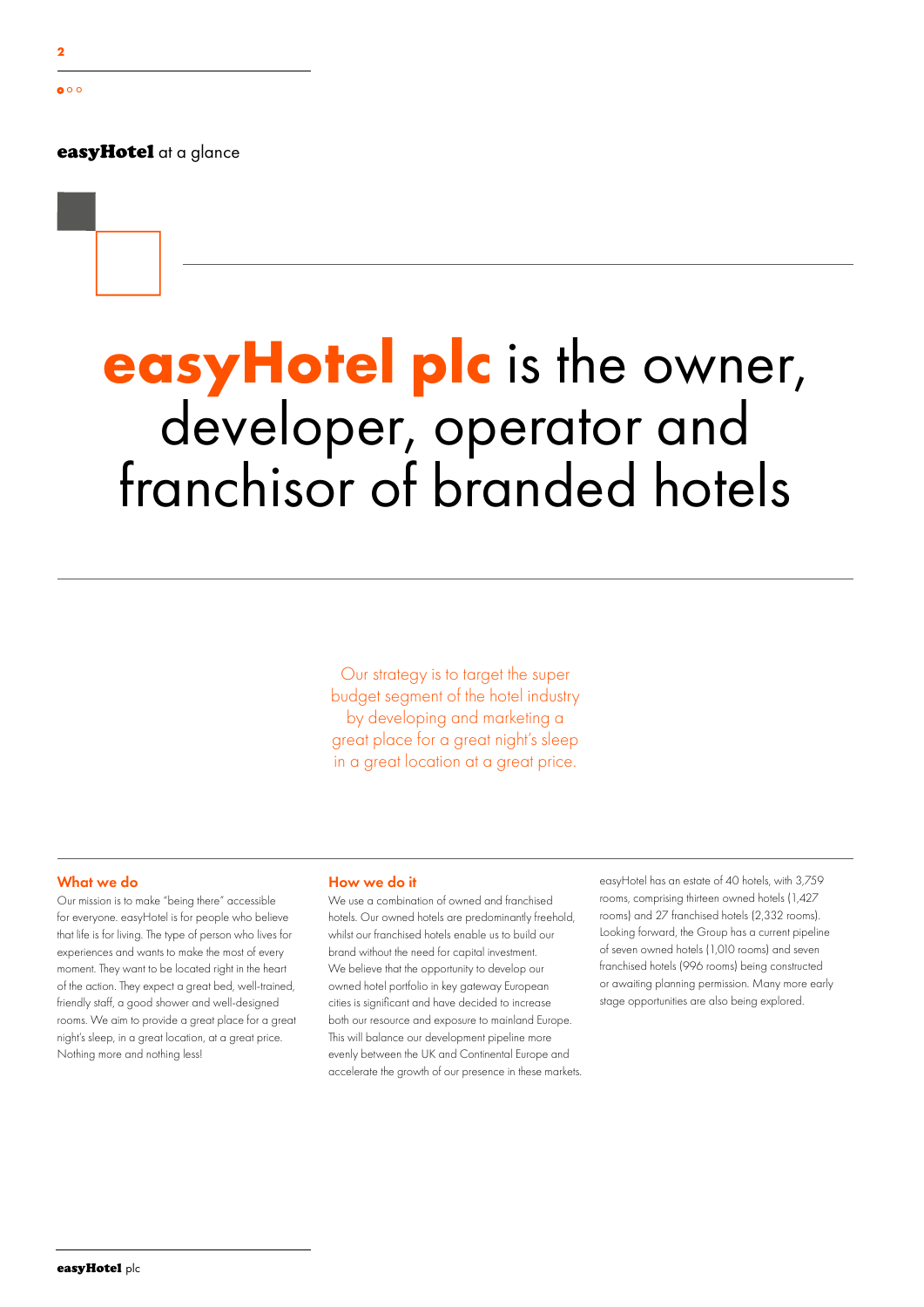## easyHotel at a glance

# easyHotel plc is the owner, developer, operator and franchisor of branded hotels

Our strategy is to target the super budget segment of the hotel industry by developing and marketing a great place for a great night's sleep in a great location at a great price.

### What we do

Our mission is to make "being there" accessible for everyone. easyHotel is for people who believe that life is for living. The type of person who lives for experiences and wants to make the most of every moment. They want to be located right in the heart of the action. They expect a great bed, well-trained, friendly staff, a good shower and well-designed rooms. We aim to provide a great place for a great night's sleep, in a great location, at a great price. Nothing more and nothing less!

### How we do it

We use a combination of owned and franchised hotels. Our owned hotels are predominantly freehold, whilst our franchised hotels enable us to build our brand without the need for capital investment. We believe that the opportunity to develop our owned hotel portfolio in key gateway European cities is significant and have decided to increase both our resource and exposure to mainland Europe. This will balance our development pipeline more evenly between the UK and Continental Europe and accelerate the growth of our presence in these markets.

easyHotel has an estate of 40 hotels, with 3,759 rooms, comprising thirteen owned hotels (1,427 rooms) and 27 franchised hotels (2,332 rooms). Looking forward, the Group has a current pipeline of seven owned hotels (1,010 rooms) and seven franchised hotels (996 rooms) being constructed or awaiting planning permission. Many more early stage opportunities are also being explored.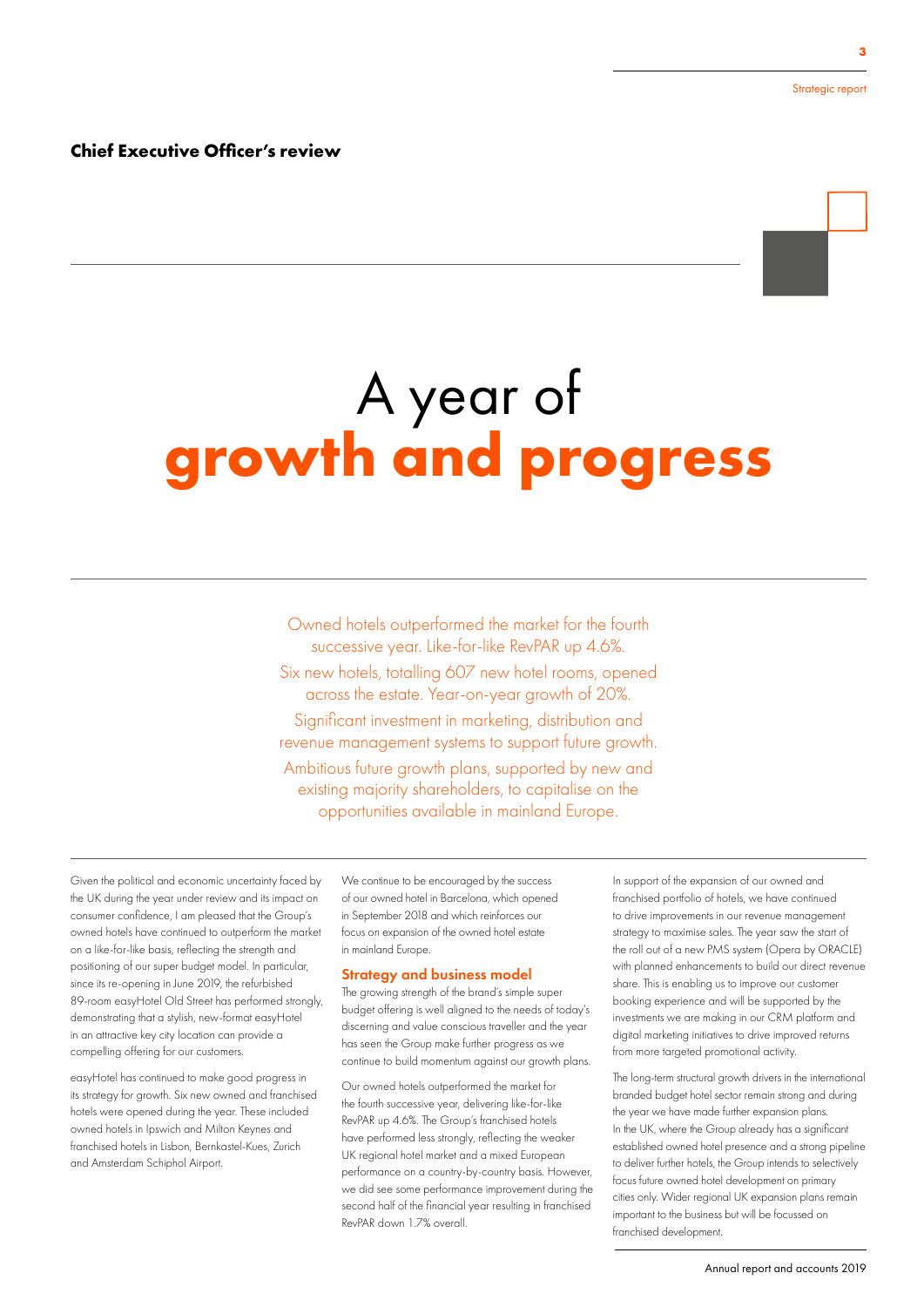## Chief Executive Officer's review

# A year of **growth and progress**

Owned hotels outperformed the market for the fourth successive year. Like-for-like RevPAR up 4.6%.

Six new hotels, totalling 607 new hotel rooms, opened across the estate. Year-on-year growth of 20%.

Significant investment in marketing, distribution and revenue management systems to support future growth.

Ambitious future growth plans, supported by new and existing majority shareholders, to capitalise on the opportunities available in mainland Europe.

Given the political and economic uncertainty faced by the UK during the year under review and its impact on consumer confidence, I am pleased that the Group's owned hotels have continued to outperform the market on a like-for-like basis, reflecting the strength and positioning of our super budget model. In particular, since its re-opening in June 2019, the refurbished 89-room easyHotel Old Street has performed strongly, demonstrating that a stylish, new-format easyHotel in an attractive key city location can provide a compelling offering for our customers.

easyHotel has continued to make good progress in its strategy for growth. Six new owned and franchised hotels were opened during the year. These included owned hotels in Ipswich and Milton Keynes and franchised hotels in Lisbon, Bernkastel-Kues, Zurich and Amsterdam Schiphol Airport.

We continue to be encouraged by the success of our owned hotel in Barcelona, which opened in September 2018 and which reinforces our focus on expansion of the owned hotel estate in mainland Europe.

### Strategy and business model

The growing strength of the brand's simple super budget offering is well aligned to the needs of today's discerning and value conscious traveller and the year has seen the Group make further progress as we continue to build momentum against our growth plans.

Our owned hotels outperformed the market for the fourth successive year, delivering like-for-like RevPAR up 4.6%. The Group's franchised hotels have performed less strongly, reflecting the weaker UK regional hotel market and a mixed European performance on a country-by-country basis. However, we did see some performance improvement during the second half of the financial year resulting in franchised RevPAR down 1.7% overall.

In support of the expansion of our owned and franchised portfolio of hotels, we have continued to drive improvements in our revenue management strategy to maximise sales. The year saw the start of the roll out of a new PMS system (Opera by ORACLE) with planned enhancements to build our direct revenue share. This is enabling us to improve our customer booking experience and will be supported by the investments we are making in our CRM platform and digital marketing initiatives to drive improved returns from more targeted promotional activity.

The long-term structural growth drivers in the international branded budget hotel sector remain strong and during the year we have made further expansion plans. In the UK, where the Group already has a significant established owned hotel presence and a strong pipeline to deliver further hotels, the Group intends to selectively focus future owned hotel development on primary cities only. Wider regional UK expansion plans remain important to the business but will be focussed on franchised development.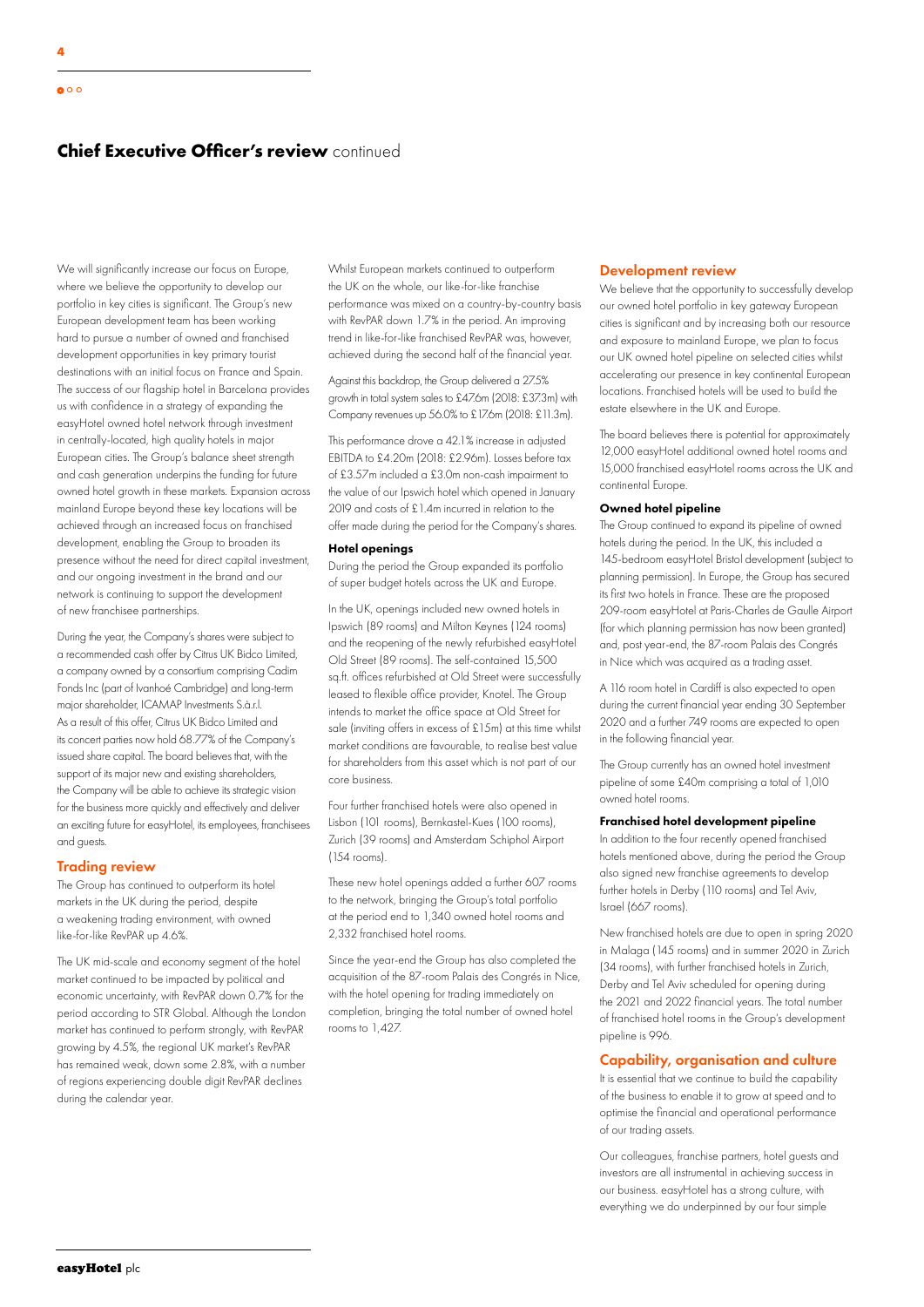## Chief Executive Officer's review continued

We will significantly increase our focus on Europe, where we believe the opportunity to develop our portfolio in key cities is significant. The Group's new European development team has been working hard to pursue a number of owned and franchised development opportunities in key primary tourist destinations with an initial focus on France and Spain. The success of our flagship hotel in Barcelona provides us with confidence in a strategy of expanding the easyHotel owned hotel network through investment in centrally-located, high quality hotels in major European cities. The Group's balance sheet strength and cash generation underpins the funding for future owned hotel growth in these markets. Expansion across mainland Europe beyond these key locations will be achieved through an increased focus on franchised development, enabling the Group to broaden its presence without the need for direct capital investment, and our ongoing investment in the brand and our network is continuing to support the development of new franchisee partnerships.

During the year, the Company's shares were subject to a recommended cash offer by Citrus UK Bidco Limited, a company owned by a consortium comprising Cadim Fonds Inc (part of Ivanhoé Cambridge) and long-term major shareholder, ICAMAP Investments S.à.r.l. As a result of this offer, Citrus UK Bidco Limited and its concert parties now hold 68.77% of the Company's issued share capital. The board believes that, with the support of its major new and existing shareholders, the Company will be able to achieve its strategic vision for the business more quickly and effectively and deliver an exciting future for easyHotel, its employees, franchisees and guests.

### Trading review

The Group has continued to outperform its hotel markets in the UK during the period, despite a weakening trading environment, with owned like-for-like RevPAR up 4.6%.

The UK mid-scale and economy segment of the hotel market continued to be impacted by political and economic uncertainty, with RevPAR down 0.7% for the period according to STR Global. Although the London market has continued to perform strongly, with RevPAR growing by 4.5%, the regional UK market's RevPAR has remained weak, down some 2.8%, with a number of regions experiencing double digit RevPAR declines during the calendar year.

Whilst European markets continued to outperform the UK on the whole, our like-for-like franchise performance was mixed on a country-by-country basis with RevPAR down 1.7% in the period. An improving trend in like-for-like franchised RevPAR was, however, achieved during the second half of the financial year.

Against this backdrop, the Group delivered a 27.5% growth in total system sales to £47.6m (2018: £37.3m) with Company revenues up 56.0% to £17.6m (2018: £11.3m).

This performance drove a 42.1% increase in adjusted EBITDA to £4.20m (2018: £2.96m). Losses before tax of £3.57m included a £3.0m non-cash impairment to the value of our Ipswich hotel which opened in January 2019 and costs of £1.4m incurred in relation to the offer made during the period for the Company's shares.

#### Hotel openings

During the period the Group expanded its portfolio of super budget hotels across the UK and Europe.

In the UK, openings included new owned hotels in Ipswich (89 rooms) and Milton Keynes (124 rooms) and the reopening of the newly refurbished easyHotel Old Street (89 rooms). The self-contained 15,500 sq.ft. offices refurbished at Old Street were successfully leased to flexible office provider, Knotel. The Group intends to market the office space at Old Street for sale (inviting offers in excess of £15m) at this time whilst market conditions are favourable, to realise best value for shareholders from this asset which is not part of our core business.

Four further franchised hotels were also opened in Lisbon (101 rooms), Bernkastel-Kues (100 rooms), Zurich (39 rooms) and Amsterdam Schiphol Airport (154 rooms).

These new hotel openings added a further 607 rooms to the network, bringing the Group's total portfolio at the period end to 1,340 owned hotel rooms and 2,332 franchised hotel rooms.

Since the year-end the Group has also completed the acquisition of the 87-room Palais des Congrés in Nice, with the hotel opening for trading immediately on completion, bringing the total number of owned hotel rooms to 1,427.

### Development review

We believe that the opportunity to successfully develop our owned hotel portfolio in key gateway European cities is significant and by increasing both our resource and exposure to mainland Europe, we plan to focus our UK owned hotel pipeline on selected cities whilst accelerating our presence in key continental European locations. Franchised hotels will be used to build the estate elsewhere in the UK and Europe.

The board believes there is potential for approximately 12,000 easyHotel additional owned hotel rooms and 15,000 franchised easyHotel rooms across the UK and continental Europe.

#### Owned hotel pipeline

The Group continued to expand its pipeline of owned hotels during the period. In the UK, this included a 145-bedroom easyHotel Bristol development (subject to planning permission). In Europe, the Group has secured its first two hotels in France. These are the proposed 209-room easyHotel at Paris-Charles de Gaulle Airport (for which planning permission has now been granted) and, post year-end, the 87-room Palais des Congrés in Nice which was acquired as a trading asset.

A 116 room hotel in Cardiff is also expected to open during the current financial year ending 30 September 2020 and a further 749 rooms are expected to open in the following financial year.

The Group currently has an owned hotel investment pipeline of some £40m comprising a total of 1,010 owned hotel rooms.

#### Franchised hotel development pipeline

In addition to the four recently opened franchised hotels mentioned above, during the period the Group also signed new franchise agreements to develop further hotels in Derby (110 rooms) and Tel Aviv, Israel (667 rooms).

New franchised hotels are due to open in spring 2020 in Malaga (145 rooms) and in summer 2020 in Zurich (34 rooms), with further franchised hotels in Zurich, Derby and Tel Aviv scheduled for opening during the 2021 and 2022 financial years. The total number of franchised hotel rooms in the Group's development pipeline is 996.

### Capability, organisation and culture

It is essential that we continue to build the capability of the business to enable it to grow at speed and to optimise the financial and operational performance of our trading assets.

Our colleagues, franchise partners, hotel guests and investors are all instrumental in achieving success in our business. easyHotel has a strong culture, with everything we do underpinned by our four simple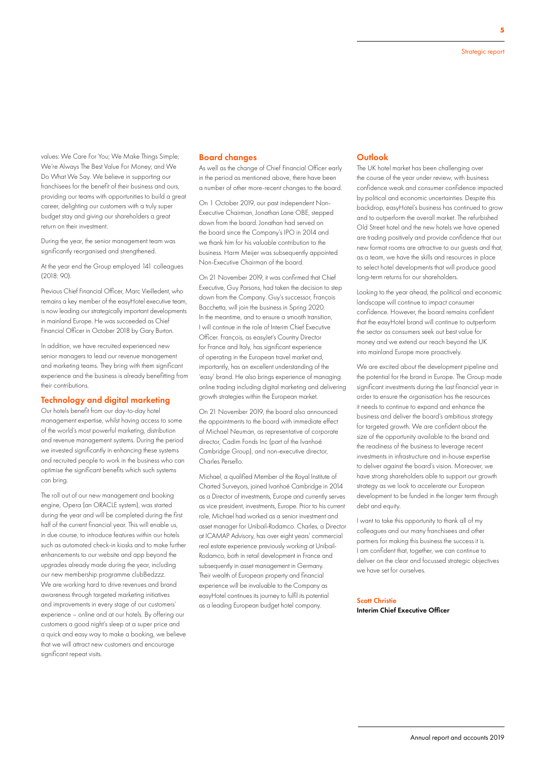values: We Care For You; We Make Things Simple; We're Always The Best Value For Money; and We Do What We Say. We believe in supporting our franchisees for the benefit of their business and ours, providing our teams with opportunities to build a great career, delighting our customers with a truly super budget stay and giving our shareholders a great return on their investment.

During the year, the senior management team was significantly reorganised and strengthened.

At the year end the Group employed 141 colleagues (2018: 90).

Previous Chief Financial Officer, Marc Vieilledent, who remains a key member of the easyHotel executive team, is now leading our strategically important developments in mainland Europe. He was succeeded as Chief Financial Officer in October 2018 by Gary Burton.

In addition, we have recruited experienced new senior managers to lead our revenue management and marketing teams. They bring with them significant experience and the business is already benefitting from their contributions.

## Technology and digital marketing

Our hotels benefit from our day-to-day hotel management expertise, whilst having access to some of the world's most powerful marketing, distribution and revenue management systems. During the period we invested significantly in enhancing these systems and recruited people to work in the business who can optimise the significant benefits which such systems can bring.

The roll out of our new management and booking engine, Opera (an ORACLE system), was started during the year and will be completed during the first half of the current financial year. This will enable us, in due course, to introduce features within our hotels such as automated check-in kiosks and to make further enhancements to our website and app beyond the upgrades already made during the year, including our new membership programme clubBedzzz. We are working hard to drive revenues and brand awareness through targeted marketing initiatives and improvements in every stage of our customers' experience – online and at our hotels. By offering our customers a good night's sleep at a super price and a quick and easy way to make a booking, we believe that we will attract new customers and encourage significant repeat visits.

## Board changes

As well as the change of Chief Financial Officer early in the period as mentioned above, there have been a number of other more-recent changes to the board.

On 1 October 2019, our past independent Non-Executive Chairman, Jonathan Lane OBE, stepped down from the board. Jonathan had served on the board since the Company's IPO in 2014 and we thank him for his valuable contribution to the business. Harm Meijer was subsequently appointed Non-Executive Chairman of the board.

On 21 November 2019, it was confirmed that Chief Executive, Guy Parsons, had taken the decision to step down from the Company. Guy's successor, François Bacchetta, will join the business in Spring 2020. In the meantime, and to ensure a smooth transition, I will continue in the role of Interim Chief Executive Officer. François, as easyJet's Country Director for France and Italy, has significant experience of operating in the European travel market and, importantly, has an excellent understanding of the 'easy' brand. He also brings experience of managing online trading including digital marketing and delivering growth strategies within the European market.

On 21 November 2019, the board also announced the appointments to the board with immediate effect of Michael Neuman, as representative of corporate director, Cadim Fonds Inc (part of the Ivanhoé Cambridge Group), and non-executive director, Charles Persello.

Michael, a qualified Member of the Royal Institute of Charted Surveyors, joined Ivanhoé Cambridge in 2014 as a Director of investments, Europe and currently serves as vice president, investments, Europe. Prior to his current role, Michael had worked as a senior investment and asset manager for Unibail-Rodamco. Charles, a Director at ICAMAP Advisory, has over eight years' commercial real estate experience previously working at Unibail-Rodamco, both in retail development in France and subsequently in asset management in Germany. Their wealth of European property and financial experience will be invaluable to the Company as easyHotel continues its journey to fulfil its potential as a leading European budget hotel company.

## Outlook

The UK hotel market has been challenging over the course of the year under review, with business confidence weak and consumer confidence impacted by political and economic uncertainties. Despite this backdrop, easyHotel's business has continued to grow and to outperform the overall market. The refurbished Old Street hotel and the new hotels we have opened are trading positively and provide confidence that our new format rooms are attractive to our guests and that, as a team, we have the skills and resources in place to select hotel developments that will produce good long-term returns for our shareholders.

Looking to the year ahead, the political and economic landscape will continue to impact consumer confidence. However, the board remains confident that the easyHotel brand will continue to outperform the sector as consumers seek out best value for money and we extend our reach beyond the UK into mainland Europe more proactively.

We are excited about the development pipeline and the potential for the brand in Europe. The Group made significant investments during the last financial year in order to ensure the organisation has the resources it needs to continue to expand and enhance the business and deliver the board's ambitious strategy for targeted growth. We are confident about the size of the opportunity available to the brand and the readiness of the business to leverage recent investments in infrastructure and in-house expertise to deliver against the board's vision. Moreover, we have strong shareholders able to support our growth strategy as we look to accelerate our European development to be funded in the longer term through debt and equity.

I want to take this opportunity to thank all of my colleagues and our many franchisees and other partners for making this business the success it is. I am confident that, together, we can continue to deliver on the clear and focussed strategic objectives we have set for ourselves.

**Scott Christie**
**Interim Chief Executive Officer**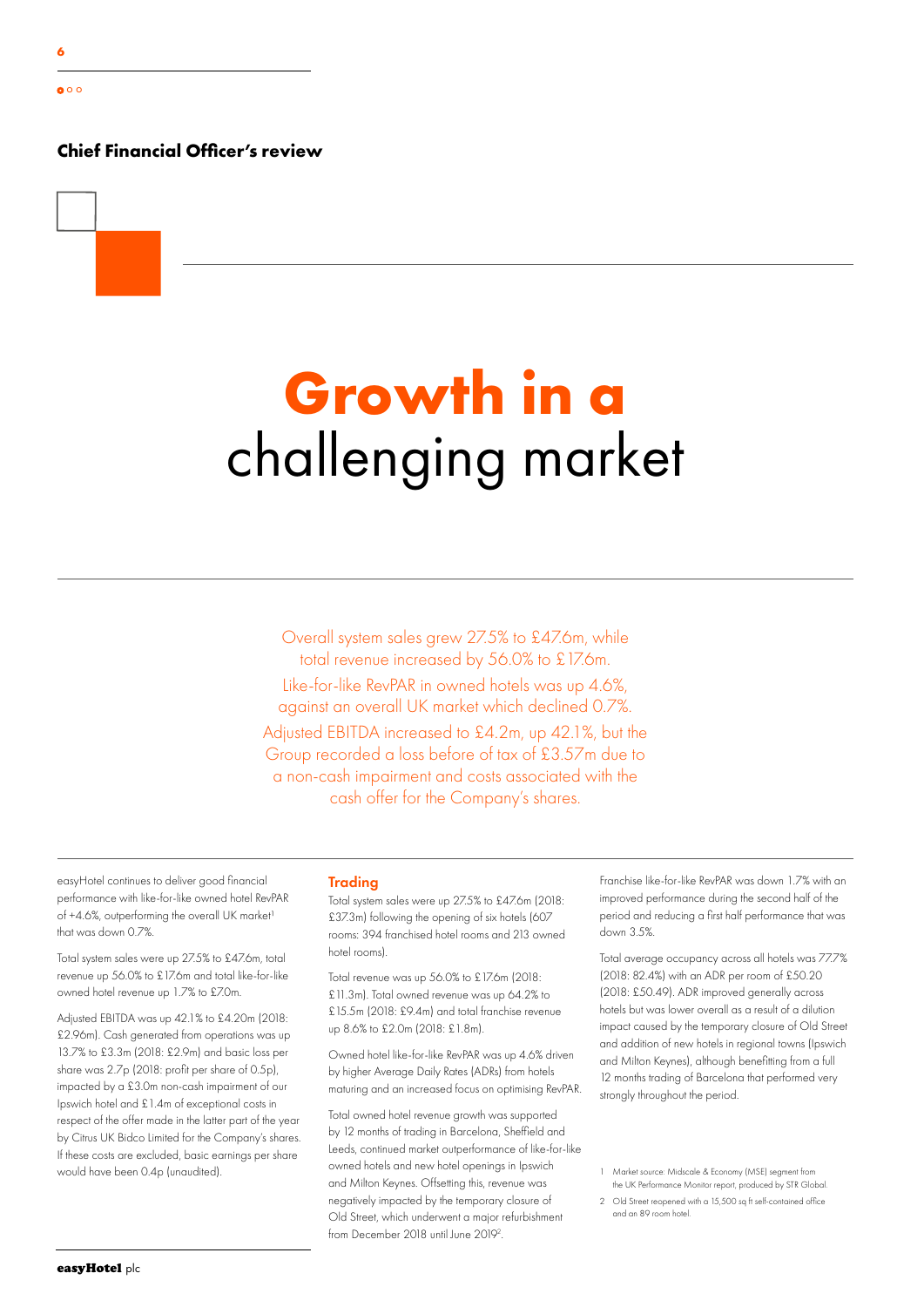## Chief Financial Officer's review

# Growth in a challenging market

Overall system sales grew 27.5% to £47.6m, while total revenue increased by 56.0% to £17.6m. Like-for-like RevPAR in owned hotels was up 4.6%, against an overall UK market which declined 0.7%. Adjusted EBITDA increased to £4.2m, up 42.1%, but the Group recorded a loss before tax of £3.57m due to a non-cash impairment and costs associated with the cash offer for the Company's shares.

easyHotel continues to deliver good financial performance with like-for-like owned hotel RevPAR of +4.6%, outperforming the overall UK market[1] that was down 0.7%.

Total system sales were up 27.5% to £47.6m, total revenue up 56.0% to £17.6m and total like-for-like owned hotel revenue up 1.7% to £7.0m.

Adjusted EBITDA was up 42.1% to £4.20m (2018: £2.96m). Cash generated from operations was up 13.7% to £3.3m (2018: £2.9m) and basic loss per share was 2.7p (2018: profit per share of 0.5p), impacted by a £3.0m non-cash impairment of our Ipswich hotel and £1.4m of exceptional costs in respect of the offer made in the latter part of the year by Citrus UK Bidco Limited for the Company's shares. If these costs are excluded, basic earnings per share would have been 0.4p (unaudited).

### Trading

Total system sales were up 27.5% to £47.6m (2018: £37.3m) following the opening of six hotels (607 rooms: 394 franchised hotel rooms and 213 owned hotel rooms).

Total revenue was up 56.0% to £17.6m (2018: £11.3m). Total owned revenue was up 64.2% to £15.5m (2018: £9.4m) and total franchise revenue up 8.6% to £2.0m (2018: £1.8m).

Owned hotel like-for-like RevPAR was up 4.6% driven by higher Average Daily Rates (ADRs) from hotels maturing and an increased focus on optimising RevPAR.

Total owned hotel revenue growth was supported by 12 months of trading in Barcelona, Sheffield and Leeds, continued market outperformance of like-for-like owned hotels and new hotel openings in Ipswich and Milton Keynes. Offsetting this, revenue was negatively impacted by the temporary closure of Old Street, which underwent a major refurbishment from December 2018 until June 2019[2].

Franchise like-for-like RevPAR was down 1.7% with an improved performance during the second half of the period and reducing a first half performance that was down 3.5%.

Total average occupancy across all hotels was 77.7% (2018: 82.4%) with an ADR per room of £50.20 (2018: £50.49). ADR improved generally across hotels but was lower overall as a result of a dilution impact caused by the temporary closure of Old Street and addition of new hotels in regional towns (Ipswich and Milton Keynes), although benefitting from a full 12 months trading of Barcelona that performed very strongly throughout the period.

1 Market source: Midscale & Economy (MSE) segment from the UK Performance Monitor report, produced by STR Global.

2 Old Street reopened with a 15,500 sq ft self-contained office and an 89 room hotel.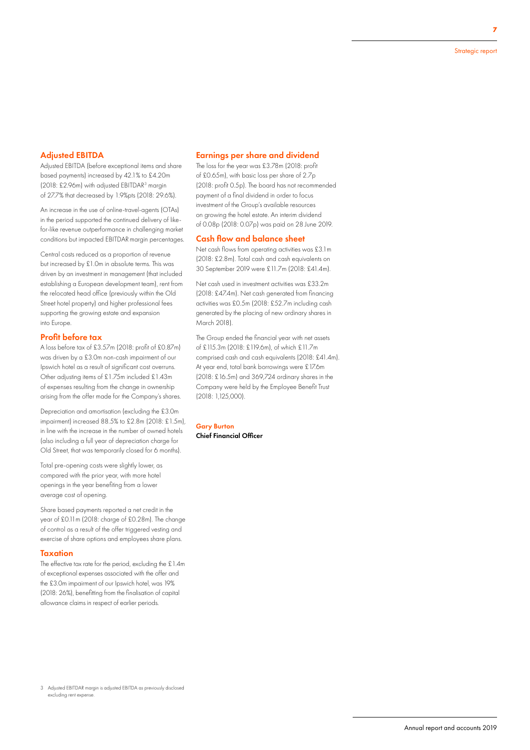## Adjusted EBITDA

Adjusted EBITDA (before exceptional items and share based payments) increased by 42.1% to £4.20m (2018: £2.96m) with adjusted EBITDAR[3] margin of 27.7% that decreased by 1.9%pts (2018: 29.6%).

An increase in the use of online-travel-agents (OTAs) in the period supported the continued delivery of like-for-like revenue outperformance in challenging market conditions but impacted EBITDAR margin percentages.

Central costs reduced as a proportion of revenue but increased by £1.0m in absolute terms. This was driven by an investment in management (that included establishing a European development team), rent from the relocated head office (previously within the Old Street hotel property) and higher professional fees supporting the growing estate and expansion into Europe.

## Profit before tax

A loss before tax of £3.57m (2018: profit of £0.87m) was driven by a £3.0m non-cash impairment of our Ipswich hotel as a result of significant cost overruns. Other adjusting items of £1.75m included £1.43m of expenses resulting from the change in ownership arising from the offer made for the Company's shares.

Depreciation and amortisation (excluding the £3.0m impairment) increased 88.5% to £2.8m (2018: £1.5m), in line with the increase in the number of owned hotels (also including a full year of depreciation charge for Old Street, that was temporarily closed for 6 months).

Total pre-opening costs were slightly lower, as compared with the prior year, with more hotel openings in the year benefiting from a lower average cost of opening.

Share based payments reported a net credit in the year of £0.11m (2018: charge of £0.28m). The change of control as a result of the offer triggered vesting and exercise of share options and employees share plans.

## Taxation

The effective tax rate for the period, excluding the £1.4m of exceptional expenses associated with the offer and the £3.0m impairment of our Ipswich hotel, was 19% (2018: 26%), benefiting from the finalisation of capital allowance claims in respect of earlier periods.

## Earnings per share and dividend

The loss for the year was £3.78m (2018: profit of £0.65m), with basic loss per share of 2.7p (2018: profit 0.5p). The board has not recommended payment of a final dividend in order to focus investment of the Group's available resources on growing the hotel estate. An interim dividend of 0.08p (2018: 0.07p) was paid on 28 June 2019.

## Cash flow and balance sheet

Net cash flows from operating activities was £3.1m (2018: £2.8m). Total cash and cash equivalents on 30 September 2019 were £11.7m (2018: £41.4m).

Net cash used in investment activities was £33.2m (2018: £47.4m). Net cash generated from financing activities was £0.5m (2018: £52.7m including cash generated by the placing of new ordinary shares in March 2018).

The Group ended the financial year with net assets of £115.3m (2018: £119.6m), of which £11.7m comprised cash and cash equivalents (2018: £41.4m). At year end, total bank borrowings were £17.6m (2018: £16.5m) and 369,724 ordinary shares in the Company were held by the Employee Benefit Trust (2018: 1,125,000).

**Gary Burton**
**Chief Financial Officer**

3 Adjusted EBITDAR margin is adjusted EBITDA as previously disclosed excluding rent expense.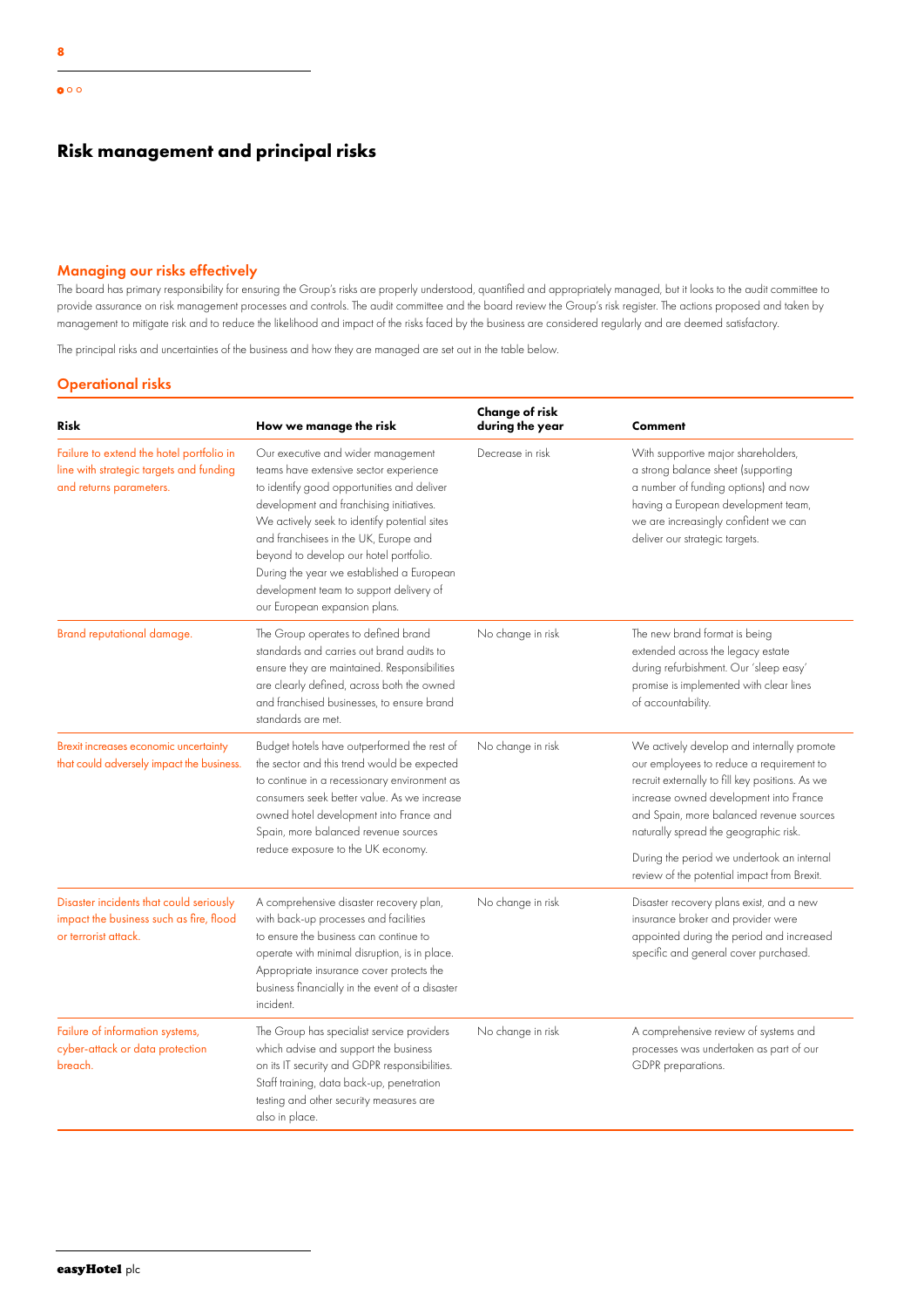# Risk management and principal risks

## Managing our risks effectively

The board has primary responsibility for ensuring the Group's risks are properly understood, quantified and appropriately managed, but it looks to the audit committee to provide assurance on risk management processes and controls. The audit committee and the board review the Group's risk register. The actions proposed and taken by management to mitigate risk and to reduce the likelihood and impact of the risks faced by the business are considered regularly and are deemed satisfactory.

The principal risks and uncertainties of the business and how they are managed are set out in the table below.

## Operational risks

| Risk | How we manage the risk | Change of risk during the year | Comment |
|---|---|---|---|
| Failure to extend the hotel portfolio in line with strategic targets and funding and returns parameters. | Our executive and wider management teams have extensive sector experience to identify good opportunities and deliver development and franchising initiatives. We actively seek to identify potential sites and franchisees in the UK, Europe and beyond to develop our hotel portfolio. During the year we established a European development team to support delivery of our European expansion plans. | Decrease in risk | With supportive major shareholders, a strong balance sheet (supporting a number of funding options) and now having a European development team, we are increasingly confident we can deliver our strategic targets. |
| Brand reputational damage. | The Group operates to defined brand standards and carries out brand audits to ensure they are maintained. Responsibilities are clearly defined, across both the owned and franchised businesses, to ensure brand standards are met. | No change in risk | The new brand format is being extended across the legacy estate during refurbishment. Our 'sleep easy' promise is implemented with clear lines of accountability. |
| Brexit increases economic uncertainty that could adversely impact the business. | Budget hotels have outperformed the rest of the sector and this trend would be expected to continue in a recessionary environment as consumers seek better value. As we increase owned hotel development into France and Spain, more balanced revenue sources reduce exposure to the UK economy. | No change in risk | We actively develop and internally promote our employees to reduce a requirement to recruit externally to fill key positions. As we increase owned development into France and Spain, more balanced revenue sources naturally spread the geographic risk.<br><br>During the period we undertook an internal review of the potential impact from Brexit. |
| Disaster incidents that could seriously impact the business such as fire, flood or terrorist attack. | A comprehensive disaster recovery plan, with back-up processes and facilities to ensure the business can continue to operate with minimal disruption, is in place. Appropriate insurance cover protects the business financially in the event of a disaster incident. | No change in risk | Disaster recovery plans exist, and a new insurance broker and provider were appointed during the period and increased specific and general cover purchased. |
| Failure of information systems, cyber-attack or data protection breach. | The Group has specialist service providers which advise and support the business on its IT security and GDPR responsibilities. Staff training, data back-up, penetration testing and other security measures are also in place. | No change in risk | A comprehensive review of systems and processes was undertaken as part of our GDPR preparations. |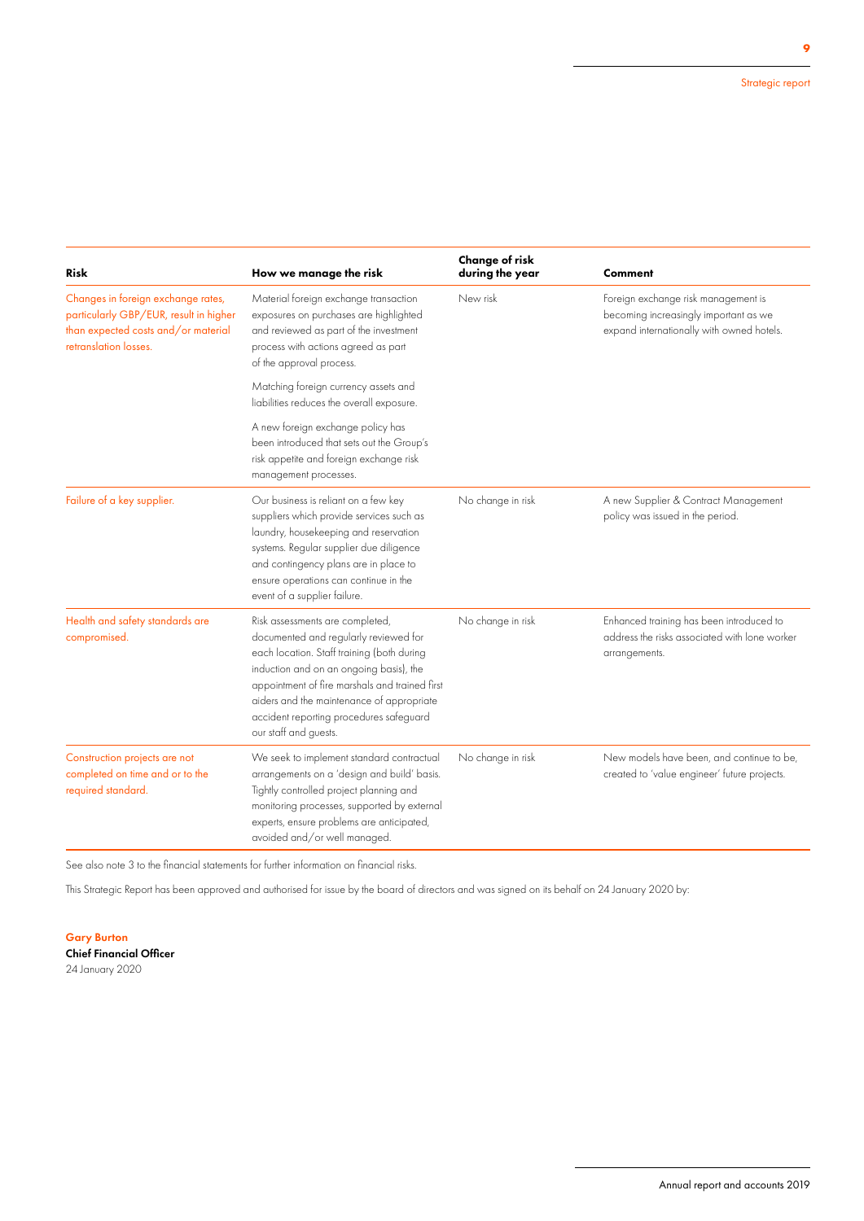| Risk | How we manage the risk | Change of risk during the year | Comment |
|---|---|---|---|
| Changes in foreign exchange rates, particularly GBP/EUR, result in higher than expected costs and/or material retranslation losses. | Material foreign exchange transaction exposures on purchases are highlighted and reviewed as part of the investment process with actions agreed as part of the approval process. Matching foreign currency assets and liabilities reduces the overall exposure. A new foreign exchange policy has been introduced that sets out the Group's risk appetite and foreign exchange risk management processes. | New risk | Foreign exchange risk management is becoming increasingly important as we expand internationally with owned hotels. |
| Failure of a key supplier. | Our business is reliant on a few key suppliers which provide services such as laundry, housekeeping and reservation systems. Regular supplier due diligence and contingency plans are in place to ensure operations can continue in the event of a supplier failure. | No change in risk | A new Supplier & Contract Management policy was issued in the period. |
| Health and safety standards are compromised. | Risk assessments are completed, documented and regularly reviewed for each location. Staff training (both during induction and on an ongoing basis), the appointment of fire marshals and trained first aiders and the maintenance of appropriate accident reporting procedures safeguard our staff and guests. | No change in risk | Enhanced training has been introduced to address the risks associated with lone worker arrangements. |
| Construction projects are not completed on time and or to the required standard. | We seek to implement standard contractual arrangements on a 'design and build' basis. Tightly controlled project planning and monitoring processes, supported by external experts, ensure problems are anticipated, avoided and/or well managed. | No change in risk | New models have been, and continue to be, created to 'value engineer' future projects. |

See also note 3 to the financial statements for further information on financial risks.

This Strategic Report has been approved and authorised for issue by the board of directors and was signed on its behalf on 24 January 2020 by:

**Gary Burton**
**Chief Financial Officer**
24 January 2020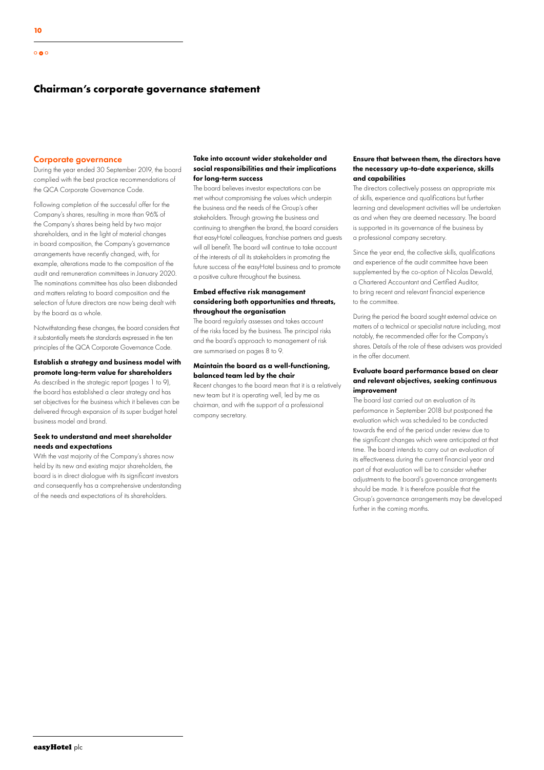# Chairman's corporate governance statement

## Corporate governance

During the year ended 30 September 2019, the board complied with the best practice recommendations of the QCA Corporate Governance Code.

Following completion of the successful offer for the Company's shares, resulting in more than 96% of the Company's shares being held by two major shareholders, and in the light of material changes in board composition, the Company's governance arrangements have recently changed, with, for example, alterations made to the composition of the audit and remuneration committees in January 2020. The nominations committee has also been disbanded and matters relating to board composition and the selection of future directors are now being dealt with by the board as a whole.

Notwithstanding these changes, the board considers that it substantially meets the standards expressed in the ten principles of the QCA Corporate Governance Code.

### Establish a strategy and business model with promote long-term value for shareholders

As described in the strategic report (pages 1 to 9), the board has established a clear strategy and has set objectives for the business which it believes can be delivered through expansion of its super budget hotel business model and brand.

### Seek to understand and meet shareholder needs and expectations

With the vast majority of the Company's shares now held by its new and existing major shareholders, the board is in direct dialogue with its significant investors and consequently has a comprehensive understanding of the needs and expectations of its shareholders.

### Take into account wider stakeholder and social responsibilities and their implications for long-term success

The board believes investor expectations can be met without compromising the values which underpin the business and the needs of the Group's other stakeholders. Through growing the business and continuing to strengthen the brand, the board considers that easyHotel colleagues, franchise partners and guests will all benefit. The board will continue to take account of the interests of all its stakeholders in promoting the future success of the easyHotel business and to promote a positive culture throughout the business.

### Embed effective risk management considering both opportunities and threats, throughout the organisation

The board regularly assesses and takes account of the risks faced by the business. The principal risks and the board's approach to management of risk are summarised on pages 8 to 9.

### Maintain the board as a well-functioning, balanced team led by the chair

Recent changes to the board mean that it is a relatively new team but it is operating well, led by me as chairman, and with the support of a professional company secretary.

### Ensure that between them, the directors have the necessary up-to-date experience, skills and capabilities

The directors collectively possess an appropriate mix of skills, experience and qualifications but further learning and development activities will be undertaken as and when they are deemed necessary. The board is supported in its governance of the business by a professional company secretary.

Since the year end, the collective skills, qualifications and experience of the audit committee have been supplemented by the co-option of Nicolas Dewald, a Chartered Accountant and Certified Auditor, to bring recent and relevant financial experience to the committee.

During the period the board sought external advice on matters of a technical or specialist nature including, most notably, the recommended offer for the Company's shares. Details of the role of these advisers was provided in the offer document.

### Evaluate board performance based on clear and relevant objectives, seeking continuous improvement

The board last carried out an evaluation of its performance in September 2018 but postponed the evaluation which was scheduled to be conducted towards the end of the period under review due to the significant changes which were anticipated at that time. The board intends to carry out an evaluation of its effectiveness during the current financial year and part of that evaluation will be to consider whether adjustments to the board's governance arrangements should be made. It is therefore possible that the Group's governance arrangements may be developed further in the coming months.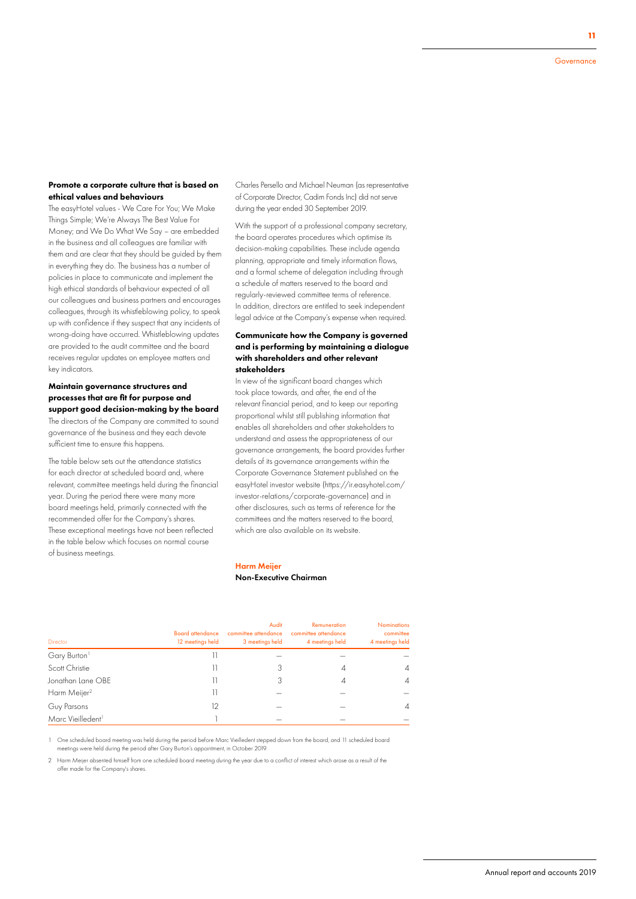### Promote a corporate culture that is based on ethical values and behaviours

The easyHotel values - We Care For You; We Make Things Simple; We're Always The Best Value For Money; and We Do What We Say – are embedded in the business and all colleagues are familiar with them and are clear that they should be guided by them in everything they do. The business has a number of policies in place to communicate and implement the high ethical standards of behaviour expected of all our colleagues and business partners and encourages colleagues, through its whistleblowing policy, to speak up with confidence if they suspect that any incidents of wrong-doing have occurred. Whistleblowing updates are provided to the audit committee and the board receives regular updates on employee matters and key indicators.

### Maintain governance structures and processes that are fit for purpose and support good decision-making by the board

The directors of the Company are committed to sound governance of the business and they each devote sufficient time to ensure this happens.

The table below sets out the attendance statistics for each director at scheduled board and, where relevant, committee meetings held during the financial year. During the period there were many more board meetings held, primarily connected with the recommended offer for the Company's shares. These exceptional meetings have not been reflected in the table below which focuses on normal course of business meetings.

Charles Persello and Michael Neuman (as representative of Corporate Director, Cadim Fonds Inc) did not serve during the year ended 30 September 2019.

With the support of a professional company secretary, the board operates procedures which optimise its decision-making capabilities. These include agenda planning, appropriate and timely information flows, and a formal scheme of delegation including through a schedule of matters reserved to the board and regularly-reviewed committee terms of reference. In addition, directors are entitled to seek independent legal advice at the Company's expense when required.

### Communicate how the Company is governed and is performing by maintaining a dialogue with shareholders and other relevant stakeholders

In view of the significant board changes which took place towards, and after, the end of the relevant financial period, and to keep our reporting proportional whilst still publishing information that enables all shareholders and other stakeholders to understand and assess the appropriateness of our governance arrangements, the board provides further details of its governance arrangements within the Corporate Governance Statement published on the easyHotel investor website (https://ir.easyhotel.com/investor-relations/corporate-governance) and in other disclosures, such as terms of reference for the committees and the matters reserved to the board, which are also available on its website.

**Harm Meijer**
**Non-Executive Chairman**

| Director | Board attendance 12 meetings held | Audit committee attendance 3 meetings held | Remuneration committee attendance 4 meetings held | Nominations committee 4 meetings held |
|---|---|---|---|---|
| Gary Burton[1] | 11 | – | – | – |
| Scott Christie | 11 | 3 | 4 | 4 |
| Jonathan Lane OBE | 11 | 3 | 4 | 4 |
| Harm Meijer[2] | 11 | – | – | – |
| Guy Parsons | 12 | – | – | 4 |
| Marc Vieilledent[1] | 1 | – | – | – |

1 One scheduled board meeting was held during the period before Marc Vieilledent stepped down from the board, and 11 scheduled board meetings were held during the period after Gary Burton's appointment, in October 2019.

2 Harm Meijer absented himself from one scheduled board meeting during the year due to a conflict of interest which arose as a result of the offer made for the Company's shares.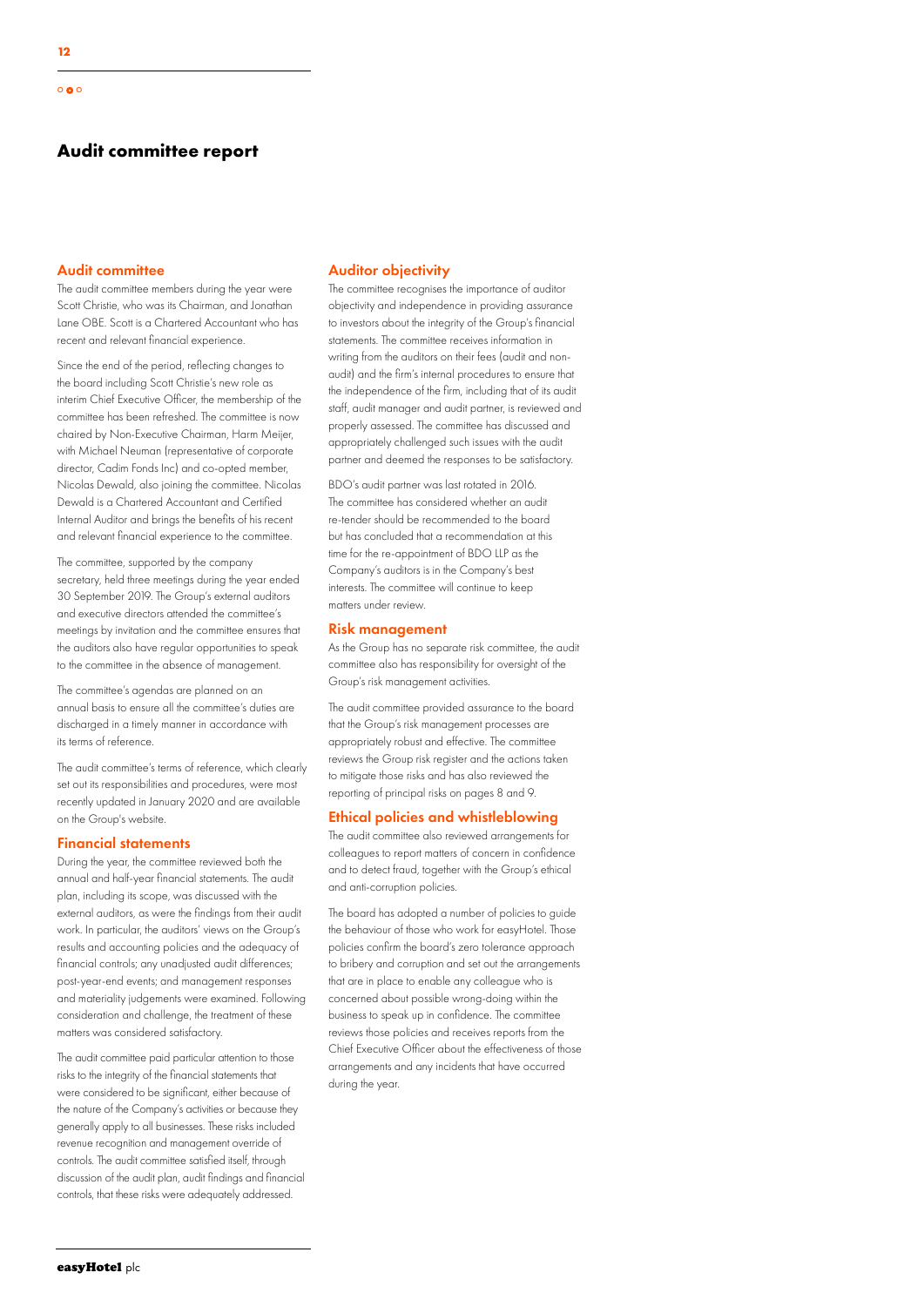# Audit committee report

## Audit committee

The audit committee members during the year were Scott Christie, who was its Chairman, and Jonathan Lane OBE. Scott is a Chartered Accountant who has recent and relevant financial experience.

Since the end of the period, reflecting changes to the board including Scott Christie's new role as interim Chief Executive Officer, the membership of the committee has been refreshed. The committee is now chaired by Non-Executive Chairman, Harm Meijer, with Michael Neuman (representative of corporate director, Cadim Fonds Inc) and co-opted member, Nicolas Dewald, also joining the committee. Nicolas Dewald is a Chartered Accountant and Certified Internal Auditor and brings the benefits of his recent and relevant financial experience to the committee.

The committee, supported by the company secretary, held three meetings during the year ended 30 September 2019. The Group's external auditors and executive directors attended the committee's meetings by invitation and the committee ensures that the auditors also have regular opportunities to speak to the committee in the absence of management.

The committee's agendas are planned on an annual basis to ensure all the committee's duties are discharged in a timely manner in accordance with its terms of reference.

The audit committee's terms of reference, which clearly set out its responsibilities and procedures, were most recently updated in January 2020 and are available on the Group's website.

## Financial statements

During the year, the committee reviewed both the annual and half-year financial statements. The audit plan, including its scope, was discussed with the external auditors, as were the findings from their audit work. In particular, the auditors' views on the Group's results and accounting policies and the adequacy of financial controls; any unadjusted audit differences; post-year-end events; and management responses and materiality judgements were examined. Following consideration and challenge, the treatment of these matters was considered satisfactory.

The audit committee paid particular attention to those risks to the integrity of the financial statements that were considered to be significant, either because of the nature of the Company's activities or because they generally apply to all businesses. These risks included revenue recognition and management override of controls. The audit committee satisfied itself, through discussion of the audit plan, audit findings and financial controls, that these risks were adequately addressed.

## Auditor objectivity

The committee recognises the importance of auditor objectivity and independence in providing assurance to investors about the integrity of the Group's financial statements. The committee receives information in writing from the auditors on their fees (audit and non-audit) and the firm's internal procedures to ensure that the independence of the firm, including that of its audit staff, audit manager and audit partner, is reviewed and properly assessed. The committee has discussed and appropriately challenged such issues with the audit partner and deemed the responses to be satisfactory.

BDO's audit partner was last rotated in 2016. The committee has considered whether an audit re-tender should be recommended to the board but has concluded that a recommendation at this time for the re-appointment of BDO LLP as the Company's auditors is in the Company's best interests. The committee will continue to keep matters under review.

## Risk management

As the Group has no separate risk committee, the audit committee also has responsibility for oversight of the Group's risk management activities.

The audit committee provided assurance to the board that the Group's risk management processes are appropriately robust and effective. The committee reviews the Group risk register and the actions taken to mitigate those risks and has also reviewed the reporting of principal risks on pages 8 and 9.

## Ethical policies and whistleblowing

The audit committee also reviewed arrangements for colleagues to report matters of concern in confidence and to detect fraud, together with the Group's ethical and anti-corruption policies.

The board has adopted a number of policies to guide the behaviour of those who work for easyHotel. Those policies confirm the board's zero tolerance approach to bribery and corruption and set out the arrangements that are in place to enable any colleague who is concerned about possible wrong-doing within the business to speak up in confidence. The committee reviews those policies and receives reports from the Chief Executive Officer about the effectiveness of those arrangements and any incidents that have occurred during the year.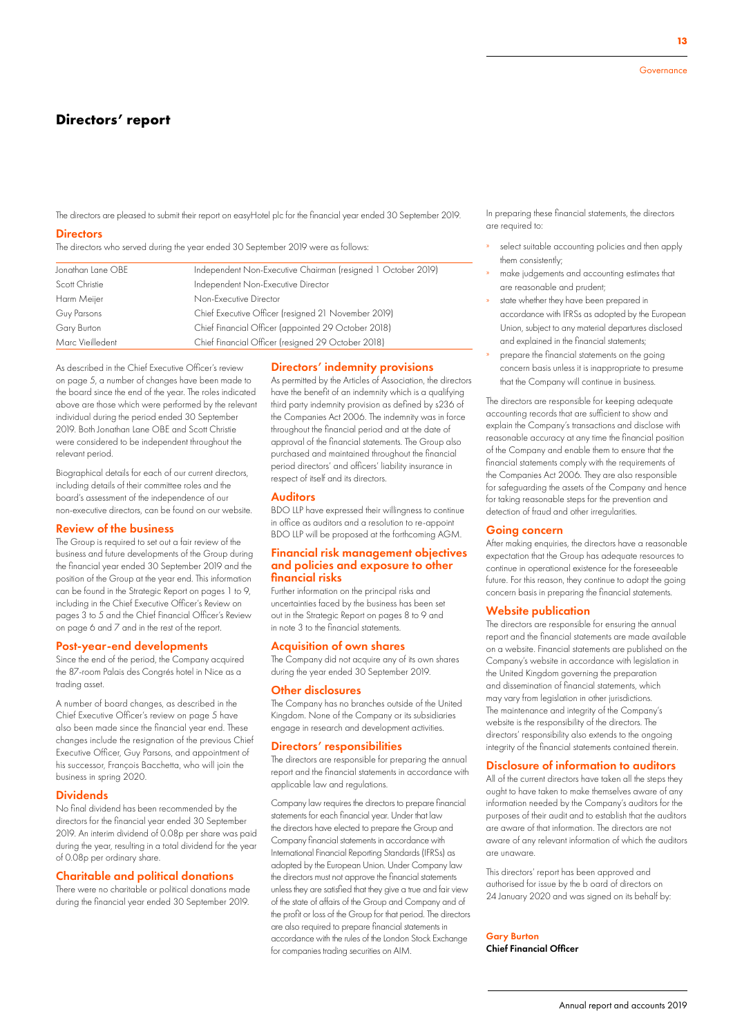# Directors' report

The directors are pleased to submit their report on easyHotel plc for the financial year ended 30 September 2019.

## Directors

The directors who served during the year ended 30 September 2019 were as follows:

| | |
|---|---|
| Jonathan Lane OBE | Independent Non-Executive Chairman (resigned 1 October 2019) |
| Scott Christie | Independent Non-Executive Director |
| Harm Meijer | Non-Executive Director |
| Guy Parsons | Chief Executive Officer (resigned 21 November 2019) |
| Gary Burton | Chief Financial Officer (appointed 29 October 2018) |
| Marc Vieilledent | Chief Financial Officer (resigned 29 October 2018) |

As described in the Chief Executive Officer's review on page 5, a number of changes have been made to the board since the end of the year. The roles indicated above are those which were performed by the relevant individual during the period ended 30 September 2019. Both Jonathan Lane OBE and Scott Christie were considered to be independent throughout the relevant period.

Biographical details for each of our current directors, including details of their committee roles and the board's assessment of the independence of our non-executive directors, can be found on our website.

## Review of the business

The Group is required to set out a fair review of the business and future developments of the Group during the financial year ended 30 September 2019 and the position of the Group at the year end. This information can be found in the Strategic Report on pages 1 to 9, including in the Chief Executive Officer's Review on pages 3 to 5 and the Chief Financial Officer's Review on page 6 and 7 and in the rest of the report.

## Post-year-end developments

Since the end of the period, the Company acquired the 87-room Palais des Congrés hotel in Nice as a trading asset.

A number of board changes, as described in the Chief Executive Officer's review on page 5 have also been made since the financial year end. These changes include the resignation of the previous Chief Executive Officer, Guy Parsons, and appointment of his successor, François Bacchetta, who will join the business in spring 2020.

## Dividends

No final dividend has been recommended by the directors for the financial year ended 30 September 2019. An interim dividend of 0.08p per share was paid during the year, resulting in a total dividend for the year of 0.08p per ordinary share.

## Charitable and political donations

There were no charitable or political donations made during the financial year ended 30 September 2019.

## Directors' indemnity provisions

As permitted by the Articles of Association, the directors have the benefit of an indemnity which is a qualifying third party indemnity provision as defined by s236 of the Companies Act 2006. The indemnity was in force throughout the financial period and at the date of approval of the financial statements. The Group also purchased and maintained throughout the financial period directors' and officers' liability insurance in respect of itself and its directors.

## Auditors

BDO LLP have expressed their willingness to continue in office as auditors and a resolution to re-appoint BDO LLP will be proposed at the forthcoming AGM.

## Financial risk management objectives and policies and exposure to other financial risks

Further information on the principal risks and uncertainties faced by the business has been set out in the Strategic Report on pages 8 to 9 and in note 3 to the financial statements.

## Acquisition of own shares

The Company did not acquire any of its own shares during the year ended 30 September 2019.

## Other disclosures

The Company has no branches outside of the United Kingdom. None of the Company or its subsidiaries engage in research and development activities.

## Directors' responsibilities

The directors are responsible for preparing the annual report and the financial statements in accordance with applicable law and regulations.

Company law requires the directors to prepare financial statements for each financial year. Under that law the directors have elected to prepare the Group and Company financial statements in accordance with International Financial Reporting Standards (IFRSs) as adopted by the European Union. Under Company law the directors must not approve the financial statements unless they are satisfied that they give a true and fair view of the state of affairs of the Group and Company and of the profit or loss of the Group for that period. The directors are also required to prepare financial statements in accordance with the rules of the London Stock Exchange for companies trading securities on AIM.

In preparing these financial statements, the directors are required to:

- select suitable accounting policies and then apply them consistently;
- make judgements and accounting estimates that are reasonable and prudent;
- state whether they have been prepared in accordance with IFRSs as adopted by the European Union, subject to any material departures disclosed and explained in the financial statements;
- prepare the financial statements on the going concern basis unless it is inappropriate to presume that the Company will continue in business.

The directors are responsible for keeping adequate accounting records that are sufficient to show and explain the Company's transactions and disclose with reasonable accuracy at any time the financial position of the Company and enable them to ensure that the financial statements comply with the requirements of the Companies Act 2006. They are also responsible for safeguarding the assets of the Company and hence for taking reasonable steps for the prevention and detection of fraud and other irregularities.

## Going concern

After making enquiries, the directors have a reasonable expectation that the Group has adequate resources to continue in operational existence for the foreseeable future. For this reason, they continue to adopt the going concern basis in preparing the financial statements.

## Website publication

The directors are responsible for ensuring the annual report and the financial statements are made available on a website. Financial statements are published on the Company's website in accordance with legislation in the United Kingdom governing the preparation and dissemination of financial statements, which may vary from legislation in other jurisdictions. The maintenance and integrity of the Company's website is the responsibility of the directors. The directors' responsibility also extends to the ongoing integrity of the financial statements contained therein.

## Disclosure of information to auditors

All of the current directors have taken all the steps they ought to have taken to make themselves aware of any information needed by the Company's auditors for the purposes of their audit and to establish that the auditors are aware of that information. The directors are not aware of any relevant information of which the auditors are unaware.

This directors' report has been approved and authorised for issue by the b oard of directors on 24 January 2020 and was signed on its behalf by:

**Gary Burton**
**Chief Financial Officer**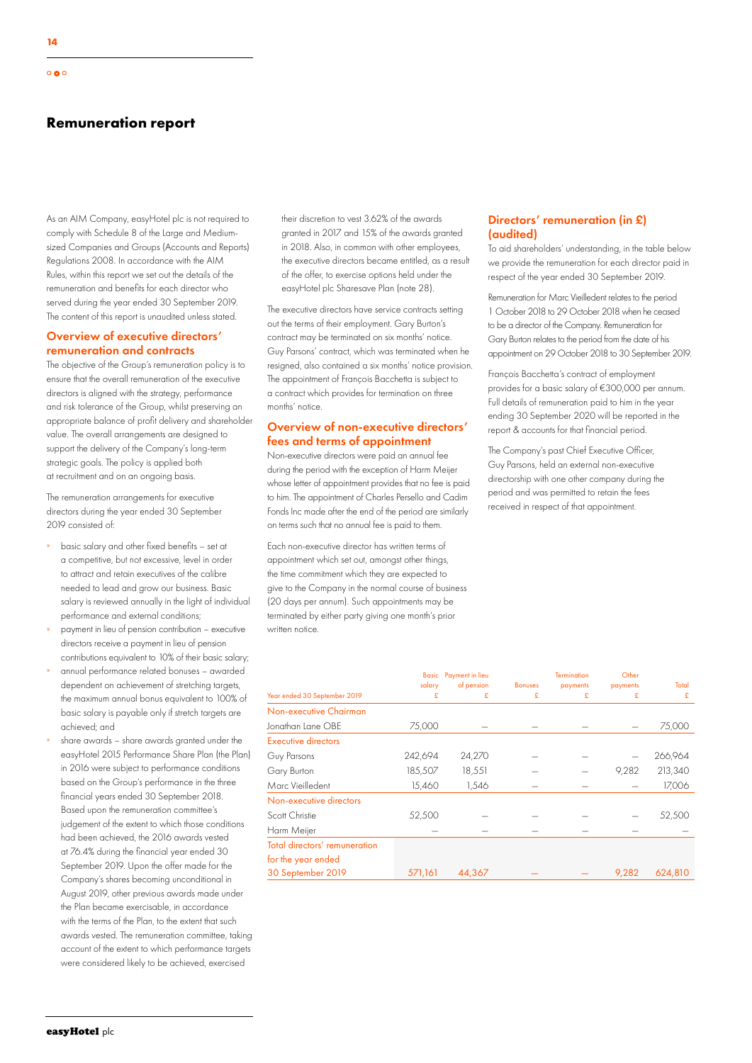# Remuneration report

As an AIM Company, easyHotel plc is not required to comply with Schedule 8 of the Large and Medium-sized Companies and Groups (Accounts and Reports) Regulations 2008. In accordance with the AIM Rules, within this report we set out the details of the remuneration and benefits for each director who served during the year ended 30 September 2019. The content of this report is unaudited unless stated.

## Overview of executive directors' remuneration and contracts

The objective of the Group's remuneration policy is to ensure that the overall remuneration of the executive directors is aligned with the strategy, performance and risk tolerance of the Group, whilst preserving an appropriate balance of profit delivery and shareholder value. The overall arrangements are designed to support the delivery of the Company's long-term strategic goals. The policy is applied both at recruitment and on an ongoing basis.

The remuneration arrangements for executive directors during the year ended 30 September 2019 consisted of:

- basic salary and other fixed benefits – set at a competitive, but not excessive, level in order to attract and retain executives of the calibre needed to lead and grow our business. Basic salary is reviewed annually in the light of individual performance and external conditions;
- payment in lieu of pension contribution – executive directors receive a payment in lieu of pension contributions equivalent to 10% of their basic salary;
- annual performance related bonuses – awarded dependent on achievement of stretching targets, the maximum annual bonus equivalent to 100% of basic salary is payable only if stretch targets are achieved; and
- share awards – share awards granted under the easyHotel 2015 Performance Share Plan (the Plan) in 2016 were subject to performance conditions based on the Group's performance in the three financial years ended 30 September 2018. Based upon the remuneration committee's judgement of the extent to which those conditions had been achieved, the 2016 awards vested at 76.4% during the financial year ended 30 September 2019. Upon the offer made for the Company's shares becoming unconditional in August 2019, other previous awards made under the Plan became exercisable, in accordance with the terms of the Plan, to the extent that such awards vested. The remuneration committee, taking account of the extent to which performance targets were considered likely to be achieved, exercised their discretion to vest 3.62% of the awards granted in 2017 and 15% of the awards granted in 2018. Also, in common with other employees, the executive directors became entitled, as a result of the offer, to exercise options held under the easyHotel plc Sharesave Plan (note 28).

The executive directors have service contracts setting out the terms of their employment. Gary Burton's contract may be terminated on six months' notice. Guy Parsons' contract, which was terminated when he resigned, also contained a six months' notice provision. The appointment of François Bacchetta is subject to a contract which provides for termination on three months' notice.

## Overview of non-executive directors' fees and terms of appointment

Non-executive directors were paid an annual fee during the period with the exception of Harm Meijer whose letter of appointment provides that no fee is paid to him. The appointment of Charles Persello and Cadim Fonds Inc made after the end of the period are similarly on terms such that no annual fee is paid to them.

Each non-executive director has written terms of appointment which set out, amongst other things, the time commitment which they are expected to give to the Company in the normal course of business (20 days per annum). Such appointments may be terminated by either party giving one month's prior written notice.

## Directors' remuneration (in £) (audited)

To aid shareholders' understanding, in the table below we provide the remuneration for each director paid in respect of the year ended 30 September 2019.

Remuneration for Marc Vieilledent relates to the period 1 October 2018 to 29 October 2018 when he ceased to be a director of the Company. Remuneration for Gary Burton relates to the period from the date of his appointment on 29 October 2018 to 30 September 2019.

François Bacchetta's contract of employment provides for a basic salary of €300,000 per annum. Full details of remuneration paid to him in the year ending 30 September 2020 will be reported in the report & accounts for that financial period.

The Company's past Chief Executive Officer, Guy Parsons, held an external non-executive directorship with one other company during the period and was permitted to retain the fees received in respect of that appointment.

| Year ended 30 September 2019 | Basic salary £ | Payment in lieu of pension £ | Bonuses £ | Termination payments £ | Other payments £ | Total £ |
|---|---|---|---|---|---|---|
| **Non-executive Chairman** | | | | | | |
| Jonathan Lane OBE | 75,000 | – | – | – | – | 75,000 |
| **Executive directors** | | | | | | |
| Guy Parsons | 242,694 | 24,270 | – | – | – | 266,964 |
| Gary Burton | 185,507 | 18,551 | – | – | 9,282 | 213,340 |
| Marc Vieilledent | 15,460 | 1,546 | – | – | – | 17,006 |
| **Non-executive directors** | | | | | | |
| Scott Christie | 52,500 | – | – | – | – | 52,500 |
| Harm Meijer | – | – | – | – | – | – |
| **Total directors' remuneration for the year ended 30 September 2019** | 571,161 | 44,367 | – | – | 9,282 | 624,810 |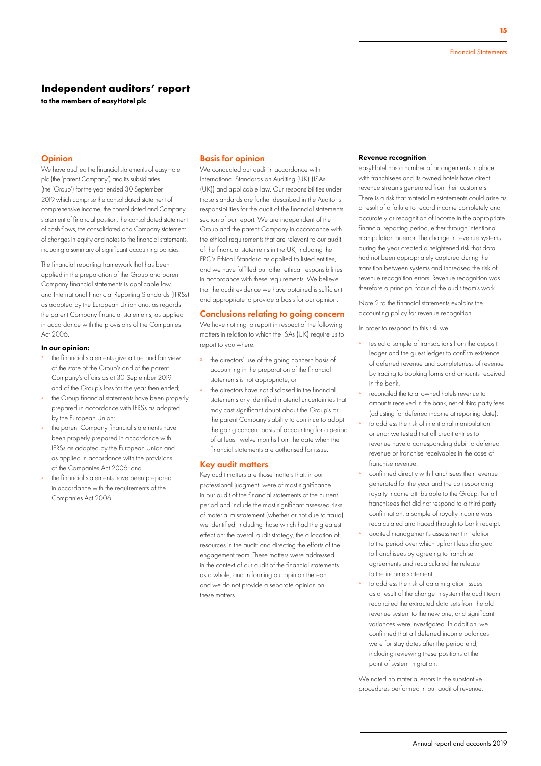# Independent auditors' report

**to the members of easyHotel plc**

## Opinion

We have audited the financial statements of easyHotel plc (the 'parent Company') and its subsidiaries (the 'Group') for the year ended 30 September 2019 which comprise the consolidated statement of comprehensive income, the consolidated and Company statement of financial position, the consolidated statement of cash flows, the consolidated and Company statement of changes in equity and notes to the financial statements, including a summary of significant accounting policies.

The financial reporting framework that has been applied in the preparation of the Group and parent Company financial statements is applicable law and International Financial Reporting Standards (IFRSs) as adopted by the European Union and, as regards the parent Company financial statements, as applied in accordance with the provisions of the Companies Act 2006.

**In our opinion:**

- the financial statements give a true and fair view of the state of the Group's and of the parent Company's affairs as at 30 September 2019 and of the Group's loss for the year then ended;
- the Group financial statements have been properly prepared in accordance with IFRSs as adopted by the European Union;
- the parent Company financial statements have been properly prepared in accordance with IFRSs as adopted by the European Union and as applied in accordance with the provisions of the Companies Act 2006; and
- the financial statements have been prepared in accordance with the requirements of the Companies Act 2006.

## Basis for opinion

We conducted our audit in accordance with International Standards on Auditing (UK) (ISAs (UK)) and applicable law. Our responsibilities under those standards are further described in the Auditor's responsibilities for the audit of the financial statements section of our report. We are independent of the Group and the parent Company in accordance with the ethical requirements that are relevant to our audit of the financial statements in the UK, including the FRC's Ethical Standard as applied to listed entities, and we have fulfilled our other ethical responsibilities in accordance with these requirements. We believe that the audit evidence we have obtained is sufficient and appropriate to provide a basis for our opinion.

## Conclusions relating to going concern

We have nothing to report in respect of the following matters in relation to which the ISAs (UK) require us to report to you where:

- the directors' use of the going concern basis of accounting in the preparation of the financial statements is not appropriate; or
- the directors have not disclosed in the financial statements any identified material uncertainties that may cast significant doubt about the Group's or the parent Company's ability to continue to adopt the going concern basis of accounting for a period of at least twelve months from the date when the financial statements are authorised for issue.

## Key audit matters

Key audit matters are those matters that, in our professional judgment, were of most significance in our audit of the financial statements of the current period and include the most significant assessed risks of material misstatement (whether or not due to fraud) we identified, including those which had the greatest effect on: the overall audit strategy, the allocation of resources in the audit; and directing the efforts of the engagement team. These matters were addressed in the context of our audit of the financial statements as a whole, and in forming our opinion thereon, and we do not provide a separate opinion on these matters.

**Revenue recognition**

easyHotel has a number of arrangements in place with franchisees and its owned hotels have direct revenue streams generated from their customers. There is a risk that material misstatements could arise as a result of a failure to record income completely and accurately or recognition of income in the appropriate financial reporting period, either through intentional manipulation or error. The change in revenue systems during the year created a heightened risk that data had not been appropriately captured during the transition between systems and increased the risk of revenue recognition errors. Revenue recognition was therefore a principal focus of the audit team's work.

Note 2 to the financial statements explains the accounting policy for revenue recognition.

In order to respond to this risk we:

- tested a sample of transactions from the deposit ledger and the guest ledger to confirm existence of deferred revenue and completeness of revenue by tracing to booking forms and amounts received in the bank.
- reconciled the total owned hotels revenue to amounts received in the bank, net of third party fees (adjusting for deferred income at reporting date).
- to address the risk of intentional manipulation or error we tested that all credit entries to revenue have a corresponding debit to deferred revenue or franchise receivables in the case of franchise revenue.
- confirmed directly with franchisees their revenue generated for the year and the corresponding royalty income attributable to the Group. For all franchisees that did not respond to a third party confirmation, a sample of royalty income was recalculated and traced through to bank receipt.
- audited management's assessment in relation to the period over which upfront fees charged to franchisees by agreeing to franchise agreements and recalculated the release to the income statement.
- to address the risk of data migration issues as a result of the change in system the audit team reconciled the extracted data sets from the old revenue system to the new one, and significant variances were investigated. In addition, we confirmed that all deferred income balances were for stay dates after the period end, including reviewing these positions at the point of system migration.

We noted no material errors in the substantive procedures performed in our audit of revenue.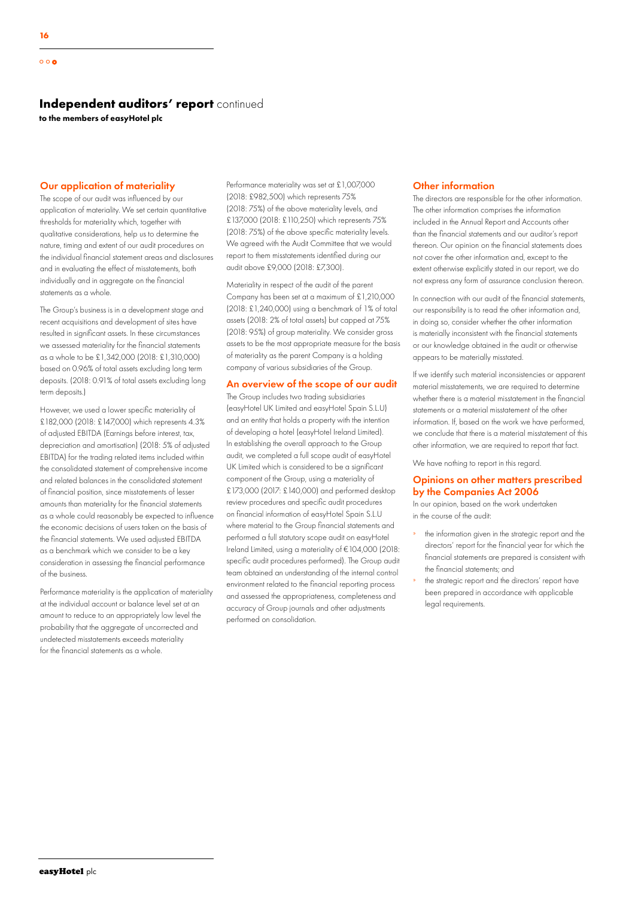## Independent auditors' report continued

**to the members of easyHotel plc**

### Our application of materiality

The scope of our audit was influenced by our application of materiality. We set certain quantitative thresholds for materiality which, together with qualitative considerations, help us to determine the nature, timing and extent of our audit procedures on the individual financial statement areas and disclosures and in evaluating the effect of misstatements, both individually and in aggregate on the financial statements as a whole.

The Group's business is in a development stage and recent acquisitions and development of sites have resulted in significant assets. In these circumstances we assessed materiality for the financial statements as a whole to be £1,342,000 (2018: £1,310,000) based on 0.96% of total assets excluding long term deposits. (2018: 0.91% of total assets excluding long term deposits.)

However, we used a lower specific materiality of £182,000 (2018: £147,000) which represents 4.3% of adjusted EBITDA (Earnings before interest, tax, depreciation and amortisation) (2018: 5% of adjusted EBITDA) for the trading related items included within the consolidated statement of comprehensive income and related balances in the consolidated statement of financial position, since misstatements of lesser amounts than materiality for the financial statements as a whole could reasonably be expected to influence the economic decisions of users taken on the basis of the financial statements. We used adjusted EBITDA as a benchmark which we consider to be a key consideration in assessing the financial performance of the business.

Performance materiality is the application of materiality at the individual account or balance level set at an amount to reduce to an appropriately low level the probability that the aggregate of uncorrected and undetected misstatements exceeds materiality for the financial statements as a whole.

Performance materiality was set at £1,007,000 (2018: £982,500) which represents 75% (2018: 75%) of the above materiality levels, and £137,000 (2018: £110,250) which represents 75% (2018: 75%) of the above specific materiality levels. We agreed with the Audit Committee that we would report to them misstatements identified during our audit above £9,000 (2018: £7,300).

Materiality in respect of the audit of the parent Company has been set at a maximum of £1,210,000 (2018: £1,240,000) using a benchmark of 1% of total assets (2018: 2% of total assets) but capped at 75% (2018: 95%) of group materiality. We consider gross assets to be the most appropriate measure for the basis of materiality as the parent Company is a holding company of various subsidiaries of the Group.

### An overview of the scope of our audit

The Group includes two trading subsidiaries (easyHotel UK Limited and easyHotel Spain S.L.U) and an entity that holds a property with the intention of developing a hotel (easyHotel Ireland Limited). In establishing the overall approach to the Group audit, we completed a full scope audit of easyHotel UK Limited which is considered to be a significant component of the Group, using a materiality of £173,000 (2017: £140,000) and performed desktop review procedures and specific audit procedures on financial information of easyHotel Spain S.L.U where material to the Group financial statements and performed a full statutory scope audit on easyHotel Ireland Limited, using a materiality of €104,000 (2018: specific audit procedures performed). The Group audit team obtained an understanding of the internal control environment related to the financial reporting process and assessed the appropriateness, completeness and accuracy of Group journals and other adjustments performed on consolidation.

### Other information

The directors are responsible for the other information. The other information comprises the information included in the Annual Report and Accounts other than the financial statements and our auditor's report thereon. Our opinion on the financial statements does not cover the other information and, except to the extent otherwise explicitly stated in our report, we do not express any form of assurance conclusion thereon.

In connection with our audit of the financial statements, our responsibility is to read the other information and, in doing so, consider whether the other information is materially inconsistent with the financial statements or our knowledge obtained in the audit or otherwise appears to be materially misstated.

If we identify such material inconsistencies or apparent material misstatements, we are required to determine whether there is a material misstatement in the financial statements or a material misstatement of the other information. If, based on the work we have performed, we conclude that there is a material misstatement of this other information, we are required to report that fact.

We have nothing to report in this regard.

### Opinions on other matters prescribed by the Companies Act 2006

In our opinion, based on the work undertaken in the course of the audit:

- the information given in the strategic report and the directors' report for the financial year for which the financial statements are prepared is consistent with the financial statements; and
- the strategic report and the directors' report have been prepared in accordance with applicable legal requirements.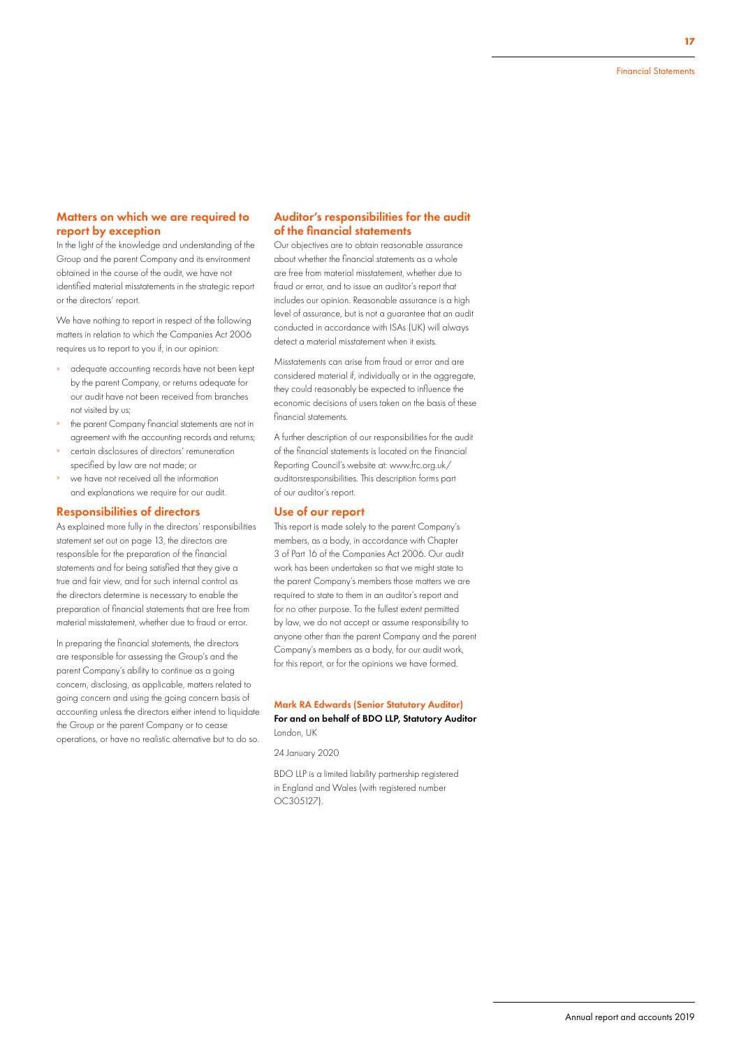## Matters on which we are required to report by exception

In the light of the knowledge and understanding of the Group and the parent Company and its environment obtained in the course of the audit, we have not identified material misstatements in the strategic report or the directors' report.

We have nothing to report in respect of the following matters in relation to which the Companies Act 2006 requires us to report to you if, in our opinion:

- adequate accounting records have not been kept by the parent Company, or returns adequate for our audit have not been received from branches not visited by us;
- the parent Company financial statements are not in agreement with the accounting records and returns;
- certain disclosures of directors' remuneration specified by law are not made; or
- we have not received all the information and explanations we require for our audit.

## Responsibilities of directors

As explained more fully in the directors' responsibilities statement set out on page 13, the directors are responsible for the preparation of the financial statements and for being satisfied that they give a true and fair view, and for such internal control as the directors determine is necessary to enable the preparation of financial statements that are free from material misstatement, whether due to fraud or error.

In preparing the financial statements, the directors are responsible for assessing the Group's and the parent Company's ability to continue as a going concern, disclosing, as applicable, matters related to going concern and using the going concern basis of accounting unless the directors either intend to liquidate the Group or the parent Company or to cease operations, or have no realistic alternative but to do so.

## Auditor's responsibilities for the audit of the financial statements

Our objectives are to obtain reasonable assurance about whether the financial statements as a whole are free from material misstatement, whether due to fraud or error, and to issue an auditor's report that includes our opinion. Reasonable assurance is a high level of assurance, but is not a guarantee that an audit conducted in accordance with ISAs (UK) will always detect a material misstatement when it exists.

Misstatements can arise from fraud or error and are considered material if, individually or in the aggregate, they could reasonably be expected to influence the economic decisions of users taken on the basis of these financial statements.

A further description of our responsibilities for the audit of the financial statements is located on the Financial Reporting Council's website at: www.frc.org.uk/auditorsresponsibilities. This description forms part of our auditor's report.

## Use of our report

This report is made solely to the parent Company's members, as a body, in accordance with Chapter 3 of Part 16 of the Companies Act 2006. Our audit work has been undertaken so that we might state to the parent Company's members those matters we are required to state to them in an auditor's report and for no other purpose. To the fullest extent permitted by law, we do not accept or assume responsibility to anyone other than the parent Company and the parent Company's members as a body, for our audit work, for this report, or for the opinions we have formed.

**Mark RA Edwards (Senior Statutory Auditor)**
**For and on behalf of BDO LLP, Statutory Auditor**
London, UK

24 January 2020

BDO LLP is a limited liability partnership registered in England and Wales (with registered number OC305127).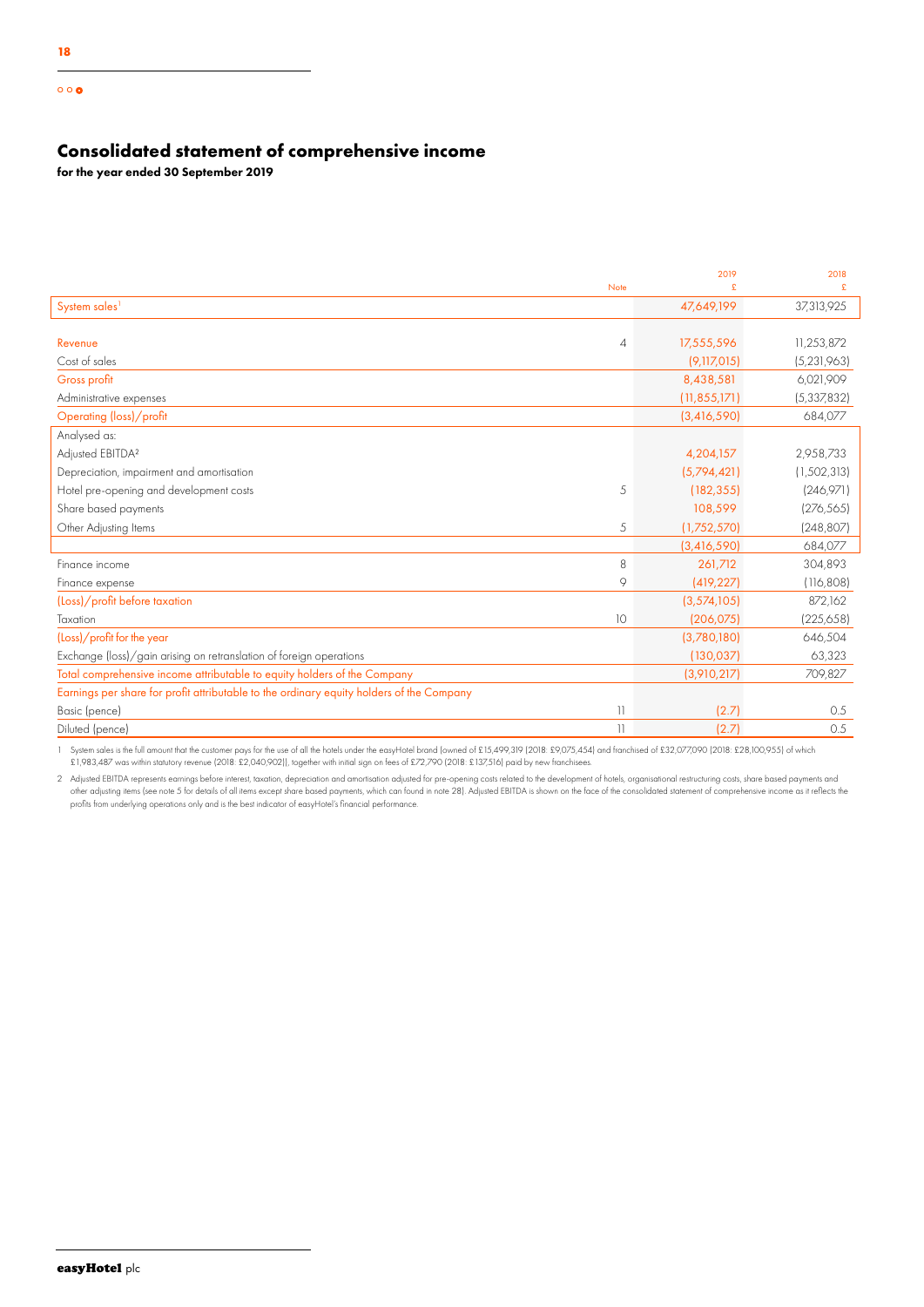## Consolidated statement of comprehensive income

**for the year ended 30 September 2019**

| | Note | 2019 £ | 2018 £ |
|---|---|---|---|
| System sales[1] | | 47,649,199 | 37,313,925 |
| | | | |
| Revenue | 4 | 17,555,596 | 11,253,872 |
| Cost of sales | | (9,117,015) | (5,231,963) |
| Gross profit | | 8,438,581 | 6,021,909 |
| Administrative expenses | | (11,855,171) | (5,337,832) |
| Operating (loss)/profit | | (3,416,590) | 684,077 |
| Analysed as: | | | |
| Adjusted EBITDA[2] | | 4,204,157 | 2,958,733 |
| Depreciation, impairment and amortisation | | (5,794,421) | (1,502,313) |
| Hotel pre-opening and development costs | 5 | (182,355) | (246,971) |
| Share based payments | | 108,599 | (276,565) |
| Other Adjusting Items | 5 | (1,752,570) | (248,807) |
| | | (3,416,590) | 684,077 |
| Finance income | 8 | 261,712 | 304,893 |
| Finance expense | 9 | (419,227) | (116,808) |
| (Loss)/profit before taxation | | (3,574,105) | 872,162 |
| Taxation | 10 | (206,075) | (225,658) |
| (Loss)/profit for the year | | (3,780,180) | 646,504 |
| Exchange (loss)/gain arising on retranslation of foreign operations | | (130,037) | 63,323 |
| Total comprehensive income attributable to equity holders of the Company | | (3,910,217) | 709,827 |
| Earnings per share for profit attributable to the ordinary equity holders of the Company | | | |
| Basic (pence) | 11 | (2.7) | 0.5 |
| Diluted (pence) | 11 | (2.7) | 0.5 |

1 System sales is the full amount that the customer pays for the use of all the hotels under the easyHotel brand (owned of £15,499,319 (2018: £9,075,454) and franchised of £32,077,090 (2018: £28,100,955) of which £1,983,487 was within statutory revenue (2018: £2,040,902)), together with initial sign on fees of £72,790 (2018: £137,516) paid by new franchisees.

2 Adjusted EBITDA represents earnings before interest, taxation, depreciation and amortisation adjusted for pre-opening costs related to the development of hotels, organisational restructuring costs, share based payments and other adjusting items (see note 5 for details of all items except share based payments, which can found in note 28). Adjusted EBITDA is shown on the face of the consolidated statement of comprehensive income as it reflects the profits from underlying operations only and is the best indicator of easyHotel's financial performance.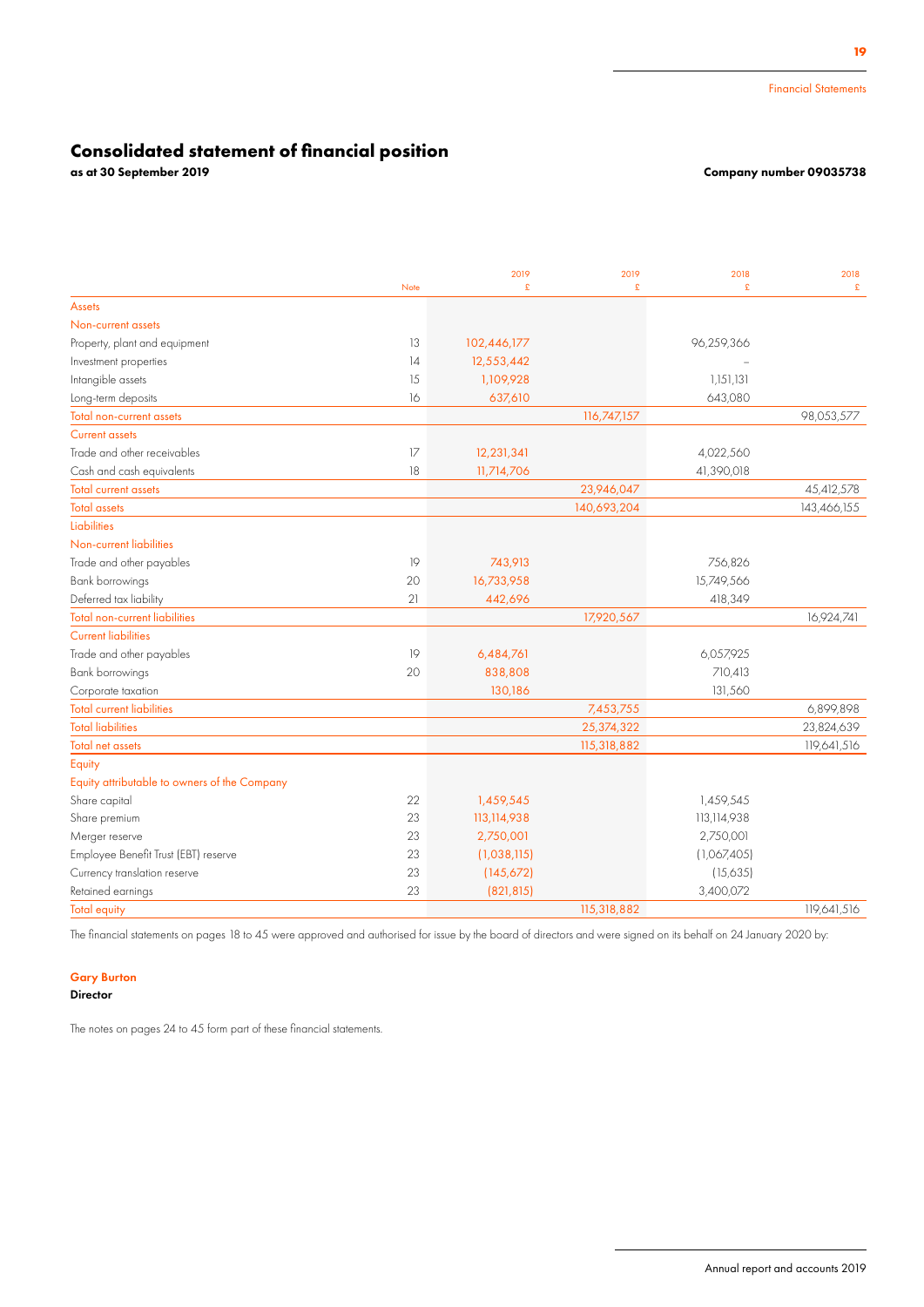# Consolidated statement of financial position

**as at 30 September 2019** **Company number 09035738**

| | Note | 2019<br>£ | 2019<br>£ | 2018<br>£ | 2018<br>£ |
|---|---|---|---|---|---|
| Assets | | | | | |
| Non-current assets | | | | | |
| Property, plant and equipment | 13 | 102,446,177 | | 96,259,366 | |
| Investment properties | 14 | 12,553,442 | | – | |
| Intangible assets | 15 | 1,109,928 | | 1,151,131 | |
| Long-term deposits | 16 | 637,610 | | 643,080 | |
| Total non-current assets | | | 116,747,157 | | 98,053,577 |
| Current assets | | | | | |
| Trade and other receivables | 17 | 12,231,341 | | 4,022,560 | |
| Cash and cash equivalents | 18 | 11,714,706 | | 41,390,018 | |
| Total current assets | | | 23,946,047 | | 45,412,578 |
| Total assets | | | 140,693,204 | | 143,466,155 |
| Liabilities | | | | | |
| Non-current liabilities | | | | | |
| Trade and other payables | 19 | 743,913 | | 756,826 | |
| Bank borrowings | 20 | 16,733,958 | | 15,749,566 | |
| Deferred tax liability | 21 | 442,696 | | 418,349 | |
| Total non-current liabilities | | | 17,920,567 | | 16,924,741 |
| Current liabilities | | | | | |
| Trade and other payables | 19 | 6,484,761 | | 6,057,925 | |
| Bank borrowings | 20 | 838,808 | | 710,413 | |
| Corporate taxation | | 130,186 | | 131,560 | |
| Total current liabilities | | | 7,453,755 | | 6,899,898 |
| Total liabilities | | | 25,374,322 | | 23,824,639 |
| Total net assets | | | 115,318,882 | | 119,641,516 |
| Equity | | | | | |
| Equity attributable to owners of the Company | | | | | |
| Share capital | 22 | 1,459,545 | | 1,459,545 | |
| Share premium | 23 | 113,114,938 | | 113,114,938 | |
| Merger reserve | 23 | 2,750,001 | | 2,750,001 | |
| Employee Benefit Trust (EBT) reserve | 23 | (1,038,115) | | (1,067,405) | |
| Currency translation reserve | 23 | (145,672) | | (15,635) | |
| Retained earnings | 23 | (821,815) | | 3,400,072 | |
| Total equity | | | 115,318,882 | | 119,641,516 |

The financial statements on pages 18 to 45 were approved and authorised for issue by the board of directors and were signed on its behalf on 24 January 2020 by:

**Gary Burton**
**Director**

The notes on pages 24 to 45 form part of these financial statements.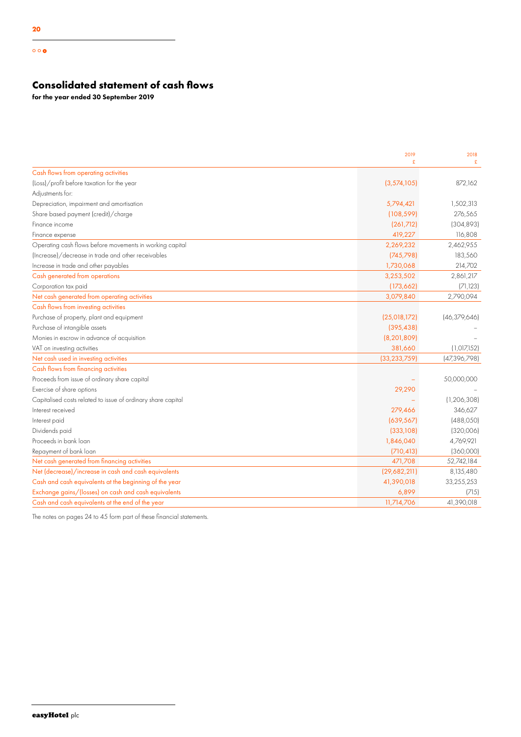# Consolidated statement of cash flows

**for the year ended 30 September 2019**

| | 2019<br>£ | 2018<br>£ |
|---|---|---|
| **Cash flows from operating activities** | | |
| (Loss)/profit before taxation for the year | (3,574,105) | 872,162 |
| Adjustments for: | | |
| Depreciation, impairment and amortisation | 5,794,421 | 1,502,313 |
| Share based payment (credit)/charge | (108,599) | 276,565 |
| Finance income | (261,712) | (304,893) |
| Finance expense | 419,227 | 116,808 |
| Operating cash flows before movements in working capital | 2,269,232 | 2,462,955 |
| (Increase)/decrease in trade and other receivables | (745,798) | 183,560 |
| Increase in trade and other payables | 1,730,068 | 214,702 |
| **Cash generated from operations** | 3,253,502 | 2,861,217 |
| Corporation tax paid | (173,662) | (71,123) |
| **Net cash generated from operating activities** | 3,079,840 | 2,790,094 |
| **Cash flows from investing activities** | | |
| Purchase of property, plant and equipment | (25,018,172) | (46,379,646) |
| Purchase of intangible assets | (395,438) | – |
| Monies in escrow in advance of acquisition | (8,201,809) | – |
| VAT on investing activities | 381,660 | (1,017,152) |
| **Net cash used in investing activities** | (33,233,759) | (47,396,798) |
| **Cash flows from financing activities** | | |
| Proceeds from issue of ordinary share capital | – | 50,000,000 |
| Exercise of share options | 29,290 | – |
| Capitalised costs related to issue of ordinary share capital | – | (1,206,308) |
| Interest received | 279,466 | 346,627 |
| Interest paid | (639,567) | (488,050) |
| Dividends paid | (333,108) | (320,006) |
| Proceeds in bank loan | 1,846,040 | 4,769,921 |
| Repayment of bank loan | (710,413) | (360,000) |
| **Net cash generated from financing activities** | 471,708 | 52,742,184 |
| **Net (decrease)/increase in cash and cash equivalents** | (29,682,211) | 8,135,480 |
| **Cash and cash equivalents at the beginning of the year** | 41,390,018 | 33,255,253 |
| **Exchange gains/(losses) on cash and cash equivalents** | 6,899 | (715) |
| **Cash and cash equivalents at the end of the year** | 11,714,706 | 41,390,018 |

The notes on pages 24 to 45 form part of these financial statements.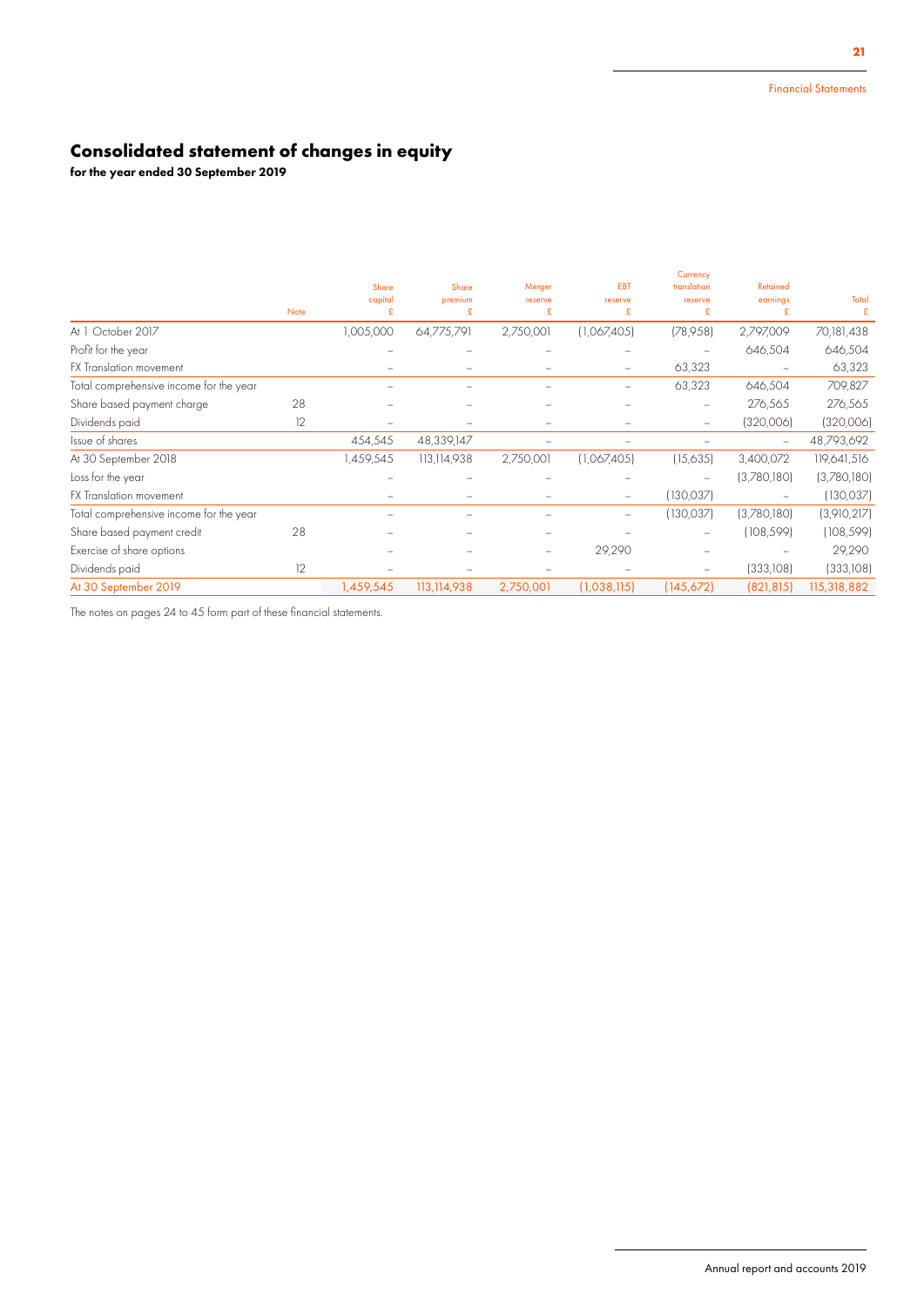# Consolidated statement of changes in equity

**for the year ended 30 September 2019**

| | Note | Share capital £ | Share premium £ | Merger reserve £ | EBT reserve £ | Currency translation reserve £ | Retained earnings £ | Total £ |
|---|---|---|---|---|---|---|---|---|
| At 1 October 2017 | | 1,005,000 | 64,775,791 | 2,750,001 | (1,067,405) | (78,958) | 2,797,009 | 70,181,438 |
| Profit for the year | | – | – | – | – | – | 646,504 | 646,504 |
| FX Translation movement | | – | – | – | – | 63,323 | – | 63,323 |
| Total comprehensive income for the year | | – | – | – | – | 63,323 | 646,504 | 709,827 |
| Share based payment charge | 28 | – | – | – | – | – | 276,565 | 276,565 |
| Dividends paid | 12 | – | – | – | – | – | (320,006) | (320,006) |
| Issue of shares | | 454,545 | 48,339,147 | – | – | – | – | 48,793,692 |
| At 30 September 2018 | | 1,459,545 | 113,114,938 | 2,750,001 | (1,067,405) | (15,635) | 3,400,072 | 119,641,516 |
| Loss for the year | | – | – | – | – | – | (3,780,180) | (3,780,180) |
| FX Translation movement | | – | – | – | – | (130,037) | – | (130,037) |
| Total comprehensive income for the year | | – | – | – | – | (130,037) | (3,780,180) | (3,910,217) |
| Share based payment credit | 28 | – | – | – | – | – | (108,599) | (108,599) |
| Exercise of share options | | – | – | – | 29,290 | – | – | 29,290 |
| Dividends paid | 12 | – | – | – | – | – | (333,108) | (333,108) |
| At 30 September 2019 | | 1,459,545 | 113,114,938 | 2,750,001 | (1,038,115) | (145,672) | (821,815) | 115,318,882 |

The notes on pages 24 to 45 form part of these financial statements.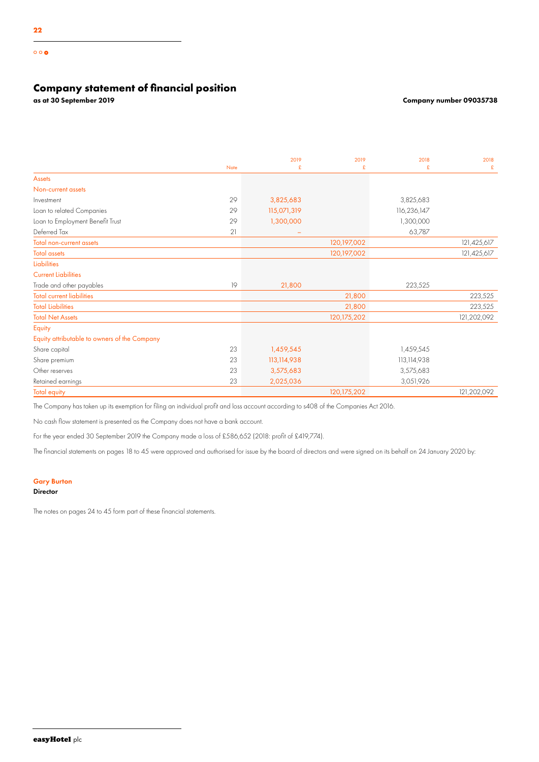# Company statement of financial position

**as at 30 September 2019** **Company number 09035738**

| | Note | 2019 £ | 2019 £ | 2018 £ | 2018 £ |
|---|---|---|---|---|---|
| Assets | | | | | |
| Non-current assets | | | | | |
| Investment | 29 | 3,825,683 | | 3,825,683 | |
| Loan to related Companies | 29 | 115,071,319 | | 116,236,147 | |
| Loan to Employment Benefit Trust | 29 | 1,300,000 | | 1,300,000 | |
| Deferred Tax | 21 | – | | 63,787 | |
| Total non-current assets | | | 120,197,002 | | 121,425,617 |
| Total assets | | | 120,197,002 | | 121,425,617 |
| Liabilities | | | | | |
| Current Liabilities | | | | | |
| Trade and other payables | 19 | 21,800 | | 223,525 | |
| Total current liabilities | | | 21,800 | | 223,525 |
| Total Liabilities | | | 21,800 | | 223,525 |
| Total Net Assets | | | 120,175,202 | | 121,202,092 |
| Equity | | | | | |
| Equity attributable to owners of the Company | | | | | |
| Share capital | 23 | 1,459,545 | | 1,459,545 | |
| Share premium | 23 | 113,114,938 | | 113,114,938 | |
| Other reserves | 23 | 3,575,683 | | 3,575,683 | |
| Retained earnings | 23 | 2,025,036 | | 3,051,926 | |
| Total equity | | | 120,175,202 | | 121,202,092 |

The Company has taken up its exemption for filing an individual profit and loss account according to s408 of the Companies Act 2016.

No cash flow statement is presented as the Company does not have a bank account.

For the year ended 30 September 2019 the Company made a loss of £586,652 (2018: profit of £419,774).

The financial statements on pages 18 to 45 were approved and authorised for issue by the board of directors and were signed on its behalf on 24 January 2020 by:

**Gary Burton**
**Director**

The notes on pages 24 to 45 form part of these financial statements.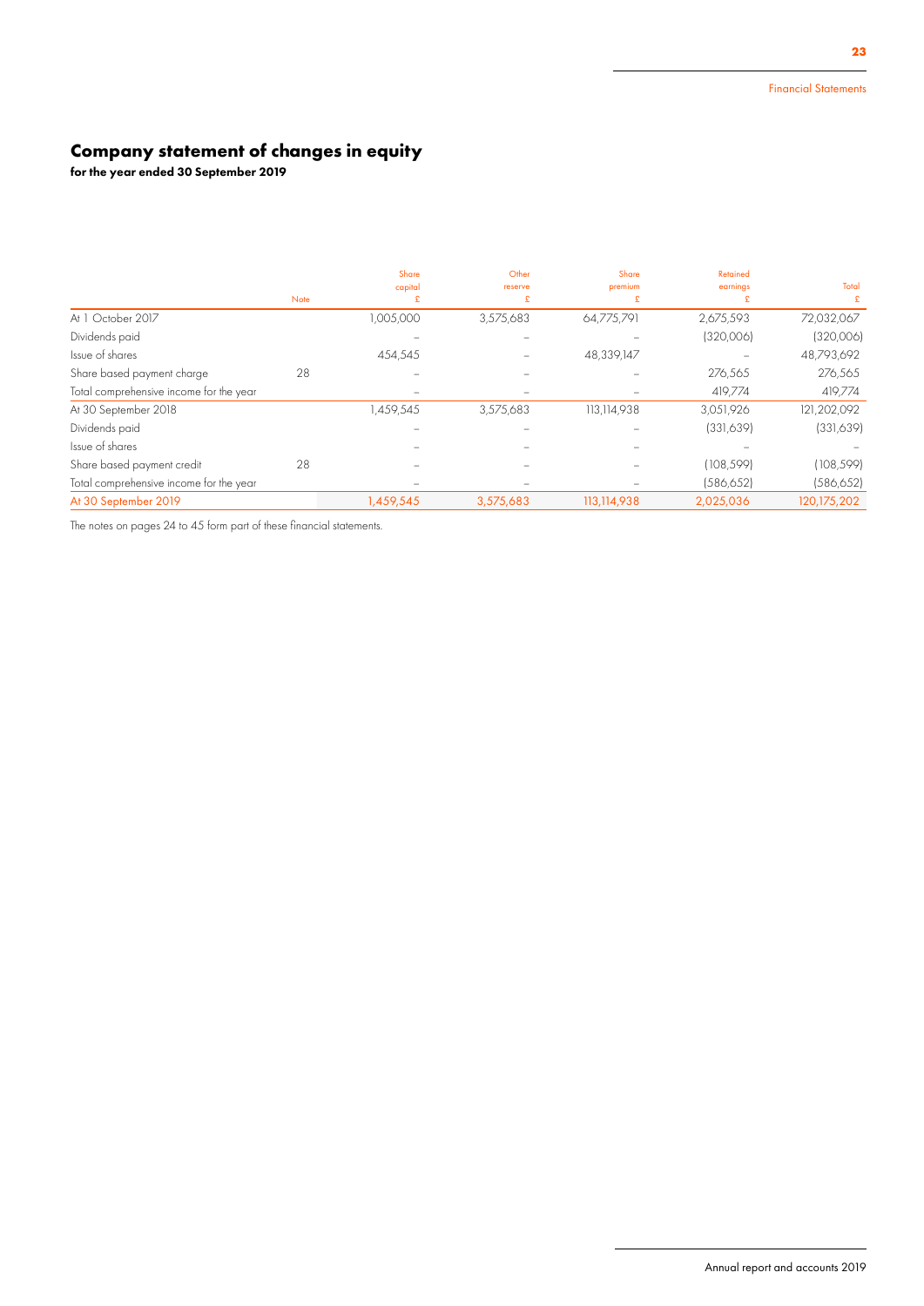# Company statement of changes in equity

**for the year ended 30 September 2019**

| | Note | Share capital £ | Other reserve £ | Share premium £ | Retained earnings £ | Total £ |
|---|---|---|---|---|---|---|
| At 1 October 2017 | | 1,005,000 | 3,575,683 | 64,775,791 | 2,675,593 | 72,032,067 |
| Dividends paid | | – | – | – | (320,006) | (320,006) |
| Issue of shares | | 454,545 | – | 48,339,147 | – | 48,793,692 |
| Share based payment charge | 28 | – | – | – | 276,565 | 276,565 |
| Total comprehensive income for the year | | – | – | – | 419,774 | 419,774 |
| At 30 September 2018 | | 1,459,545 | 3,575,683 | 113,114,938 | 3,051,926 | 121,202,092 |
| Dividends paid | | – | – | – | (331,639) | (331,639) |
| Issue of shares | | – | – | – | – | – |
| Share based payment credit | 28 | – | – | – | (108,599) | (108,599) |
| Total comprehensive income for the year | | – | – | – | (586,652) | (586,652) |
| At 30 September 2019 | | 1,459,545 | 3,575,683 | 113,114,938 | 2,025,036 | 120,175,202 |

The notes on pages 24 to 45 form part of these financial statements.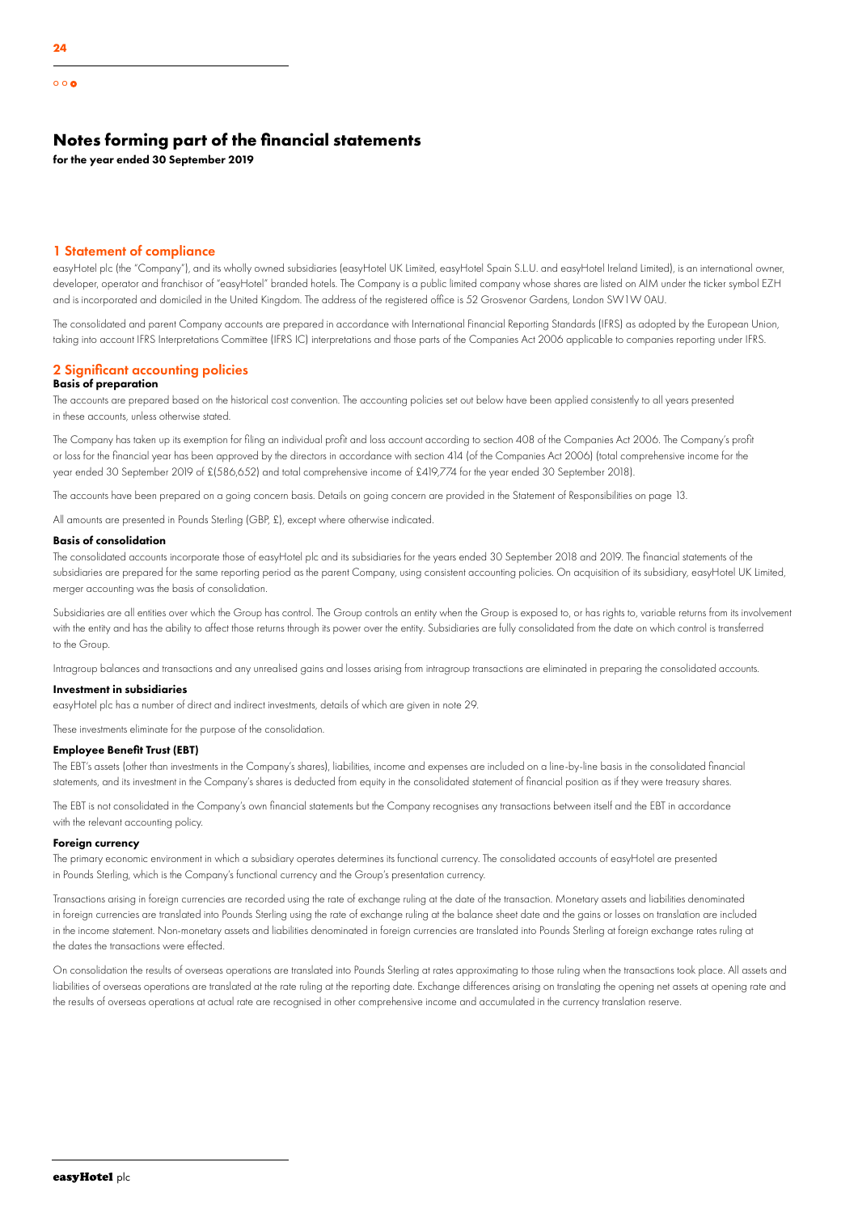# Notes forming part of the financial statements

**for the year ended 30 September 2019**

## 1 Statement of compliance

easyHotel plc (the "Company"), and its wholly owned subsidiaries (easyHotel UK Limited, easyHotel Spain S.L.U. and easyHotel Ireland Limited), is an international owner, developer, operator and franchisor of "easyHotel" branded hotels. The Company is a public limited company whose shares are listed on AIM under the ticker symbol EZH and is incorporated and domiciled in the United Kingdom. The address of the registered office is 52 Grosvenor Gardens, London SW1W 0AU.

The consolidated and parent Company accounts are prepared in accordance with International Financial Reporting Standards (IFRS) as adopted by the European Union, taking into account IFRS Interpretations Committee (IFRS IC) interpretations and those parts of the Companies Act 2006 applicable to companies reporting under IFRS.

## 2 Significant accounting policies

### Basis of preparation

The accounts are prepared based on the historical cost convention. The accounting policies set out below have been applied consistently to all years presented in these accounts, unless otherwise stated.

The Company has taken up its exemption for filing an individual profit and loss account according to section 408 of the Companies Act 2006. The Company's profit or loss for the financial year has been approved by the directors in accordance with section 414 (of the Companies Act 2006) (total comprehensive income for the year ended 30 September 2019 of £(586,652) and total comprehensive income of £419,774 for the year ended 30 September 2018).

The accounts have been prepared on a going concern basis. Details on going concern are provided in the Statement of Responsibilities on page 13.

All amounts are presented in Pounds Sterling (GBP, £), except where otherwise indicated.

### Basis of consolidation

The consolidated accounts incorporate those of easyHotel plc and its subsidiaries for the years ended 30 September 2018 and 2019. The financial statements of the subsidiaries are prepared for the same reporting period as the parent Company, using consistent accounting policies. On acquisition of its subsidiary, easyHotel UK Limited, merger accounting was the basis of consolidation.

Subsidiaries are all entities over which the Group has control. The Group controls an entity when the Group is exposed to, or has rights to, variable returns from its involvement with the entity and has the ability to affect those returns through its power over the entity. Subsidiaries are fully consolidated from the date on which control is transferred to the Group.

Intragroup balances and transactions and any unrealised gains and losses arising from intragroup transactions are eliminated in preparing the consolidated accounts.

### Investment in subsidiaries

easyHotel plc has a number of direct and indirect investments, details of which are given in note 29.

These investments eliminate for the purpose of the consolidation.

### Employee Benefit Trust (EBT)

The EBT's assets (other than investments in the Company's shares), liabilities, income and expenses are included on a line-by-line basis in the consolidated financial statements, and its investment in the Company's shares is deducted from equity in the consolidated statement of financial position as if they were treasury shares.

The EBT is not consolidated in the Company's own financial statements but the Company recognises any transactions between itself and the EBT in accordance with the relevant accounting policy.

### Foreign currency

The primary economic environment in which a subsidiary operates determines its functional currency. The consolidated accounts of easyHotel are presented in Pounds Sterling, which is the Company's functional currency and the Group's presentation currency.

Transactions arising in foreign currencies are recorded using the rate of exchange ruling at the date of the transaction. Monetary assets and liabilities denominated in foreign currencies are translated into Pounds Sterling using the rate of exchange ruling at the balance sheet date and the gains or losses on translation are included in the income statement. Non-monetary assets and liabilities denominated in foreign currencies are translated into Pounds Sterling at foreign exchange rates ruling at the dates the transactions were effected.

On consolidation the results of overseas operations are translated into Pounds Sterling at rates approximating to those ruling when the transactions took place. All assets and liabilities of overseas operations are translated at the rate ruling at the reporting date. Exchange differences arising on translating the opening net assets at opening rate and the results of overseas operations at actual rate are recognised in other comprehensive income and accumulated in the currency translation reserve.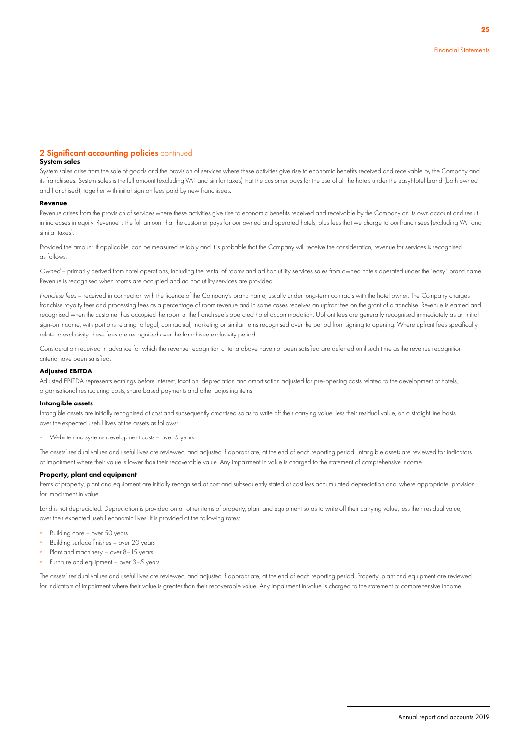## 2 Significant accounting policies continued

### System sales

System sales arise from the sale of goods and the provision of services where these activities give rise to economic benefits received and receivable by the Company and its franchisees. System sales is the full amount (excluding VAT and similar taxes) that the customer pays for the use of all the hotels under the easyHotel brand (both owned and franchised), together with initial sign on fees paid by new franchisees.

### Revenue

Revenue arises from the provision of services where these activities give rise to economic benefits received and receivable by the Company on its own account and result in increases in equity. Revenue is the full amount that the customer pays for our owned and operated hotels, plus fees that we charge to our franchisees (excluding VAT and similar taxes).

Provided the amount, if applicable, can be measured reliably and it is probable that the Company will receive the consideration, revenue for services is recognised as follows:

*Owned* – primarily derived from hotel operations, including the rental of rooms and ad hoc utility services sales from owned hotels operated under the "easy" brand name. Revenue is recognised when rooms are occupied and ad hoc utility services are provided.

*Franchise fees* – received in connection with the licence of the Company's brand name, usually under long-term contracts with the hotel owner. The Company charges franchise royalty fees and processing fees as a percentage of room revenue and in some cases receives an upfront fee on the grant of a franchise. Revenue is earned and recognised when the customer has occupied the room at the franchisee's operated hotel accommodation. Upfront fees are generally recognised immediately as an initial sign-on income, with portions relating to legal, contractual, marketing or similar items recognised over the period from signing to opening. Where upfront fees specifically relate to exclusivity, these fees are recognised over the franchisee exclusivity period.

Consideration received in advance for which the revenue recognition criteria above have not been satisfied are deferred until such time as the revenue recognition criteria have been satisfied.

### Adjusted EBITDA

Adjusted EBITDA represents earnings before interest, taxation, depreciation and amortisation adjusted for pre-opening costs related to the development of hotels, organisational restructuring costs, share based payments and other adjusting items.

### Intangible assets

Intangible assets are initially recognised at cost and subsequently amortised so as to write off their carrying value, less their residual value, on a straight line basis over the expected useful lives of the assets as follows:

- Website and systems development costs – over 5 years

The assets' residual values and useful lives are reviewed, and adjusted if appropriate, at the end of each reporting period. Intangible assets are reviewed for indicators of impairment where their value is lower than their recoverable value. Any impairment in value is charged to the statement of comprehensive income.

### Property, plant and equipment

Items of property, plant and equipment are initially recognised at cost and subsequently stated at cost less accumulated depreciation and, where appropriate, provision for impairment in value.

Land is not depreciated. Depreciation is provided on all other items of property, plant and equipment so as to write off their carrying value, less their residual value, over their expected useful economic lives. It is provided at the following rates:

- Building core – over 50 years
- Building surface finishes – over 20 years
- Plant and machinery – over 8–15 years
- Furniture and equipment – over 3–5 years

The assets' residual values and useful lives are reviewed, and adjusted if appropriate, at the end of each reporting period. Property, plant and equipment are reviewed for indicators of impairment where their value is greater than their recoverable value. Any impairment in value is charged to the statement of comprehensive income.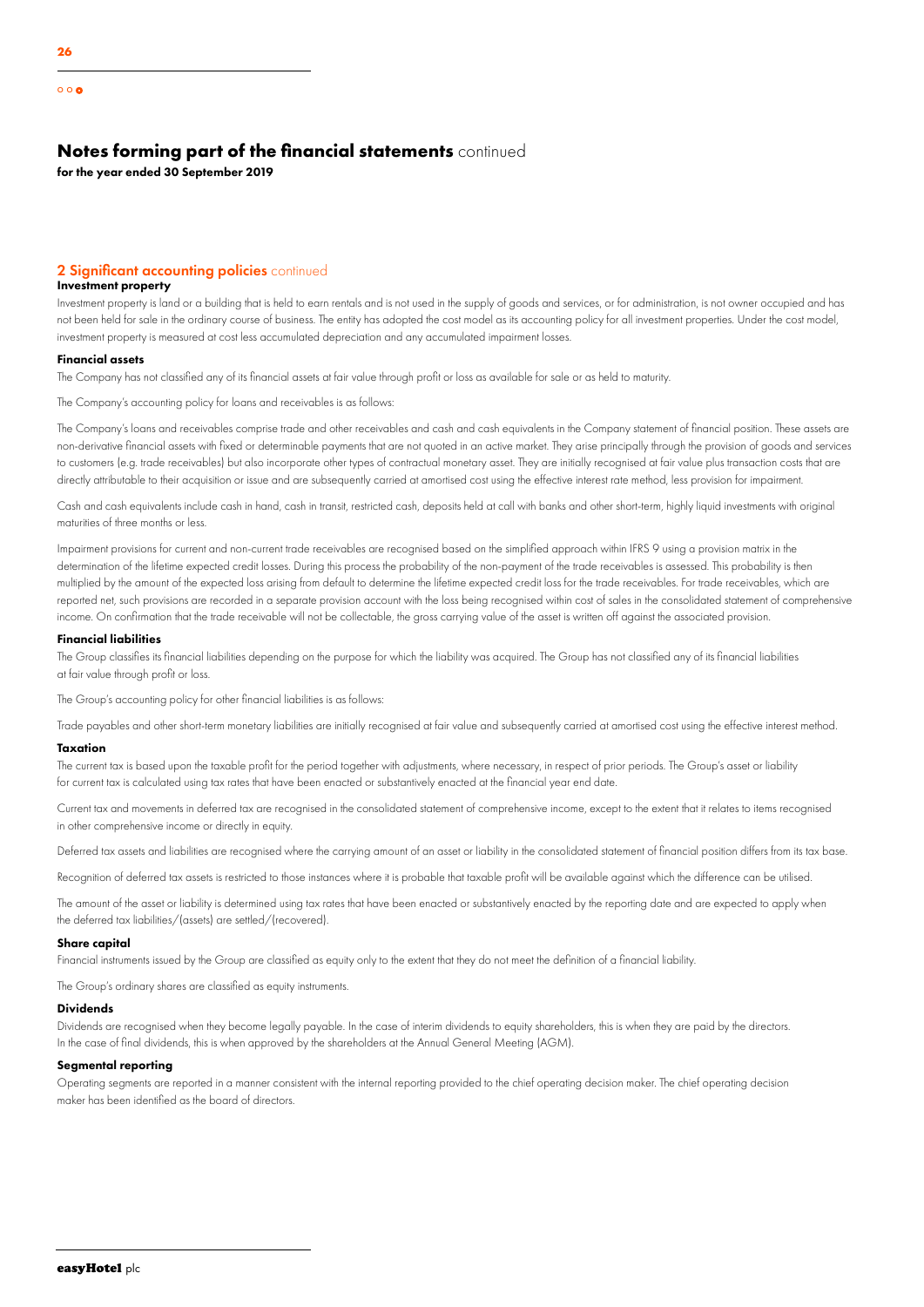# Notes forming part of the financial statements continued

**for the year ended 30 September 2019**

## 2 Significant accounting policies continued

### Investment property

Investment property is land or a building that is held to earn rentals and is not used in the supply of goods and services, or for administration, is not owner occupied and has not been held for sale in the ordinary course of business. The entity has adopted the cost model as its accounting policy for all investment properties. Under the cost model, investment property is measured at cost less accumulated depreciation and any accumulated impairment losses.

### Financial assets

The Company has not classified any of its financial assets at fair value through profit or loss as available for sale or as held to maturity.

The Company's accounting policy for loans and receivables is as follows:

The Company's loans and receivables comprise trade and other receivables and cash and cash equivalents in the Company statement of financial position. These assets are non-derivative financial assets with fixed or determinable payments that are not quoted in an active market. They arise principally through the provision of goods and services to customers (e.g. trade receivables) but also incorporate other types of contractual monetary asset. They are initially recognised at fair value plus transaction costs that are directly attributable to their acquisition or issue and are subsequently carried at amortised cost using the effective interest rate method, less provision for impairment.

Cash and cash equivalents include cash in hand, cash in transit, restricted cash, deposits held at call with banks and other short-term, highly liquid investments with original maturities of three months or less.

Impairment provisions for current and non-current trade receivables are recognised based on the simplified approach within IFRS 9 using a provision matrix in the determination of the lifetime expected credit losses. During this process the probability of the non-payment of the trade receivables is assessed. This probability is then multiplied by the amount of the expected loss arising from default to determine the lifetime expected credit loss for the trade receivables. For trade receivables, which are reported net, such provisions are recorded in a separate provision account with the loss being recognised within cost of sales in the consolidated statement of comprehensive income. On confirmation that the trade receivable will not be collectable, the gross carrying value of the asset is written off against the associated provision.

### Financial liabilities

The Group classifies its financial liabilities depending on the purpose for which the liability was acquired. The Group has not classified any of its financial liabilities at fair value through profit or loss.

The Group's accounting policy for other financial liabilities is as follows:

Trade payables and other short-term monetary liabilities are initially recognised at fair value and subsequently carried at amortised cost using the effective interest method.

### Taxation

The current tax is based upon the taxable profit for the period together with adjustments, where necessary, in respect of prior periods. The Group's asset or liability for current tax is calculated using tax rates that have been enacted or substantively enacted at the financial year end date.

Current tax and movements in deferred tax are recognised in the consolidated statement of comprehensive income, except to the extent that it relates to items recognised in other comprehensive income or directly in equity.

Deferred tax assets and liabilities are recognised where the carrying amount of an asset or liability in the consolidated statement of financial position differs from its tax base.

Recognition of deferred tax assets is restricted to those instances where it is probable that taxable profit will be available against which the difference can be utilised.

The amount of the asset or liability is determined using tax rates that have been enacted or substantively enacted by the reporting date and are expected to apply when the deferred tax liabilities/(assets) are settled/(recovered).

### Share capital

Financial instruments issued by the Group are classified as equity only to the extent that they do not meet the definition of a financial liability.

The Group's ordinary shares are classified as equity instruments.

### Dividends

Dividends are recognised when they become legally payable. In the case of interim dividends to equity shareholders, this is when they are paid by the directors. In the case of final dividends, this is when approved by the shareholders at the Annual General Meeting (AGM).

### Segmental reporting

Operating segments are reported in a manner consistent with the internal reporting provided to the chief operating decision maker. The chief operating decision maker has been identified as the board of directors.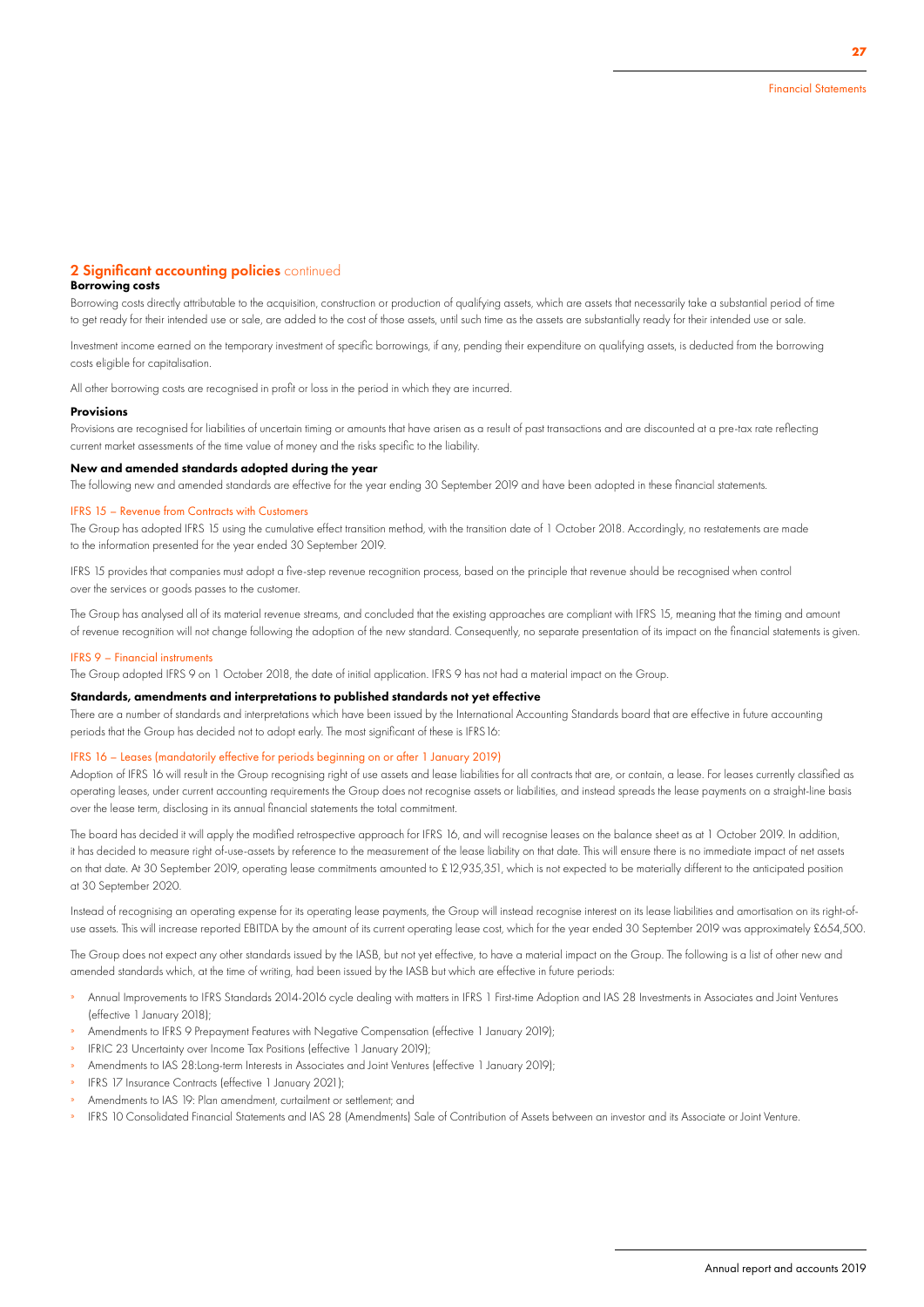## 2 Significant accounting policies continued

### Borrowing costs

Borrowing costs directly attributable to the acquisition, construction or production of qualifying assets, which are assets that necessarily take a substantial period of time to get ready for their intended use or sale, are added to the cost of those assets, until such time as the assets are substantially ready for their intended use or sale.

Investment income earned on the temporary investment of specific borrowings, if any, pending their expenditure on qualifying assets, is deducted from the borrowing costs eligible for capitalisation.

All other borrowing costs are recognised in profit or loss in the period in which they are incurred.

### Provisions

Provisions are recognised for liabilities of uncertain timing or amounts that have arisen as a result of past transactions and are discounted at a pre-tax rate reflecting current market assessments of the time value of money and the risks specific to the liability.

### New and amended standards adopted during the year

The following new and amended standards are effective for the year ending 30 September 2019 and have been adopted in these financial statements.

#### IFRS 15 – Revenue from Contracts with Customers

The Group has adopted IFRS 15 using the cumulative effect transition method, with the transition date of 1 October 2018. Accordingly, no restatements are made to the information presented for the year ended 30 September 2019.

IFRS 15 provides that companies must adopt a five-step revenue recognition process, based on the principle that revenue should be recognised when control over the services or goods passes to the customer.

The Group has analysed all of its material revenue streams, and concluded that the existing approaches are compliant with IFRS 15, meaning that the timing and amount of revenue recognition will not change following the adoption of the new standard. Consequently, no separate presentation of its impact on the financial statements is given.

#### IFRS 9 – Financial instruments

The Group adopted IFRS 9 on 1 October 2018, the date of initial application. IFRS 9 has not had a material impact on the Group.

### Standards, amendments and interpretations to published standards not yet effective

There are a number of standards and interpretations which have been issued by the International Accounting Standards board that are effective in future accounting periods that the Group has decided not to adopt early. The most significant of these is IFRS16:

#### IFRS 16 – Leases (mandatorily effective for periods beginning on or after 1 January 2019)

Adoption of IFRS 16 will result in the Group recognising right of use assets and lease liabilities for all contracts that are, or contain, a lease. For leases currently classified as operating leases, under current accounting requirements the Group does not recognise assets or liabilities, and instead spreads the lease payments on a straight-line basis over the lease term, disclosing in its annual financial statements the total commitment.

The board has decided it will apply the modified retrospective approach for IFRS 16, and will recognise leases on the balance sheet as at 1 October 2019. In addition, it has decided to measure right of-use-assets by reference to the measurement of the lease liability on that date. This will ensure there is no immediate impact of net assets on that date. At 30 September 2019, operating lease commitments amounted to £12,935,351, which is not expected to be materially different to the anticipated position at 30 September 2020.

Instead of recognising an operating expense for its operating lease payments, the Group will instead recognise interest on its lease liabilities and amortisation on its right-of-use assets. This will increase reported EBITDA by the amount of its current operating lease cost, which for the year ended 30 September 2019 was approximately £654,500.

The Group does not expect any other standards issued by the IASB, but not yet effective, to have a material impact on the Group. The following is a list of other new and amended standards which, at the time of writing, had been issued by the IASB but which are effective in future periods:

- Annual Improvements to IFRS Standards 2014-2016 cycle dealing with matters in IFRS 1 First-time Adoption and IAS 28 Investments in Associates and Joint Ventures (effective 1 January 2018);
- Amendments to IFRS 9 Prepayment Features with Negative Compensation (effective 1 January 2019);
- IFRIC 23 Uncertainty over Income Tax Positions (effective 1 January 2019);
- Amendments to IAS 28:Long-term Interests in Associates and Joint Ventures (effective 1 January 2019);
- IFRS 17 Insurance Contracts (effective 1 January 2021);
- Amendments to IAS 19: Plan amendment, curtailment or settlement; and
- IFRS 10 Consolidated Financial Statements and IAS 28 (Amendments) Sale of Contribution of Assets between an investor and its Associate or Joint Venture.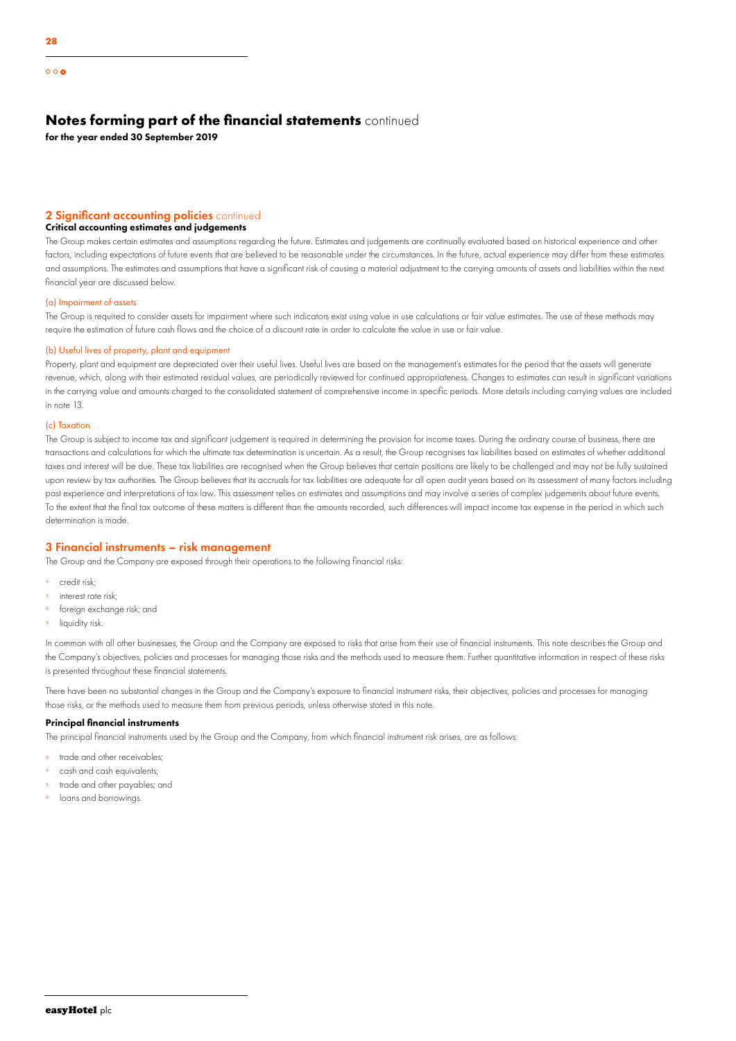# Notes forming part of the financial statements continued

**for the year ended 30 September 2019**

## 2 Significant accounting policies continued

### Critical accounting estimates and judgements

The Group makes certain estimates and assumptions regarding the future. Estimates and judgements are continually evaluated based on historical experience and other factors, including expectations of future events that are believed to be reasonable under the circumstances. In the future, actual experience may differ from these estimates and assumptions. The estimates and assumptions that have a significant risk of causing a material adjustment to the carrying amounts of assets and liabilities within the next financial year are discussed below.

#### (a) Impairment of assets

The Group is required to consider assets for impairment where such indicators exist using value in use calculations or fair value estimates. The use of these methods may require the estimation of future cash flows and the choice of a discount rate in order to calculate the value in use or fair value.

#### (b) Useful lives of property, plant and equipment

Property, plant and equipment are depreciated over their useful lives. Useful lives are based on the management's estimates for the period that the assets will generate revenue, which, along with their estimated residual values, are periodically reviewed for continued appropriateness. Changes to estimates can result in significant variations in the carrying value and amounts charged to the consolidated statement of comprehensive income in specific periods. More details including carrying values are included in note 13.

#### (c) Taxation

The Group is subject to income tax and significant judgement is required in determining the provision for income taxes. During the ordinary course of business, there are transactions and calculations for which the ultimate tax determination is uncertain. As a result, the Group recognises tax liabilities based on estimates of whether additional taxes and interest will be due. These tax liabilities are recognised when the Group believes that certain positions are likely to be challenged and may not be fully sustained upon review by tax authorities. The Group believes that its accruals for tax liabilities are adequate for all open audit years based on its assessment of many factors including past experience and interpretations of tax law. This assessment relies on estimates and assumptions and may involve a series of complex judgements about future events. To the extent that the final tax outcome of these matters is different than the amounts recorded, such differences will impact income tax expense in the period in which such determination is made.

## 3 Financial instruments – risk management

The Group and the Company are exposed through their operations to the following financial risks:

- credit risk;
- interest rate risk;
- foreign exchange risk; and
- liquidity risk.

In common with all other businesses, the Group and the Company are exposed to risks that arise from their use of financial instruments. This note describes the Group and the Company's objectives, policies and processes for managing those risks and the methods used to measure them. Further quantitative information in respect of these risks is presented throughout these financial statements.

There have been no substantial changes in the Group and the Company's exposure to financial instrument risks, their objectives, policies and processes for managing those risks, or the methods used to measure them from previous periods, unless otherwise stated in this note.

### Principal financial instruments

The principal financial instruments used by the Group and the Company, from which financial instrument risk arises, are as follows:

- trade and other receivables;
- cash and cash equivalents;
- trade and other payables; and
- loans and borrowings.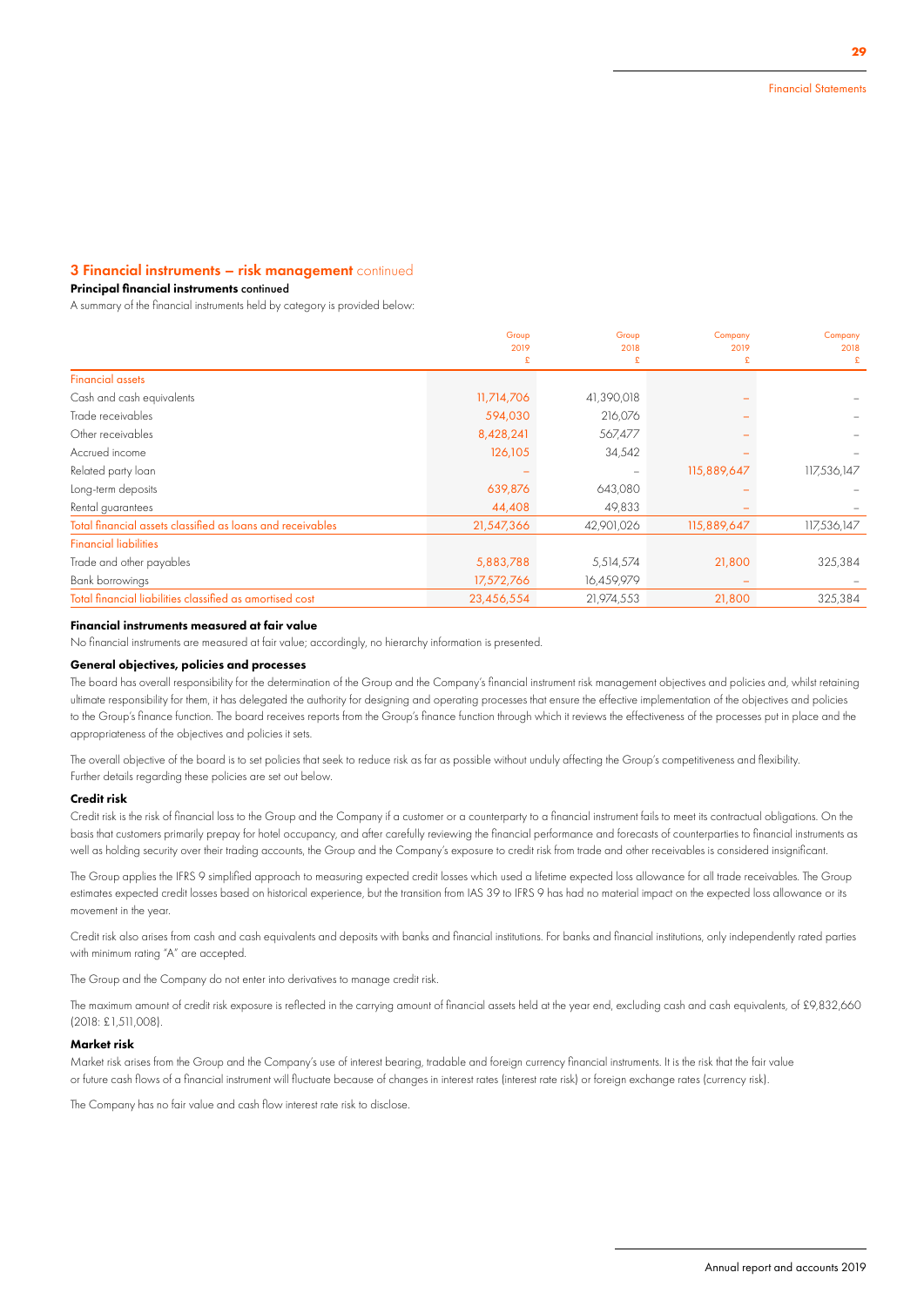## 3 Financial instruments – risk management continued

### Principal financial instruments continued

A summary of the financial instruments held by category is provided below:

| | Group 2019 £ | Group 2018 £ | Company 2019 £ | Company 2018 £ |
|---|---|---|---|---|
| **Financial assets** | | | | |
| Cash and cash equivalents | 11,714,706 | 41,390,018 | – | – |
| Trade receivables | 594,030 | 216,076 | – | – |
| Other receivables | 8,428,241 | 567,477 | – | – |
| Accrued income | 126,105 | 34,542 | – | – |
| Related party loan | – | – | 115,889,647 | 117,536,147 |
| Long-term deposits | 639,876 | 643,080 | – | – |
| Rental guarantees | 44,408 | 49,833 | – | – |
| Total financial assets classified as loans and receivables | 21,547,366 | 42,901,026 | 115,889,647 | 117,536,147 |
| **Financial liabilities** | | | | |
| Trade and other payables | 5,883,788 | 5,514,574 | 21,800 | 325,384 |
| Bank borrowings | 17,572,766 | 16,459,979 | – | – |
| Total financial liabilities classified as amortised cost | 23,456,554 | 21,974,553 | 21,800 | 325,384 |

### Financial instruments measured at fair value

No financial instruments are measured at fair value; accordingly, no hierarchy information is presented.

### General objectives, policies and processes

The board has overall responsibility for the determination of the Group and the Company's financial instrument risk management objectives and policies and, whilst retaining ultimate responsibility for them, it has delegated the authority for designing and operating processes that ensure the effective implementation of the objectives and policies to the Group's finance function. The board receives reports from the Group's finance function through which it reviews the effectiveness of the processes put in place and the appropriateness of the objectives and policies it sets.

The overall objective of the board is to set policies that seek to reduce risk as far as possible without unduly affecting the Group's competitiveness and flexibility. Further details regarding these policies are set out below.

### Credit risk

Credit risk is the risk of financial loss to the Group and the Company if a customer or a counterparty to a financial instrument fails to meet its contractual obligations. On the basis that customers primarily prepay for hotel occupancy, and after carefully reviewing the financial performance and forecasts of counterparties to financial instruments as well as holding security over their trading accounts, the Group and the Company's exposure to credit risk from trade and other receivables is considered insignificant.

The Group applies the IFRS 9 simplified approach to measuring expected credit losses which used a lifetime expected loss allowance for all trade receivables. The Group estimates expected credit losses based on historical experience, but the transition from IAS 39 to IFRS 9 has had no material impact on the expected loss allowance or its movement in the year.

Credit risk also arises from cash and cash equivalents and deposits with banks and financial institutions. For banks and financial institutions, only independently rated parties with minimum rating "A" are accepted.

The Group and the Company do not enter into derivatives to manage credit risk.

The maximum amount of credit risk exposure is reflected in the carrying amount of financial assets held at the year end, excluding cash and cash equivalents, of £9,832,660 (2018: £1,511,008).

### Market risk

Market risk arises from the Group and the Company's use of interest bearing, tradable and foreign currency financial instruments. It is the risk that the fair value or future cash flows of a financial instrument will fluctuate because of changes in interest rates (interest rate risk) or foreign exchange rates (currency risk).

The Company has no fair value and cash flow interest rate risk to disclose.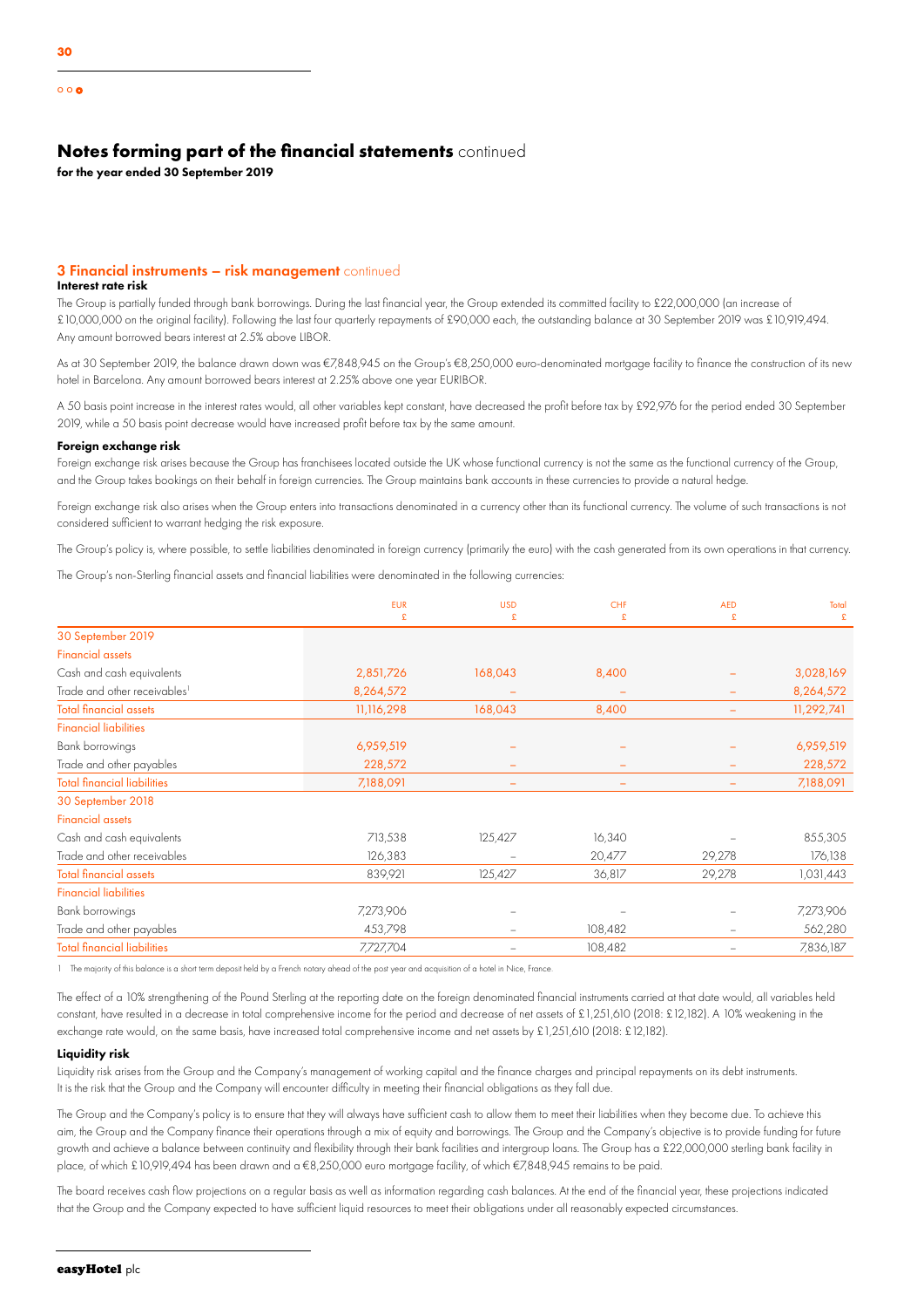# Notes forming part of the financial statements continued

**for the year ended 30 September 2019**

## 3 Financial instruments – risk management continued

### Interest rate risk

The Group is partially funded through bank borrowings. During the last financial year, the Group extended its committed facility to £22,000,000 (an increase of £10,000,000 on the original facility). Following the last four quarterly repayments of £90,000 each, the outstanding balance at 30 September 2019 was £10,919,494. Any amount borrowed bears interest at 2.5% above LIBOR.

As at 30 September 2019, the balance drawn down was €7,848,945 on the Group's €8,250,000 euro-denominated mortgage facility to finance the construction of its new hotel in Barcelona. Any amount borrowed bears interest at 2.25% above one year EURIBOR.

A 50 basis point increase in the interest rates would, all other variables kept constant, have decreased the profit before tax by £92,976 for the period ended 30 September 2019, while a 50 basis point decrease would have increased profit before tax by the same amount.

### Foreign exchange risk

Foreign exchange risk arises because the Group has franchisees located outside the UK whose functional currency is not the same as the functional currency of the Group, and the Group takes bookings on their behalf in foreign currencies. The Group maintains bank accounts in these currencies to provide a natural hedge.

Foreign exchange risk also arises when the Group enters into transactions denominated in a currency other than its functional currency. The volume of such transactions is not considered sufficient to warrant hedging the risk exposure.

The Group's policy is, where possible, to settle liabilities denominated in foreign currency (primarily the euro) with the cash generated from its own operations in that currency.

The Group's non-Sterling financial assets and financial liabilities were denominated in the following currencies:

| | EUR £ | USD £ | CHF £ | AED £ | Total £ |
|---|---|---|---|---|---|
| **30 September 2019** | | | | | |
| Financial assets | | | | | |
| Cash and cash equivalents | 2,851,726 | 168,043 | 8,400 | – | 3,028,169 |
| Trade and other receivables[1] | 8,264,572 | – | – | – | 8,264,572 |
| Total financial assets | 11,116,298 | 168,043 | 8,400 | – | 11,292,741 |
| Financial liabilities | | | | | |
| Bank borrowings | 6,959,519 | – | – | – | 6,959,519 |
| Trade and other payables | 228,572 | – | – | – | 228,572 |
| Total financial liabilities | 7,188,091 | – | – | – | 7,188,091 |
| **30 September 2018** | | | | | |
| Financial assets | | | | | |
| Cash and cash equivalents | 713,538 | 125,427 | 16,340 | – | 855,305 |
| Trade and other receivables | 126,383 | – | 20,477 | 29,278 | 176,138 |
| Total financial assets | 839,921 | 125,427 | 36,817 | 29,278 | 1,031,443 |
| Financial liabilities | | | | | |
| Bank borrowings | 7,273,906 | – | – | – | 7,273,906 |
| Trade and other payables | 453,798 | – | 108,482 | – | 562,280 |
| Total financial liabilities | 7,727,704 | – | 108,482 | – | 7,836,187 |

1 The majority of this balance is a short term deposit held by a French notary ahead of the post year and acquisition of a hotel in Nice, France.

The effect of a 10% strengthening of the Pound Sterling at the reporting date on the foreign denominated financial instruments carried at that date would, all variables held constant, have resulted in a decrease in total comprehensive income for the period and decrease of net assets of £1,251,610 (2018: £12,182). A 10% weakening in the exchange rate would, on the same basis, have increased total comprehensive income and net assets by £1,251,610 (2018: £12,182).

### Liquidity risk

Liquidity risk arises from the Group and the Company's management of working capital and the finance charges and principal repayments on its debt instruments. It is the risk that the Group and the Company will encounter difficulty in meeting their financial obligations as they fall due.

The Group and the Company's policy is to ensure that they will always have sufficient cash to allow them to meet their liabilities when they become due. To achieve this aim, the Group and the Company finance their operations through a mix of equity and borrowings. The Group and the Company's objective is to provide funding for future growth and achieve a balance between continuity and flexibility through their bank facilities and intergroup loans. The Group has a £22,000,000 sterling bank facility in place, of which £10,919,494 has been drawn and a €8,250,000 euro mortgage facility, of which €7,848,945 remains to be paid.

The board receives cash flow projections on a regular basis as well as information regarding cash balances. At the end of the financial year, these projections indicated that the Group and the Company expected to have sufficient liquid resources to meet their obligations under all reasonably expected circumstances.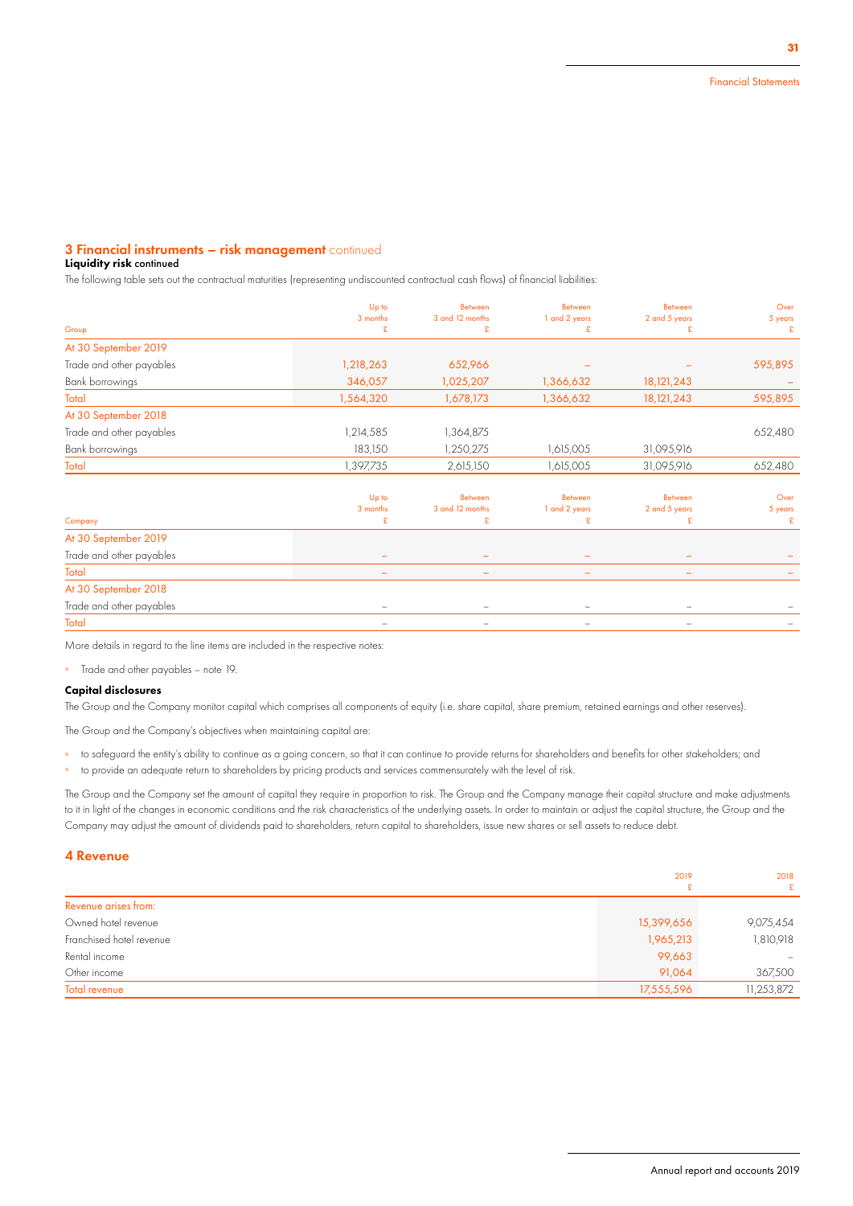## 3 Financial instruments – risk management continued

**Liquidity risk** continued

The following table sets out the contractual maturities (representing undiscounted contractual cash flows) of financial liabilities:

| Group | Up to 3 months £ | Between 3 and 12 months £ | Between 1 and 2 years £ | Between 2 and 5 years £ | Over 5 years £ |
|---|---|---|---|---|---|
| At 30 September 2019 | | | | | |
| Trade and other payables | 1,218,263 | 652,966 | – | – | 595,895 |
| Bank borrowings | 346,057 | 1,025,207 | 1,366,632 | 18,121,243 | – |
| Total | 1,564,320 | 1,678,173 | 1,366,632 | 18,121,243 | 595,895 |
| At 30 September 2018 | | | | | |
| Trade and other payables | 1,214,585 | 1,364,875 | | | 652,480 |
| Bank borrowings | 183,150 | 1,250,275 | 1,615,005 | 31,095,916 | |
| Total | 1,397,735 | 2,615,150 | 1,615,005 | 31,095,916 | 652,480 |

| Company | Up to 3 months £ | Between 3 and 12 months £ | Between 1 and 2 years £ | Between 2 and 5 years £ | Over 5 years £ |
|---|---|---|---|---|---|
| At 30 September 2019 | | | | | |
| Trade and other payables | – | – | – | – | – |
| Total | – | – | – | – | – |
| At 30 September 2018 | | | | | |
| Trade and other payables | – | – | – | – | – |
| Total | – | – | – | – | – |

More details in regard to the line items are included in the respective notes:

- Trade and other payables – note 19.

**Capital disclosures**

The Group and the Company monitor capital which comprises all components of equity (i.e. share capital, share premium, retained earnings and other reserves).

The Group and the Company's objectives when maintaining capital are:

- to safeguard the entity's ability to continue as a going concern, so that it can continue to provide returns for shareholders and benefits for other stakeholders; and
- to provide an adequate return to shareholders by pricing products and services commensurately with the level of risk.

The Group and the Company set the amount of capital they require in proportion to risk. The Group and the Company manage their capital structure and make adjustments to it in light of the changes in economic conditions and the risk characteristics of the underlying assets. In order to maintain or adjust the capital structure, the Group and the Company may adjust the amount of dividends paid to shareholders, return capital to shareholders, issue new shares or sell assets to reduce debt.

## 4 Revenue

| | 2019 £ | 2018 £ |
|---|---|---|
| Revenue arises from: | | |
| Owned hotel revenue | 15,399,656 | 9,075,454 |
| Franchised hotel revenue | 1,965,213 | 1,810,918 |
| Rental income | 99,663 | – |
| Other income | 91,064 | 367,500 |
| Total revenue | 17,555,596 | 11,253,872 |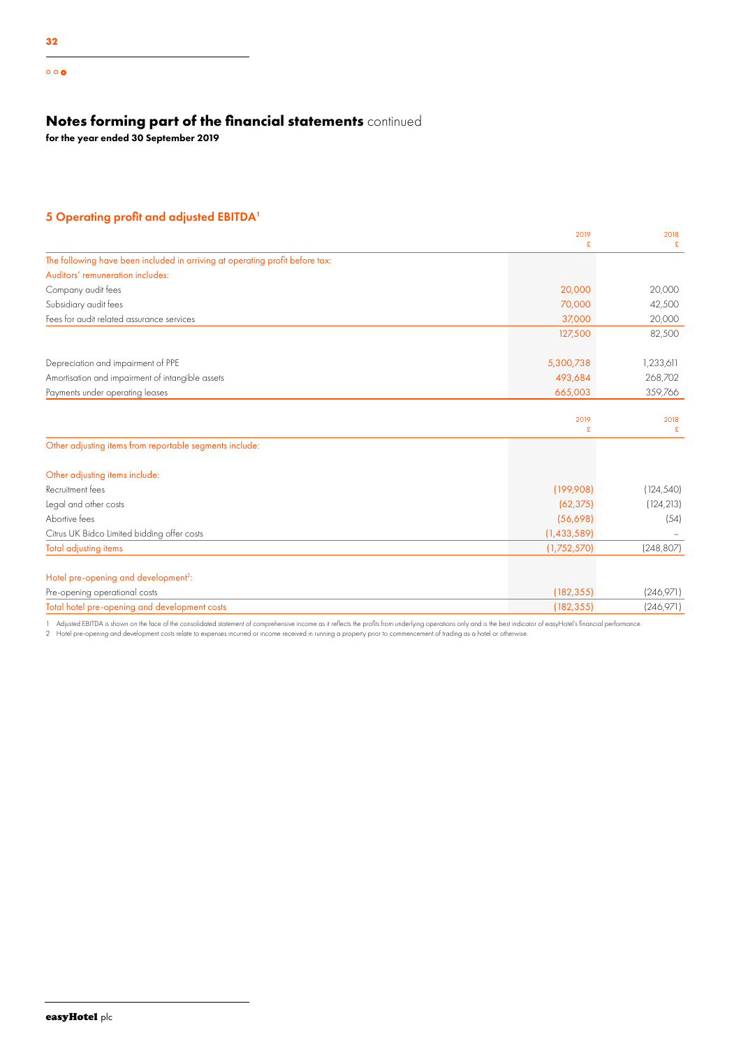# Notes forming part of the financial statements continued

**for the year ended 30 September 2019**

## 5 Operating profit and adjusted EBITDA[1]

| | 2019 £ | 2018 £ |
|---|---|---|
| The following have been included in arriving at operating profit before tax: | | |
| Auditors' remuneration includes: | | |
| Company audit fees | 20,000 | 20,000 |
| Subsidiary audit fees | 70,000 | 42,500 |
| Fees for audit related assurance services | 37,000 | 20,000 |
| | 127,500 | 82,500 |
| Depreciation and impairment of PPE | 5,300,738 | 1,233,611 |
| Amortisation and impairment of intangible assets | 493,684 | 268,702 |
| Payments under operating leases | 665,003 | 359,766 |

| | 2019 £ | 2018 £ |
|---|---|---|
| Other adjusting items from reportable segments include: | | |
| Other adjusting items include: | | |
| Recruitment fees | (199,908) | (124,540) |
| Legal and other costs | (62,375) | (124,213) |
| Abortive fees | (56,698) | (54) |
| Citrus UK Bidco Limited bidding offer costs | (1,433,589) | – |
| Total adjusting items | (1,752,570) | (248,807) |
| Hotel pre-opening and development[2]: | | |
| Pre-opening operational costs | (182,355) | (246,971) |
| Total hotel pre-opening and development costs | (182,355) | (246,971) |

1 Adjusted EBITDA is shown on the face of the consolidated statement of comprehensive income as it reflects the profits from underlying operations only and is the best indicator of easyHotel's financial performance.

2 Hotel pre-opening and development costs relate to expenses incurred or income received in running a property prior to commencement of trading as a hotel or otherwise.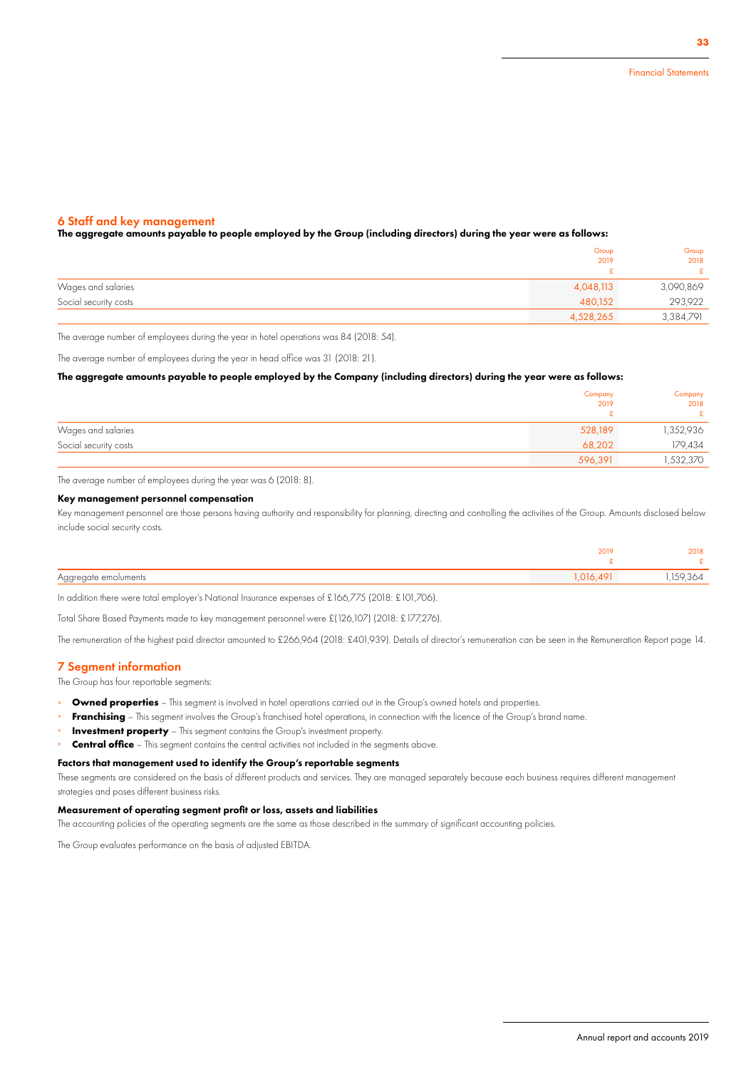## 6 Staff and key management

**The aggregate amounts payable to people employed by the Group (including directors) during the year were as follows:**

| | Group 2019 £ | Group 2018 £ |
|---|---|---|
| Wages and salaries | 4,048,113 | 3,090,869 |
| Social security costs | 480,152 | 293,922 |
| | 4,528,265 | 3,384,791 |

The average number of employees during the year in hotel operations was 84 (2018: 54).

The average number of employees during the year in head office was 31 (2018: 21).

**The aggregate amounts payable to people employed by the Company (including directors) during the year were as follows:**

| | Company 2019 £ | Company 2018 £ |
|---|---|---|
| Wages and salaries | 528,189 | 1,352,936 |
| Social security costs | 68,202 | 179,434 |
| | 596,391 | 1,532,370 |

The average number of employees during the year was 6 (2018: 8).

### Key management personnel compensation

Key management personnel are those persons having authority and responsibility for planning, directing and controlling the activities of the Group. Amounts disclosed below include social security costs.

| | 2019 £ | 2018 £ |
|---|---|---|
| Aggregate emoluments | 1,016,491 | 1,159,364 |

In addition there were total employer's National Insurance expenses of £166,775 (2018: £101,706).

Total Share Based Payments made to key management personnel were £(126,107) (2018: £177,276).

The remuneration of the highest paid director amounted to £266,964 (2018: £401,939). Details of director's remuneration can be seen in the Remuneration Report page 14.

## 7 Segment information

The Group has four reportable segments:

- **Owned properties** – This segment is involved in hotel operations carried out in the Group's owned hotels and properties.
- **Franchising** – This segment involves the Group's franchised hotel operations, in connection with the licence of the Group's brand name.
- **Investment property** – This segment contains the Group's investment property.
- **Central office** – This segment contains the central activities not included in the segments above.

### Factors that management used to identify the Group's reportable segments

These segments are considered on the basis of different products and services. They are managed separately because each business requires different management strategies and poses different business risks.

### Measurement of operating segment profit or loss, assets and liabilities

The accounting policies of the operating segments are the same as those described in the summary of significant accounting policies.

The Group evaluates performance on the basis of adjusted EBITDA.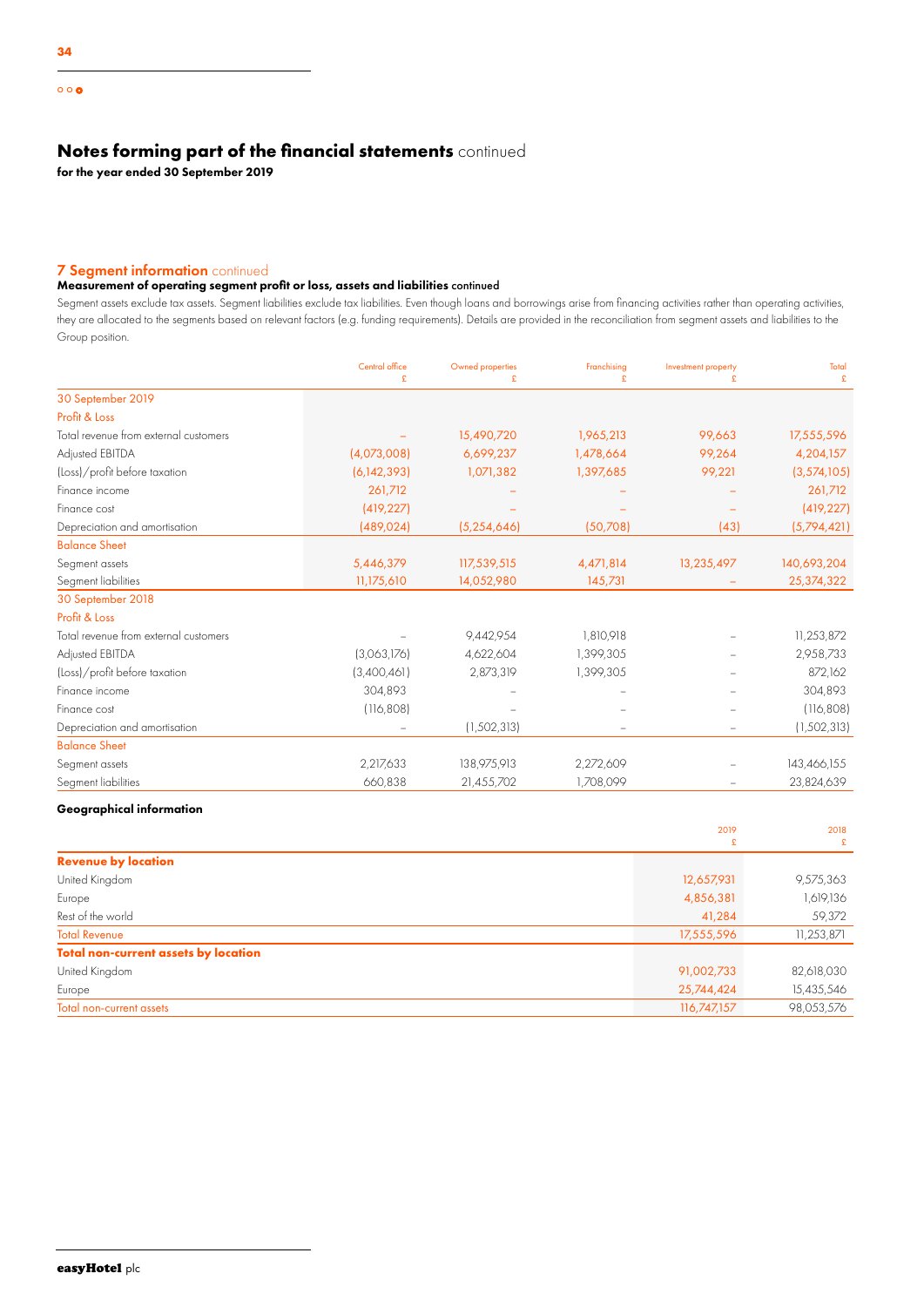# Notes forming part of the financial statements continued

**for the year ended 30 September 2019**

## 7 Segment information continued

### Measurement of operating segment profit or loss, assets and liabilities continued

Segment assets exclude tax assets. Segment liabilities exclude tax liabilities. Even though loans and borrowings arise from financing activities rather than operating activities, they are allocated to the segments based on relevant factors (e.g. funding requirements). Details are provided in the reconciliation from segment assets and liabilities to the Group position.

| | Central office £ | Owned properties £ | Franchising £ | Investment property £ | Total £ |
|---|---|---|---|---|---|
| **30 September 2019** | | | | | |
| **Profit & Loss** | | | | | |
| Total revenue from external customers | – | 15,490,720 | 1,965,213 | 99,663 | 17,555,596 |
| Adjusted EBITDA | (4,073,008) | 6,699,237 | 1,478,664 | 99,264 | 4,204,157 |
| (Loss)/profit before taxation | (6,142,393) | 1,071,382 | 1,397,685 | 99,221 | (3,574,105) |
| Finance income | 261,712 | – | – | – | 261,712 |
| Finance cost | (419,227) | – | – | – | (419,227) |
| Depreciation and amortisation | (489,024) | (5,254,646) | (50,708) | (43) | (5,794,421) |
| **Balance Sheet** | | | | | |
| Segment assets | 5,446,379 | 117,539,515 | 4,471,814 | 13,235,497 | 140,693,204 |
| Segment liabilities | 11,175,610 | 14,052,980 | 145,731 | – | 25,374,322 |
| **30 September 2018** | | | | | |
| **Profit & Loss** | | | | | |
| Total revenue from external customers | – | 9,442,954 | 1,810,918 | – | 11,253,872 |
| Adjusted EBITDA | (3,063,176) | 4,622,604 | 1,399,305 | – | 2,958,733 |
| (Loss)/profit before taxation | (3,400,461) | 2,873,319 | 1,399,305 | – | 872,162 |
| Finance income | 304,893 | – | – | – | 304,893 |
| Finance cost | (116,808) | – | – | – | (116,808) |
| Depreciation and amortisation | – | (1,502,313) | – | – | (1,502,313) |
| **Balance Sheet** | | | | | |
| Segment assets | 2,217,633 | 138,975,913 | 2,272,609 | – | 143,466,155 |
| Segment liabilities | 660,838 | 21,455,702 | 1,708,099 | – | 23,824,639 |

### Geographical information

| | 2019 £ | 2018 £ |
|---|---|---|
| **Revenue by location** | | |
| United Kingdom | 12,657,931 | 9,575,363 |
| Europe | 4,856,381 | 1,619,136 |
| Rest of the world | 41,284 | 59,372 |
| Total Revenue | 17,555,596 | 11,253,871 |
| **Total non-current assets by location** | | |
| United Kingdom | 91,002,733 | 82,618,030 |
| Europe | 25,744,424 | 15,435,546 |
| Total non-current assets | 116,747,157 | 98,053,576 |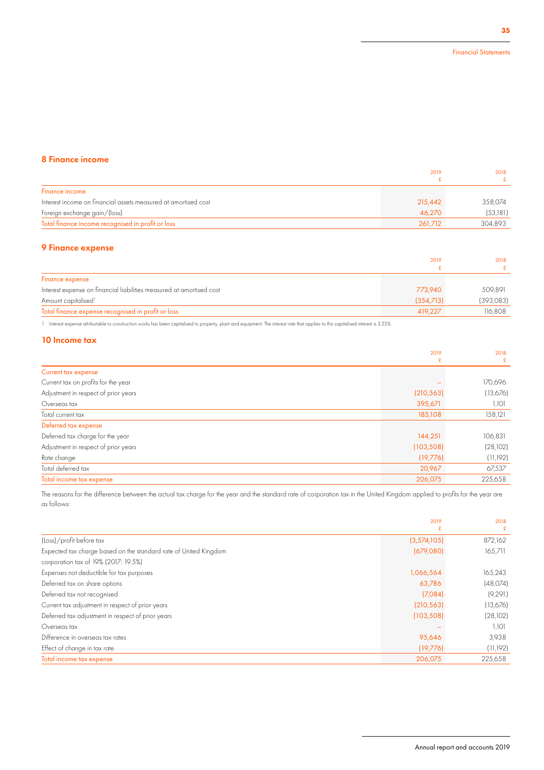## 8 Finance income

| | 2019<br>£ | 2018<br>£ |
|---|---|---|
| Finance income | | |
| Interest income on financial assets measured at amortised cost | 215,442 | 358,074 |
| Foreign exchange gain/(loss) | 46,270 | (53,181) |
| Total finance income recognised in profit or loss | 261,712 | 304,893 |

## 9 Finance expense

| | 2019<br>£ | 2018<br>£ |
|---|---|---|
| Finance expense | | |
| Interest expense on financial liabilities measured at amortised cost | 773,940 | 509,891 |
| Amount capitalised[1] | (354,713) | (393,083) |
| Total finance expense recognised in profit or loss | 419,227 | 116,808 |

1 Interest expense attributable to construction works has been capitalised to property, plant and equipment. The interest rate that applies to this capitalised interest is 3.25%.

## 10 Income tax

| | 2019<br>£ | 2018<br>£ |
|---|---|---|
| Current tax expense | | |
| Current tax on profits for the year | – | 170,696 |
| Adjustment in respect of prior years | (210,563) | (13,676) |
| Overseas tax | 395,671 | 1,101 |
| Total current tax | 185,108 | 158,121 |
| Deferred tax expense | | |
| Deferred tax charge for the year | 144,251 | 106,831 |
| Adjustment in respect of prior years | (103,508) | (28,102) |
| Rate change | (19,776) | (11,192) |
| Total deferred tax | 20,967 | 67,537 |
| Total income tax expense | 206,075 | 225,658 |

The reasons for the difference between the actual tax charge for the year and the standard rate of corporation tax in the United Kingdom applied to profits for the year are as follows:

| | 2019<br>£ | 2018<br>£ |
|---|---|---|
| (Loss)/profit before tax | (3,574,105) | 872,162 |
| Expected tax charge based on the standard rate of United Kingdom corporation tax of 19% (2017: 19.5%) | (679,080) | 165,711 |
| Expenses not deductible for tax purposes | 1,066,564 | 165,243 |
| Deferred tax on share options | 63,786 | (48,074) |
| Deferred tax not recognised | (7,084) | (9,291) |
| Current tax adjustment in respect of prior years | (210,563) | (13,676) |
| Deferred tax adjustment in respect of prior years | (103,508) | (28,102) |
| Overseas tax | – | 1,101 |
| Difference in overseas tax rates | 95,646 | 3,938 |
| Effect of change in tax rate | (19,776) | (11,192) |
| Total income tax expense | 206,075 | 225,658 |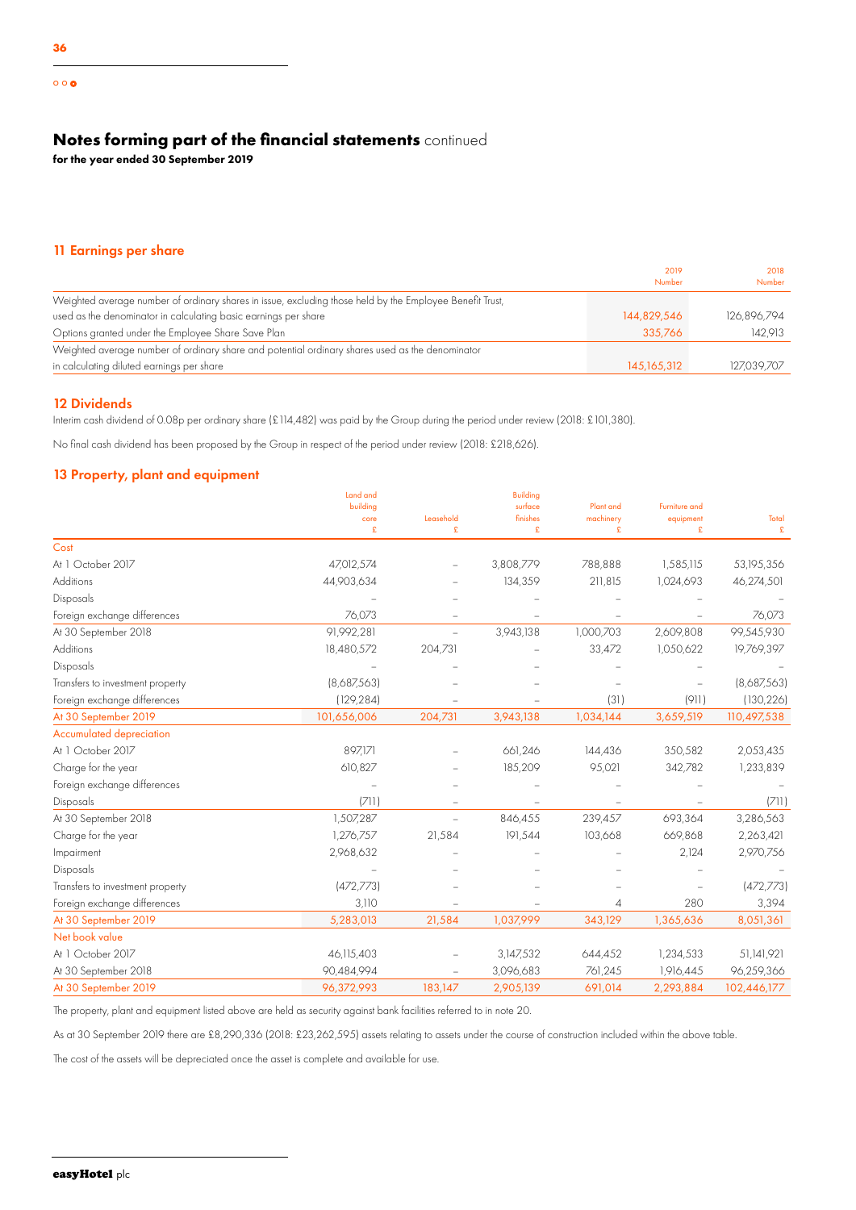# Notes forming part of the financial statements continued

**for the year ended 30 September 2019**

## 11 Earnings per share

| | 2019 Number | 2018 Number |
|---|---|---|
| Weighted average number of ordinary shares in issue, excluding those held by the Employee Benefit Trust, used as the denominator in calculating basic earnings per share | 144,829,546 | 126,896,794 |
| Options granted under the Employee Share Save Plan | 335,766 | 142,913 |
| Weighted average number of ordinary share and potential ordinary shares used as the denominator in calculating diluted earnings per share | 145,165,312 | 127,039,707 |

## 12 Dividends

Interim cash dividend of 0.08p per ordinary share (£114,482) was paid by the Group during the period under review (2018: £101,380).

No final cash dividend has been proposed by the Group in respect of the period under review (2018: £218,626).

## 13 Property, plant and equipment

| | Land and building core £ | Leasehold £ | Building surface finishes £ | Plant and machinery £ | Furniture and equipment £ | Total £ |
|---|---|---|---|---|---|---|
| **Cost** | | | | | | |
| At 1 October 2017 | 47,012,574 | – | 3,808,779 | 788,888 | 1,585,115 | 53,195,356 |
| Additions | 44,903,634 | – | 134,359 | 211,815 | 1,024,693 | 46,274,501 |
| Disposals | – | – | – | – | – | – |
| Foreign exchange differences | 76,073 | – | – | – | – | 76,073 |
| At 30 September 2018 | 91,992,281 | – | 3,943,138 | 1,000,703 | 2,609,808 | 99,545,930 |
| Additions | 18,480,572 | 204,731 | – | 33,472 | 1,050,622 | 19,769,397 |
| Disposals | – | – | – | – | – | – |
| Transfers to investment property | (8,687,563) | – | – | – | – | (8,687,563) |
| Foreign exchange differences | (129,284) | – | – | (31) | (911) | (130,226) |
| At 30 September 2019 | 101,656,006 | 204,731 | 3,943,138 | 1,034,144 | 3,659,519 | 110,497,538 |
| **Accumulated depreciation** | | | | | | |
| At 1 October 2017 | 897,171 | – | 661,246 | 144,436 | 350,582 | 2,053,435 |
| Charge for the year | 610,827 | – | 185,209 | 95,021 | 342,782 | 1,233,839 |
| Foreign exchange differences | – | – | – | – | – | – |
| Disposals | (711) | – | – | – | – | (711) |
| At 30 September 2018 | 1,507,287 | – | 846,455 | 239,457 | 693,364 | 3,286,563 |
| Charge for the year | 1,276,757 | 21,584 | 191,544 | 103,668 | 669,868 | 2,263,421 |
| Impairment | 2,968,632 | – | – | – | 2,124 | 2,970,756 |
| Disposals | – | – | – | – | – | – |
| Transfers to investment property | (472,773) | – | – | – | – | (472,773) |
| Foreign exchange differences | 3,110 | – | – | 4 | 280 | 3,394 |
| At 30 September 2019 | 5,283,013 | 21,584 | 1,037,999 | 343,129 | 1,365,636 | 8,051,361 |
| **Net book value** | | | | | | |
| At 1 October 2017 | 46,115,403 | – | 3,147,532 | 644,452 | 1,234,533 | 51,141,921 |
| At 30 September 2018 | 90,484,994 | – | 3,096,683 | 761,245 | 1,916,445 | 96,259,366 |
| At 30 September 2019 | 96,372,993 | 183,147 | 2,905,139 | 691,014 | 2,293,884 | 102,446,177 |

The property, plant and equipment listed above are held as security against bank facilities referred to in note 20.

As at 30 September 2019 there are £8,290,336 (2018: £23,262,595) assets relating to assets under the course of construction included within the above table.

The cost of the assets will be depreciated once the asset is complete and available for use.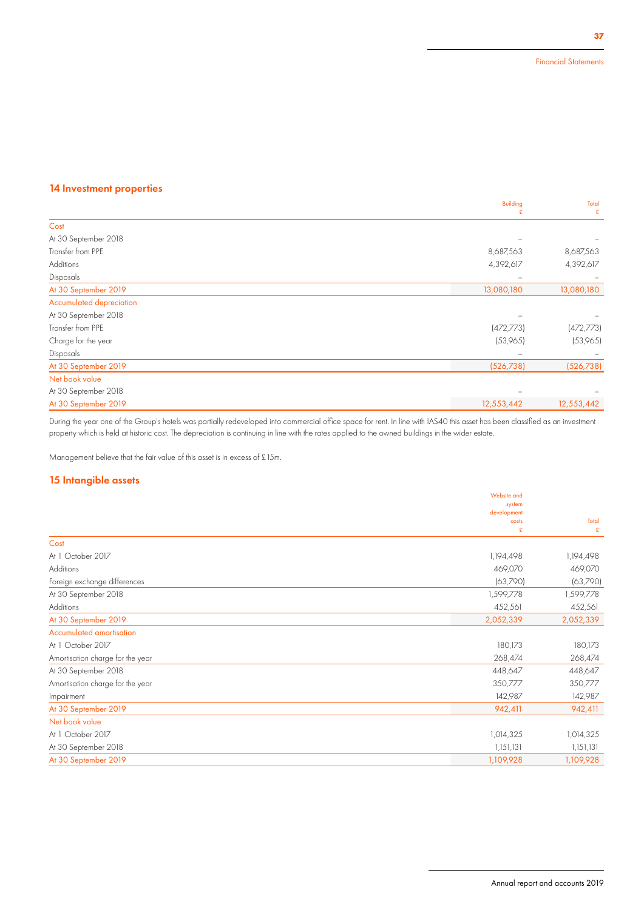## 14 Investment properties

| | Building £ | Total £ |
|---|---|---|
| **Cost** | | |
| At 30 September 2018 | – | – |
| Transfer from PPE | 8,687,563 | 8,687,563 |
| Additions | 4,392,617 | 4,392,617 |
| Disposals | – | – |
| At 30 September 2019 | 13,080,180 | 13,080,180 |
| **Accumulated depreciation** | | |
| At 30 September 2018 | – | – |
| Transfer from PPE | (472,773) | (472,773) |
| Charge for the year | (53,965) | (53,965) |
| Disposals | – | – |
| At 30 September 2019 | (526,738) | (526,738) |
| **Net book value** | | |
| At 30 September 2018 | – | – |
| At 30 September 2019 | 12,553,442 | 12,553,442 |

During the year one of the Group's hotels was partially redeveloped into commercial office space for rent. In line with IAS40 this asset has been classified as an investment property which is held at historic cost. The depreciation is continuing in line with the rates applied to the owned buildings in the wider estate.

Management believe that the fair value of this asset is in excess of £15m.

## 15 Intangible assets

| | Website and system development costs £ | Total £ |
|---|---|---|
| **Cost** | | |
| At 1 October 2017 | 1,194,498 | 1,194,498 |
| Additions | 469,070 | 469,070 |
| Foreign exchange differences | (63,790) | (63,790) |
| At 30 September 2018 | 1,599,778 | 1,599,778 |
| Additions | 452,561 | 452,561 |
| At 30 September 2019 | 2,052,339 | 2,052,339 |
| **Accumulated amortisation** | | |
| At 1 October 2017 | 180,173 | 180,173 |
| Amortisation charge for the year | 268,474 | 268,474 |
| At 30 September 2018 | 448,647 | 448,647 |
| Amortisation charge for the year | 350,777 | 350,777 |
| Impairment | 142,987 | 142,987 |
| At 30 September 2019 | 942,411 | 942,411 |
| **Net book value** | | |
| At 1 October 2017 | 1,014,325 | 1,014,325 |
| At 30 September 2018 | 1,151,131 | 1,151,131 |
| At 30 September 2019 | 1,109,928 | 1,109,928 |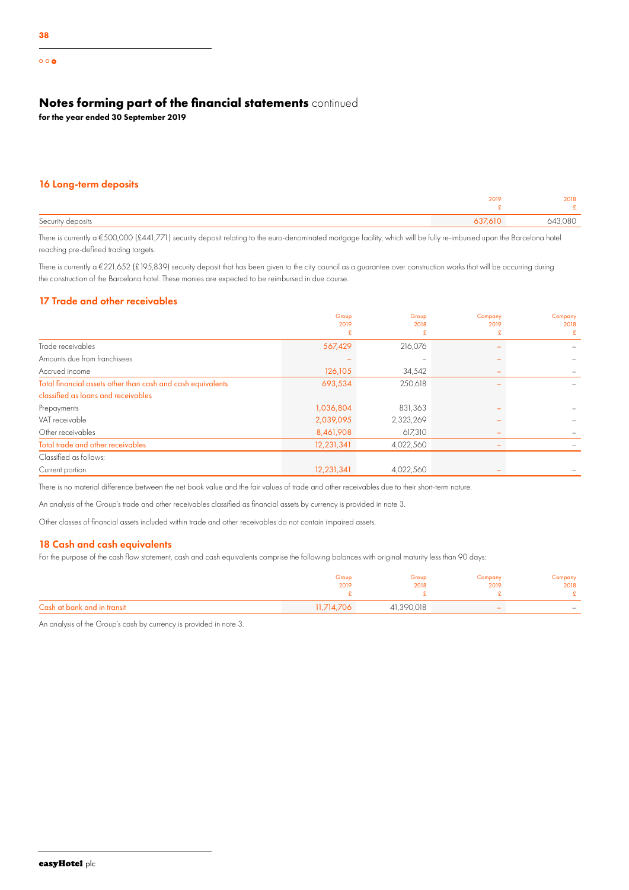# Notes forming part of the financial statements continued

**for the year ended 30 September 2019**

## 16 Long-term deposits

| | 2019<br>£ | 2018<br>£ |
|---|---|---|
| Security deposits | 637,610 | 643,080 |

There is currently a €500,000 (£441,771) security deposit relating to the euro-denominated mortgage facility, which will be fully re-imbursed upon the Barcelona hotel reaching pre-defined trading targets.

There is currently a €221,652 (£195,839) security deposit that has been given to the city council as a guarantee over construction works that will be occurring during the construction of the Barcelona hotel. These monies are expected to be reimbursed in due course.

## 17 Trade and other receivables

| | Group<br>2019<br>£ | Group<br>2018<br>£ | Company<br>2019<br>£ | Company<br>2018<br>£ |
|---|---|---|---|---|
| Trade receivables | 567,429 | 216,076 | – | – |
| Amounts due from franchisees | – | – | – | – |
| Accrued income | 126,105 | 34,542 | – | – |
| Total financial assets other than cash and cash equivalents classified as loans and receivables | 693,534 | 250,618 | – | – |
| Prepayments | 1,036,804 | 831,363 | – | – |
| VAT receivable | 2,039,095 | 2,323,269 | – | – |
| Other receivables | 8,461,908 | 617,310 | – | – |
| Total trade and other receivables | 12,231,341 | 4,022,560 | – | – |
| Classified as follows: | | | | |
| Current portion | 12,231,341 | 4,022,560 | – | – |

There is no material difference between the net book value and the fair values of trade and other receivables due to their short-term nature.

An analysis of the Group's trade and other receivables classified as financial assets by currency is provided in note 3.

Other classes of financial assets included within trade and other receivables do not contain impaired assets.

## 18 Cash and cash equivalents

For the purpose of the cash flow statement, cash and cash equivalents comprise the following balances with original maturity less than 90 days:

| | Group<br>2019<br>£ | Group<br>2018<br>£ | Company<br>2019<br>£ | Company<br>2018<br>£ |
|---|---|---|---|---|
| Cash at bank and in transit | 11,714,706 | 41,390,018 | – | – |

An analysis of the Group's cash by currency is provided in note 3.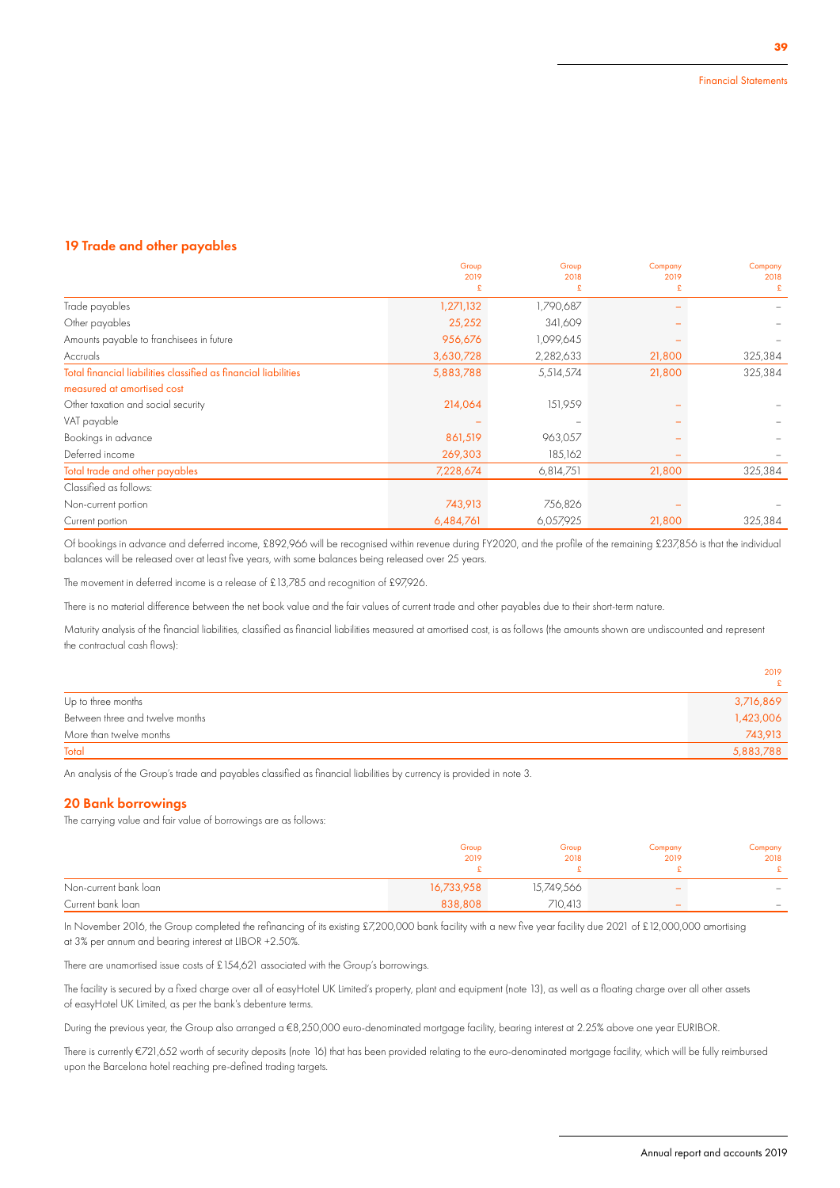## 19 Trade and other payables

| | Group 2019 £ | Group 2018 £ | Company 2019 £ | Company 2018 £ |
|---|---|---|---|---|
| Trade payables | 1,271,132 | 1,790,687 | – | – |
| Other payables | 25,252 | 341,609 | – | – |
| Amounts payable to franchisees in future | 956,676 | 1,099,645 | – | – |
| Accruals | 3,630,728 | 2,282,633 | 21,800 | 325,384 |
| Total financial liabilities classified as financial liabilities measured at amortised cost | 5,883,788 | 5,514,574 | 21,800 | 325,384 |
| Other taxation and social security | 214,064 | 151,959 | – | – |
| VAT payable | – | – | – | – |
| Bookings in advance | 861,519 | 963,057 | – | – |
| Deferred income | 269,303 | 185,162 | – | – |
| Total trade and other payables | 7,228,674 | 6,814,751 | 21,800 | 325,384 |
| Classified as follows: | | | | |
| Non-current portion | 743,913 | 756,826 | – | – |
| Current portion | 6,484,761 | 6,057,925 | 21,800 | 325,384 |

Of bookings in advance and deferred income, £892,966 will be recognised within revenue during FY2020, and the profile of the remaining £237,856 is that the individual balances will be released over at least five years, with some balances being released over 25 years.

The movement in deferred income is a release of £13,785 and recognition of £97,926.

There is no material difference between the net book value and the fair values of current trade and other payables due to their short-term nature.

Maturity analysis of the financial liabilities, classified as financial liabilities measured at amortised cost, is as follows (the amounts shown are undiscounted and represent the contractual cash flows):

| | 2019 £ |
|---|---|
| Up to three months | 3,716,869 |
| Between three and twelve months | 1,423,006 |
| More than twelve months | 743,913 |
| Total | 5,883,788 |

An analysis of the Group's trade and payables classified as financial liabilities by currency is provided in note 3.

## 20 Bank borrowings

The carrying value and fair value of borrowings are as follows:

| | Group 2019 £ | Group 2018 £ | Company 2019 £ | Company 2018 £ |
|---|---|---|---|---|
| Non-current bank loan | 16,733,958 | 15,749,566 | – | – |
| Current bank loan | 838,808 | 710,413 | – | – |

In November 2016, the Group completed the refinancing of its existing £7,200,000 bank facility with a new five year facility due 2021 of £12,000,000 amortising at 3% per annum and bearing interest at LIBOR +2.50%.

There are unamortised issue costs of £154,621 associated with the Group's borrowings.

The facility is secured by a fixed charge over all of easyHotel UK Limited's property, plant and equipment (note 13), as well as a floating charge over all other assets of easyHotel UK Limited, as per the bank's debenture terms.

During the previous year, the Group also arranged a €8,250,000 euro-denominated mortgage facility, bearing interest at 2.25% above one year EURIBOR.

There is currently €721,652 worth of security deposits (note 16) that has been provided relating to the euro-denominated mortgage facility, which will be fully reimbursed upon the Barcelona hotel reaching pre-defined trading targets.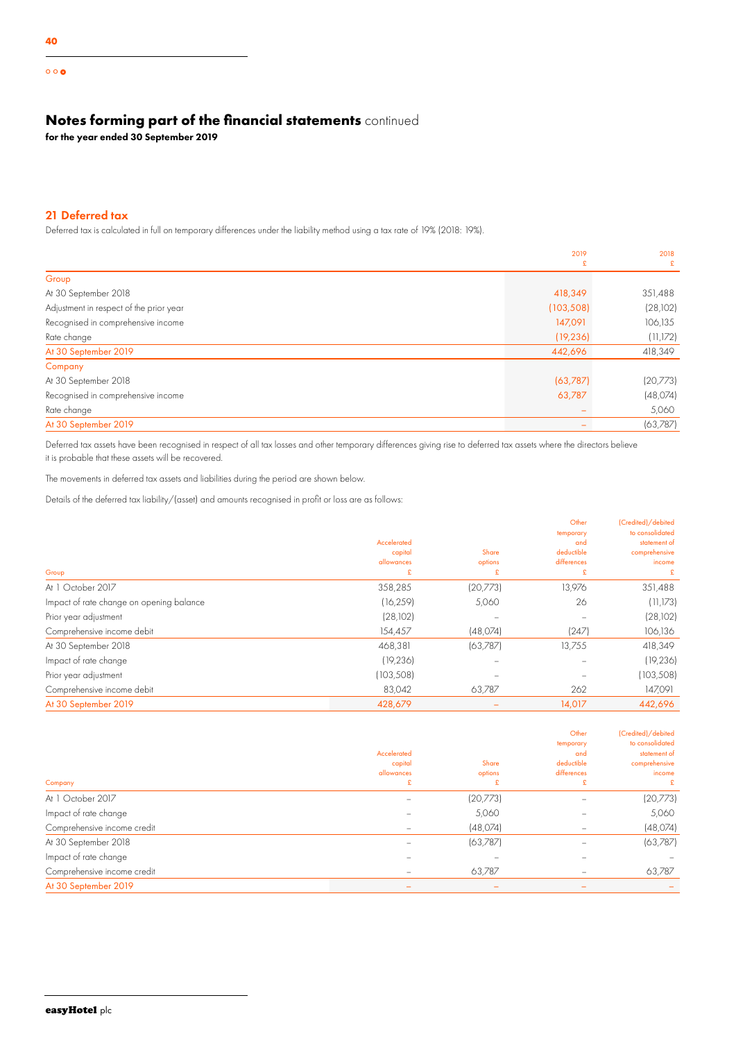# Notes forming part of the financial statements continued

**for the year ended 30 September 2019**

## 21 Deferred tax

Deferred tax is calculated in full on temporary differences under the liability method using a tax rate of 19% (2018: 19%).

| | 2019 £ | 2018 £ |
|---|---|---|
| **Group** | | |
| At 30 September 2018 | 418,349 | 351,488 |
| Adjustment in respect of the prior year | (103,508) | (28,102) |
| Recognised in comprehensive income | 147,091 | 106,135 |
| Rate change | (19,236) | (11,172) |
| At 30 September 2019 | 442,696 | 418,349 |
| **Company** | | |
| At 30 September 2018 | (63,787) | (20,773) |
| Recognised in comprehensive income | 63,787 | (48,074) |
| Rate change | – | 5,060 |
| At 30 September 2019 | – | (63,787) |

Deferred tax assets have been recognised in respect of all tax losses and other temporary differences giving rise to deferred tax assets where the directors believe it is probable that these assets will be recovered.

The movements in deferred tax assets and liabilities during the period are shown below.

Details of the deferred tax liability/(asset) and amounts recognised in profit or loss are as follows:

| Group | Accelerated capital allowances £ | Share options £ | Other temporary and deductible differences £ | (Credited)/debited to consolidated statement of comprehensive income £ |
|---|---|---|---|---|
| At 1 October 2017 | 358,285 | (20,773) | 13,976 | 351,488 |
| Impact of rate change on opening balance | (16,259) | 5,060 | 26 | (11,173) |
| Prior year adjustment | (28,102) | – | – | (28,102) |
| Comprehensive income debit | 154,457 | (48,074) | (247) | 106,136 |
| At 30 September 2018 | 468,381 | (63,787) | 13,755 | 418,349 |
| Impact of rate change | (19,236) | – | – | (19,236) |
| Prior year adjustment | (103,508) | – | – | (103,508) |
| Comprehensive income debit | 83,042 | 63,787 | 262 | 147,091 |
| At 30 September 2019 | 428,679 | – | 14,017 | 442,696 |

| Company | Accelerated capital allowances £ | Share options £ | Other temporary and deductible differences £ | (Credited)/debited to consolidated statement of comprehensive income £ |
|---|---|---|---|---|
| At 1 October 2017 | – | (20,773) | – | (20,773) |
| Impact of rate change | – | 5,060 | – | 5,060 |
| Comprehensive income credit | – | (48,074) | – | (48,074) |
| At 30 September 2018 | – | (63,787) | – | (63,787) |
| Impact of rate change | – | – | – | – |
| Comprehensive income credit | – | 63,787 | – | 63,787 |
| At 30 September 2019 | – | – | – | – |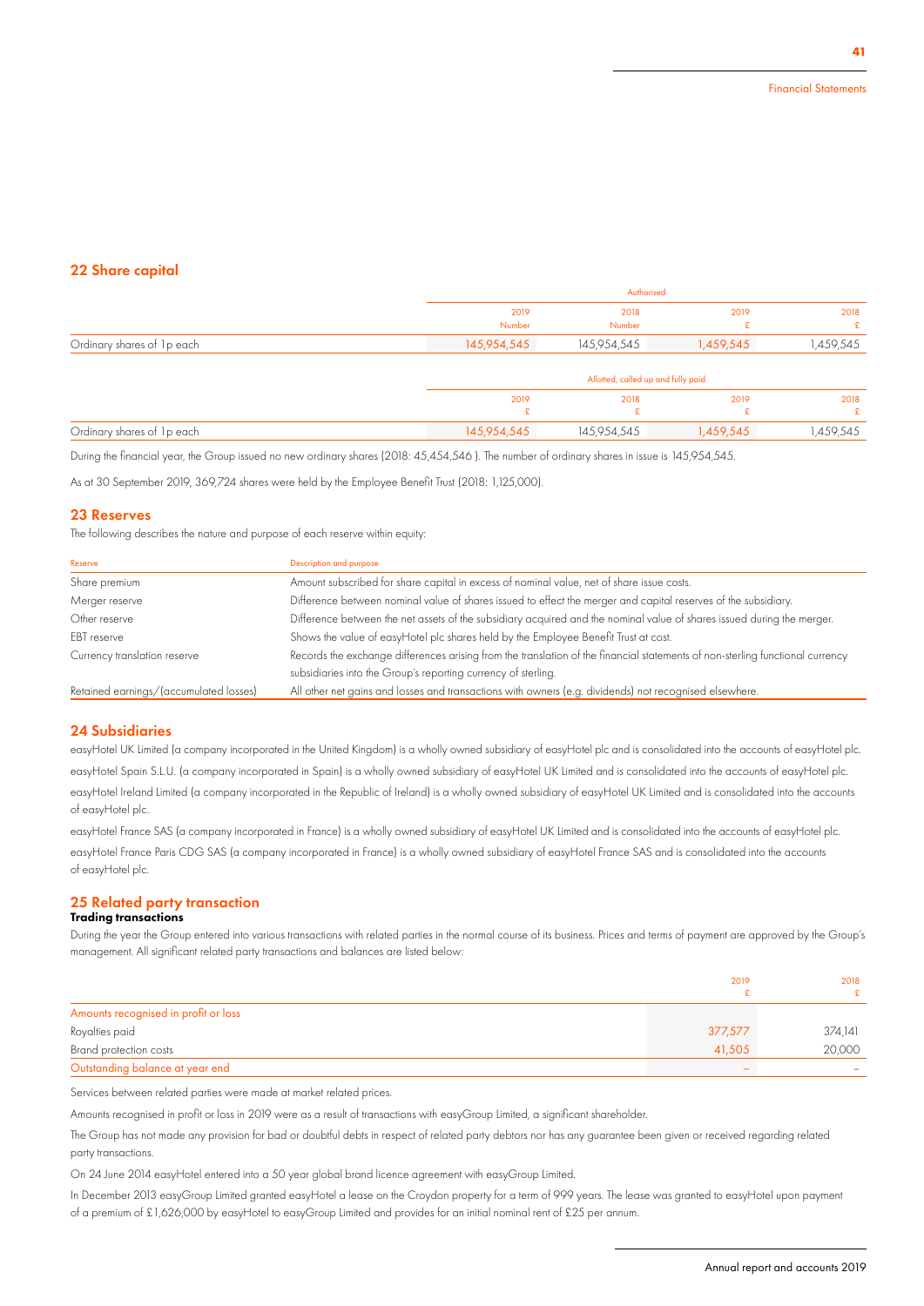## 22 Share capital

| | Authorised | | | |
|---|---|---|---|---|
| | 2019 Number | 2018 Number | 2019 £ | 2018 £ |
| Ordinary shares of 1p each | 145,954,545 | 145,954,545 | 1,459,545 | 1,459,545 |

| | Allotted, called up and fully paid | | | |
|---|---|---|---|---|
| | 2019 £ | 2018 £ | 2019 £ | 2018 £ |
| Ordinary shares of 1p each | 145,954,545 | 145,954,545 | 1,459,545 | 1,459,545 |

During the financial year, the Group issued no new ordinary shares (2018: 45,454,546 ). The number of ordinary shares in issue is 145,954,545.

As at 30 September 2019, 369,724 shares were held by the Employee Benefit Trust (2018: 1,125,000).

## 23 Reserves

The following describes the nature and purpose of each reserve within equity:

| Reserve | Description and purpose |
|---|---|
| Share premium | Amount subscribed for share capital in excess of nominal value, net of share issue costs. |
| Merger reserve | Difference between nominal value of shares issued to effect the merger and capital reserves of the subsidiary. |
| Other reserve | Difference between the net assets of the subsidiary acquired and the nominal value of shares issued during the merger. |
| EBT reserve | Shows the value of easyHotel plc shares held by the Employee Benefit Trust at cost. |
| Currency translation reserve | Records the exchange differences arising from the translation of the financial statements of non-sterling functional currency subsidiaries into the Group's reporting currency of sterling. |
| Retained earnings/(accumulated losses) | All other net gains and losses and transactions with owners (e.g. dividends) not recognised elsewhere. |

## 24 Subsidiaries

easyHotel UK Limited (a company incorporated in the United Kingdom) is a wholly owned subsidiary of easyHotel plc and is consolidated into the accounts of easyHotel plc.

easyHotel Spain S.L.U. (a company incorporated in Spain) is a wholly owned subsidiary of easyHotel UK Limited and is consolidated into the accounts of easyHotel plc.

easyHotel Ireland Limited (a company incorporated in the Republic of Ireland) is a wholly owned subsidiary of easyHotel UK Limited and is consolidated into the accounts of easyHotel plc.

easyHotel France SAS (a company incorporated in France) is a wholly owned subsidiary of easyHotel UK Limited and is consolidated into the accounts of easyHotel plc.

easyHotel France Paris CDG SAS (a company incorporated in France) is a wholly owned subsidiary of easyHotel France SAS and is consolidated into the accounts of easyHotel plc.

## 25 Related party transaction

**Trading transactions**

During the year the Group entered into various transactions with related parties in the normal course of its business. Prices and terms of payment are approved by the Group's management. All significant related party transactions and balances are listed below:

| | 2019 £ | 2018 £ |
|---|---|---|
| Amounts recognised in profit or loss | | |
| Royalties paid | 377,577 | 374,141 |
| Brand protection costs | 41,505 | 20,000 |
| Outstanding balance at year end | – | – |

Services between related parties were made at market related prices.

Amounts recognised in profit or loss in 2019 were as a result of transactions with easyGroup Limited, a significant shareholder.

The Group has not made any provision for bad or doubtful debts in respect of related party debtors nor has any guarantee been given or received regarding related party transactions.

On 24 June 2014 easyHotel entered into a 50 year global brand licence agreement with easyGroup Limited.

In December 2013 easyGroup Limited granted easyHotel a lease on the Croydon property for a term of 999 years. The lease was granted to easyHotel upon payment of a premium of £1,626,000 by easyHotel to easyGroup Limited and provides for an initial nominal rent of £25 per annum.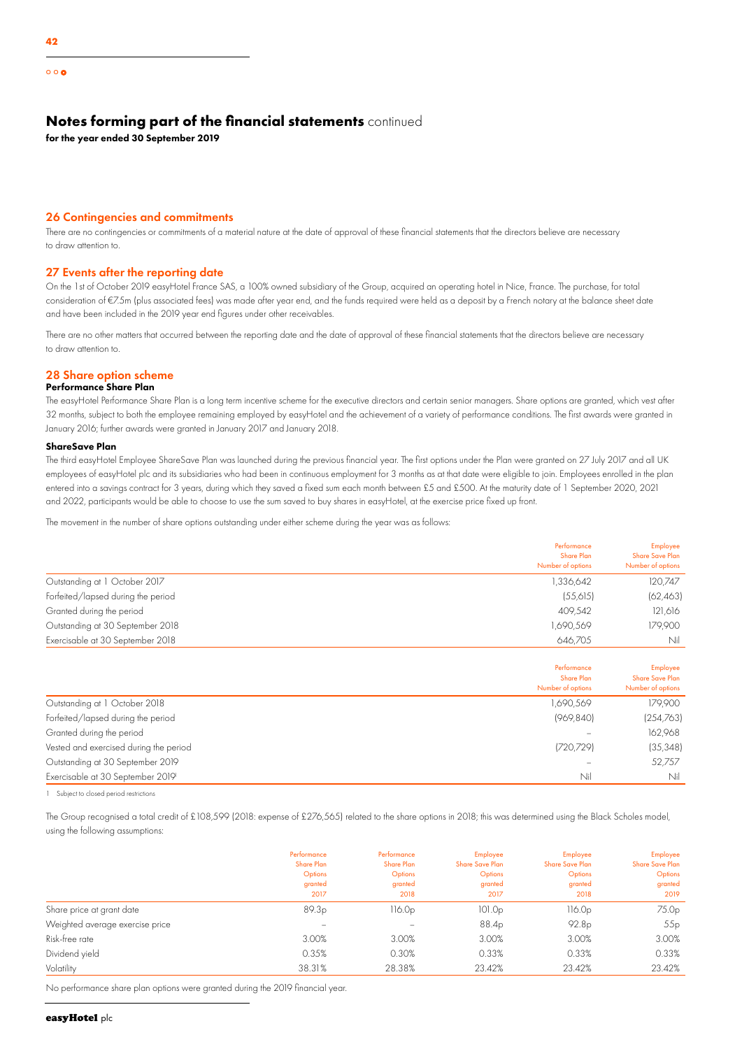# Notes forming part of the financial statements continued

**for the year ended 30 September 2019**

## 26 Contingencies and commitments

There are no contingencies or commitments of a material nature at the date of approval of these financial statements that the directors believe are necessary to draw attention to.

## 27 Events after the reporting date

On the 1st of October 2019 easyHotel France SAS, a 100% owned subsidiary of the Group, acquired an operating hotel in Nice, France. The purchase, for total consideration of €7.5m (plus associated fees) was made after year end, and the funds required were held as a deposit by a French notary at the balance sheet date and have been included in the 2019 year end figures under other receivables.

There are no other matters that occurred between the reporting date and the date of approval of these financial statements that the directors believe are necessary to draw attention to.

## 28 Share option scheme

### Performance Share Plan

The easyHotel Performance Share Plan is a long term incentive scheme for the executive directors and certain senior managers. Share options are granted, which vest after 32 months, subject to both the employee remaining employed by easyHotel and the achievement of a variety of performance conditions. The first awards were granted in January 2016; further awards were granted in January 2017 and January 2018.

### ShareSave Plan

The third easyHotel Employee ShareSave Plan was launched during the previous financial year. The first options under the Plan were granted on 27 July 2017 and all UK employees of easyHotel plc and its subsidiaries who had been in continuous employment for 3 months as at that date were eligible to join. Employees enrolled in the plan entered into a savings contract for 3 years, during which they saved a fixed sum each month between £5 and £500. At the maturity date of 1 September 2020, 2021 and 2022, participants would be able to choose to use the sum saved to buy shares in easyHotel, at the exercise price fixed up front.

The movement in the number of share options outstanding under either scheme during the year was as follows:

| | Performance Share Plan Number of options | Employee Share Save Plan Number of options |
|---|---|---|
| Outstanding at 1 October 2017 | 1,336,642 | 120,747 |
| Forfeited/lapsed during the period | (55,615) | (62,463) |
| Granted during the period | 409,542 | 121,616 |
| Outstanding at 30 September 2018 | 1,690,569 | 179,900 |
| Exercisable at 30 September 2018 | 646,705 | Nil |

| | Performance Share Plan Number of options | Employee Share Save Plan Number of options |
|---|---|---|
| Outstanding at 1 October 2018 | 1,690,569 | 179,900 |
| Forfeited/lapsed during the period | (969,840) | (254,763) |
| Granted during the period | – | 162,968 |
| Vested and exercised during the period | (720,729) | (35,348) |
| Outstanding at 30 September 2019 | – | 52,757 |
| Exercisable at 30 September 2019[1] | Nil | Nil |

1 Subject to closed period restrictions

The Group recognised a total credit of £108,599 (2018: expense of £276,565) related to the share options in 2018; this was determined using the Black Scholes model, using the following assumptions:

| | Performance Share Plan Options granted 2017 | Performance Share Plan Options granted 2018 | Employee Share Save Plan Options granted 2017 | Employee Share Save Plan Options granted 2018 | Employee Share Save Plan Options granted 2019 |
|---|---|---|---|---|---|
| Share price at grant date | 89.3p | 116.0p | 101.0p | 116.0p | 75.0p |
| Weighted average exercise price | – | – | 88.4p | 92.8p | 55p |
| Risk-free rate | 3.00% | 3.00% | 3.00% | 3.00% | 3.00% |
| Dividend yield | 0.35% | 0.30% | 0.33% | 0.33% | 0.33% |
| Volatility | 38.31% | 28.38% | 23.42% | 23.42% | 23.42% |

No performance share plan options were granted during the 2019 financial year.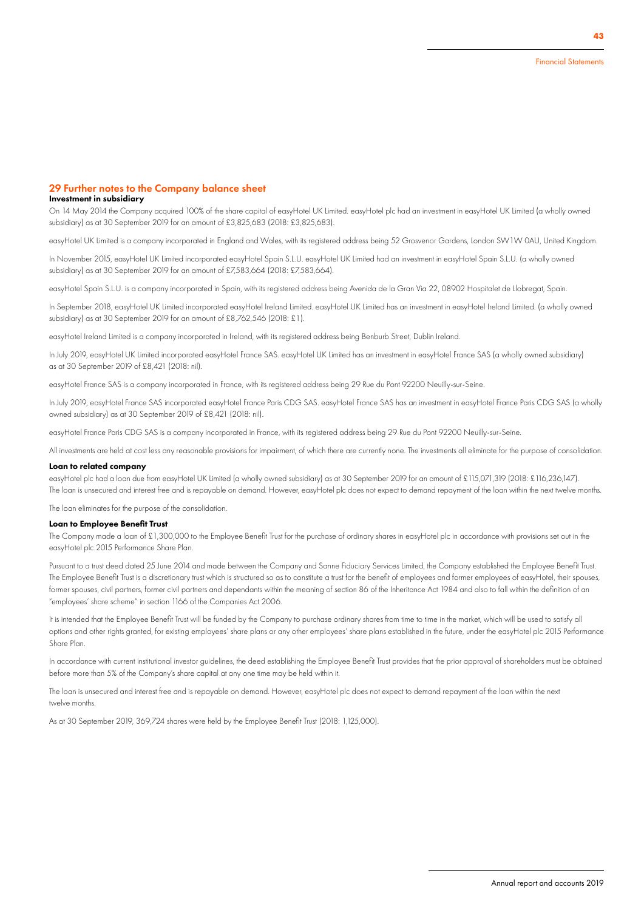## 29 Further notes to the Company balance sheet

### Investment in subsidiary

On 14 May 2014 the Company acquired 100% of the share capital of easyHotel UK Limited. easyHotel plc had an investment in easyHotel UK Limited (a wholly owned subsidiary) as at 30 September 2019 for an amount of £3,825,683 (2018: £3,825,683).

easyHotel UK Limited is a company incorporated in England and Wales, with its registered address being 52 Grosvenor Gardens, London SW1W 0AU, United Kingdom.

In November 2015, easyHotel UK Limited incorporated easyHotel Spain S.L.U. easyHotel UK Limited had an investment in easyHotel Spain S.L.U. (a wholly owned subsidiary) as at 30 September 2019 for an amount of £7,583,664 (2018: £7,583,664).

easyHotel Spain S.L.U. is a company incorporated in Spain, with its registered address being Avenida de la Gran Via 22, 08902 Hospitalet de Llobregat, Spain.

In September 2018, easyHotel UK Limited incorporated easyHotel Ireland Limited. easyHotel UK Limited has an investment in easyHotel Ireland Limited. (a wholly owned subsidiary) as at 30 September 2019 for an amount of £8,762,546 (2018: £1).

easyHotel Ireland Limited is a company incorporated in Ireland, with its registered address being Benburb Street, Dublin Ireland.

In July 2019, easyHotel UK Limited incorporated easyHotel France SAS. easyHotel UK Limited has an investment in easyHotel France SAS (a wholly owned subsidiary) as at 30 September 2019 of £8,421 (2018: nil).

easyHotel France SAS is a company incorporated in France, with its registered address being 29 Rue du Pont 92200 Neuilly-sur-Seine.

In July 2019, easyHotel France SAS incorporated easyHotel France Paris CDG SAS. easyHotel France SAS has an investment in easyHotel France Paris CDG SAS (a wholly owned subsidiary) as at 30 September 2019 of £8,421 (2018: nil).

easyHotel France Paris CDG SAS is a company incorporated in France, with its registered address being 29 Rue du Pont 92200 Neuilly-sur-Seine.

All investments are held at cost less any reasonable provisions for impairment, of which there are currently none. The investments all eliminate for the purpose of consolidation.

### Loan to related company

easyHotel plc had a loan due from easyHotel UK Limited (a wholly owned subsidiary) as at 30 September 2019 for an amount of £115,071,319 (2018: £116,236,147). The loan is unsecured and interest free and is repayable on demand. However, easyHotel plc does not expect to demand repayment of the loan within the next twelve months.

The loan eliminates for the purpose of the consolidation.

### Loan to Employee Benefit Trust

The Company made a loan of £1,300,000 to the Employee Benefit Trust for the purchase of ordinary shares in easyHotel plc in accordance with provisions set out in the easyHotel plc 2015 Performance Share Plan.

Pursuant to a trust deed dated 25 June 2014 and made between the Company and Sanne Fiduciary Services Limited, the Company established the Employee Benefit Trust. The Employee Benefit Trust is a discretionary trust which is structured so as to constitute a trust for the benefit of employees and former employees of easyHotel, their spouses, former spouses, civil partners, former civil partners and dependants within the meaning of section 86 of the Inheritance Act 1984 and also to fall within the definition of an "employees' share scheme" in section 1166 of the Companies Act 2006.

It is intended that the Employee Benefit Trust will be funded by the Company to purchase ordinary shares from time to time in the market, which will be used to satisfy all options and other rights granted, for existing employees' share plans or any other employees' share plans established in the future, under the easyHotel plc 2015 Performance Share Plan.

In accordance with current institutional investor guidelines, the deed establishing the Employee Benefit Trust provides that the prior approval of shareholders must be obtained before more than 5% of the Company's share capital at any one time may be held within it.

The loan is unsecured and interest free and is repayable on demand. However, easyHotel plc does not expect to demand repayment of the loan within the next twelve months.

As at 30 September 2019, 369,724 shares were held by the Employee Benefit Trust (2018: 1,125,000).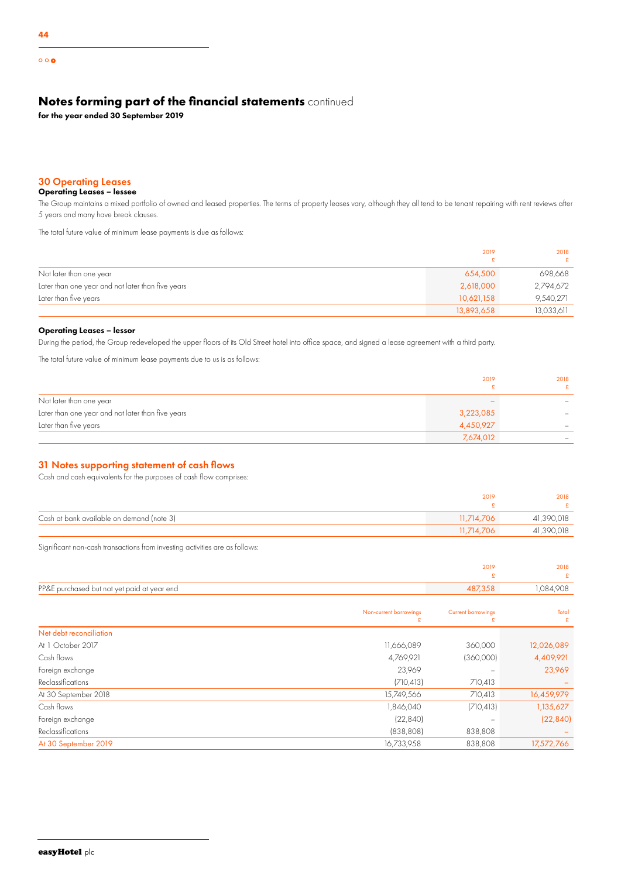## Notes forming part of the financial statements continued

**for the year ended 30 September 2019**

### 30 Operating Leases

**Operating Leases – lessee**

The Group maintains a mixed portfolio of owned and leased properties. The terms of property leases vary, although they all tend to be tenant repairing with rent reviews after 5 years and many have break clauses.

The total future value of minimum lease payments is due as follows:

| | 2019 £ | 2018 £ |
|---|---|---|
| Not later than one year | 654,500 | 698,668 |
| Later than one year and not later than five years | 2,618,000 | 2,794,672 |
| Later than five years | 10,621,158 | 9,540,271 |
| | 13,893,658 | 13,033,611 |

**Operating Leases – lessor**

During the period, the Group redeveloped the upper floors of its Old Street hotel into office space, and signed a lease agreement with a third party.

The total future value of minimum lease payments due to us is as follows:

| | 2019 £ | 2018 £ |
|---|---|---|
| Not later than one year | – | – |
| Later than one year and not later than five years | 3,223,085 | – |
| Later than five years | 4,450,927 | – |
| | 7,674,012 | – |

### 31 Notes supporting statement of cash flows

Cash and cash equivalents for the purposes of cash flow comprises:

| | 2019 £ | 2018 £ |
|---|---|---|
| Cash at bank available on demand (note 3) | 11,714,706 | 41,390,018 |
| | 11,714,706 | 41,390,018 |

Significant non-cash transactions from investing activities are as follows:

| | 2019 £ | 2018 £ |
|---|---|---|
| PP&E purchased but not yet paid at year end | 487,358 | 1,084,908 |

| | Non-current borrowings £ | Current borrowings £ | Total £ |
|---|---|---|---|
| Net debt reconciliation | | | |
| At 1 October 2017 | 11,666,089 | 360,000 | 12,026,089 |
| Cash flows | 4,769,921 | (360,000) | 4,409,921 |
| Foreign exchange | 23,969 | – | 23,969 |
| Reclassifications | (710,413) | 710,413 | – |
| At 30 September 2018 | 15,749,566 | 710,413 | 16,459,979 |
| Cash flows | 1,846,040 | (710,413) | 1,135,627 |
| Foreign exchange | (22,840) | – | (22,840) |
| Reclassifications | (838,808) | 838,808 | – |
| At 30 September 2019 | 16,733,958 | 838,808 | 17,572,766 |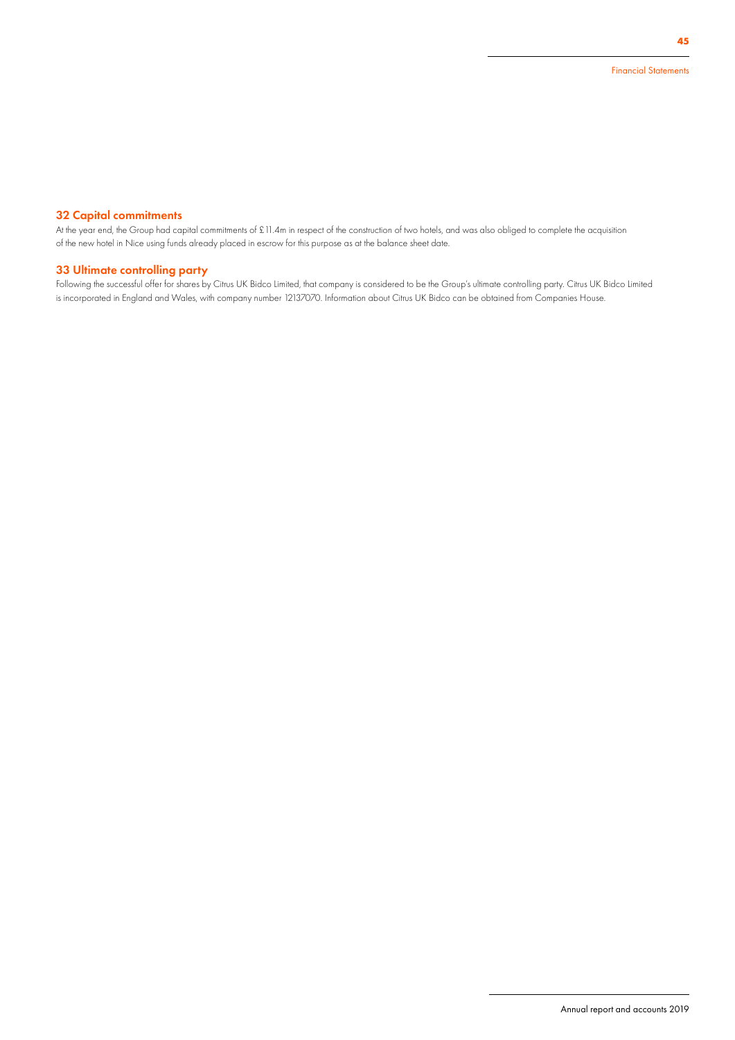## 32 Capital commitments

At the year end, the Group had capital commitments of £11.4m in respect of the construction of two hotels, and was also obliged to complete the acquisition of the new hotel in Nice using funds already placed in escrow for this purpose as at the balance sheet date.

## 33 Ultimate controlling party

Following the successful offer for shares by Citrus UK Bidco Limited, that company is considered to be the Group's ultimate controlling party. Citrus UK Bidco Limited is incorporated in England and Wales, with company number 12137070. Information about Citrus UK Bidco can be obtained from Companies House.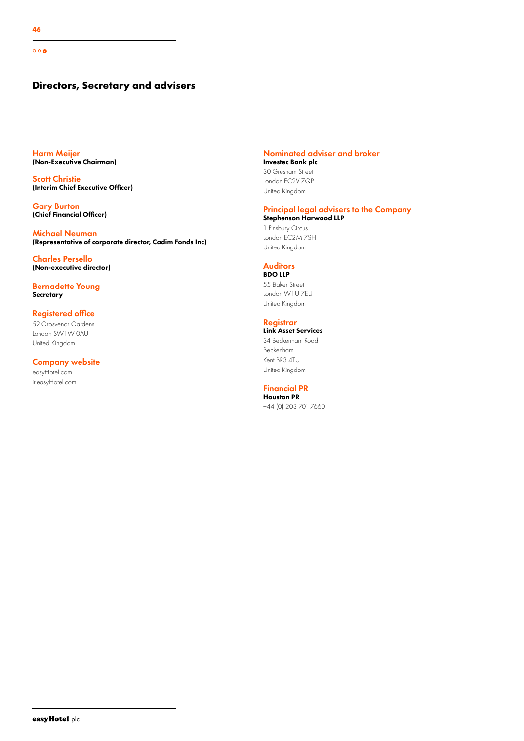# Directors, Secretary and advisers

### Harm Meijer
**(Non-Executive Chairman)**

### Scott Christie
**(Interim Chief Executive Officer)**

### Gary Burton
**(Chief Financial Officer)**

### Michael Neuman
**(Representative of corporate director, Cadim Fonds Inc)**

### Charles Persello
**(Non-executive director)**

### Bernadette Young
**Secretary**

### Registered office
52 Grosvenor Gardens
London SW1W 0AU
United Kingdom

### Company website
easyHotel.com
ir.easyHotel.com

### Nominated adviser and broker
**Investec Bank plc**
30 Gresham Street
London EC2V 7QP
United Kingdom

### Principal legal advisers to the Company
**Stephenson Harwood LLP**
1 Finsbury Circus
London EC2M 7SH
United Kingdom

### Auditors
**BDO LLP**
55 Baker Street
London W1U 7EU
United Kingdom

### Registrar
**Link Asset Services**
34 Beckenham Road
Beckenham
Kent BR3 4TU
United Kingdom

### Financial PR
**Houston PR**
+44 (0) 203 701 7660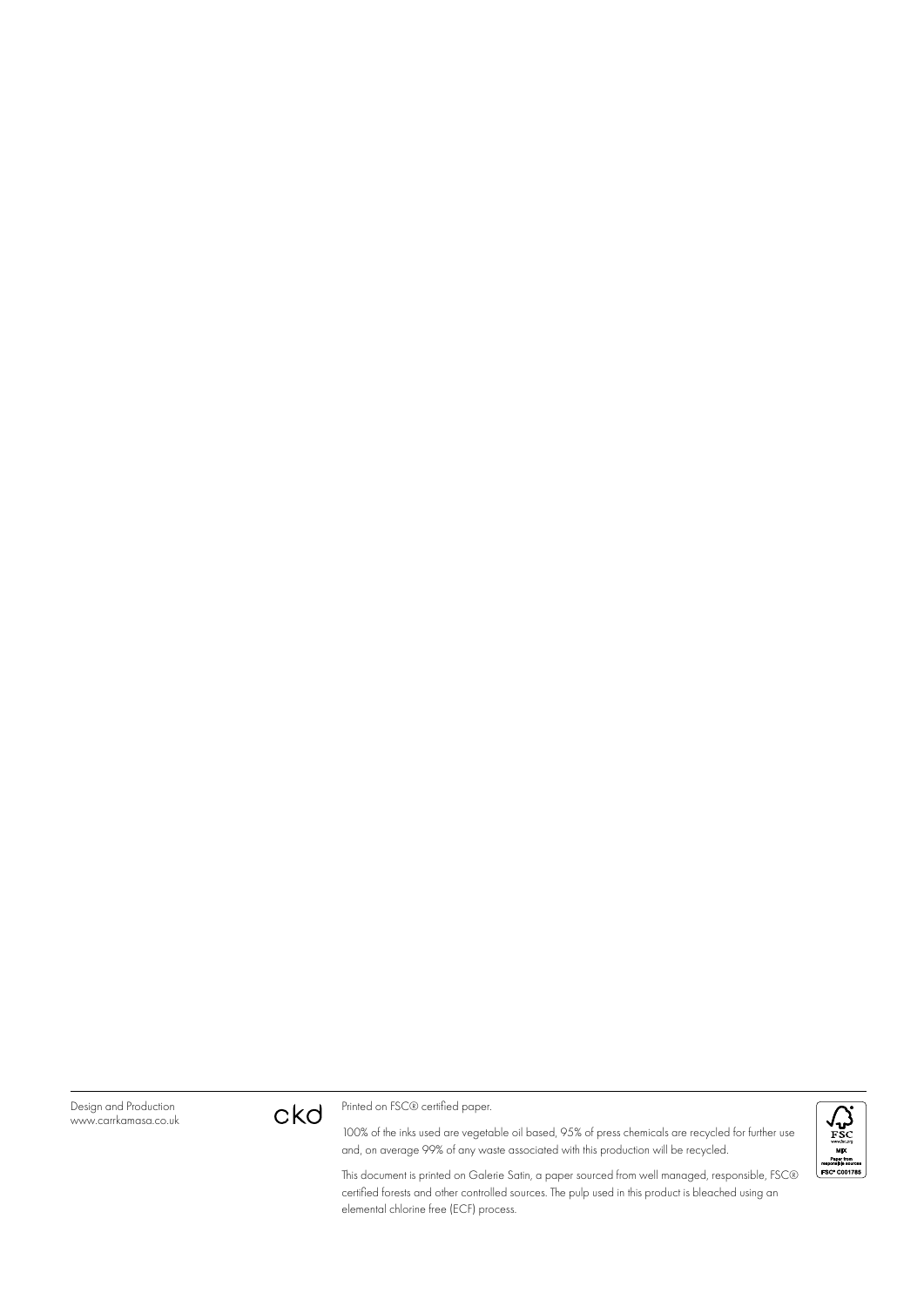Design and Production
www.carrkamasa.co.uk

ckd

Printed on FSC® certified paper.

100% of the inks used are vegetable oil based, 95% of press chemicals are recycled for further use and, on average 99% of any waste associated with this production will be recycled.

This document is printed on Galerie Satin, a paper sourced from well managed, responsible, FSC® certified forests and other controlled sources. The pulp used in this product is bleached using an elemental chlorine free (ECF) process.

FSC
www.fsc.org
MIX
Paper from responsible sources
FSC® C001785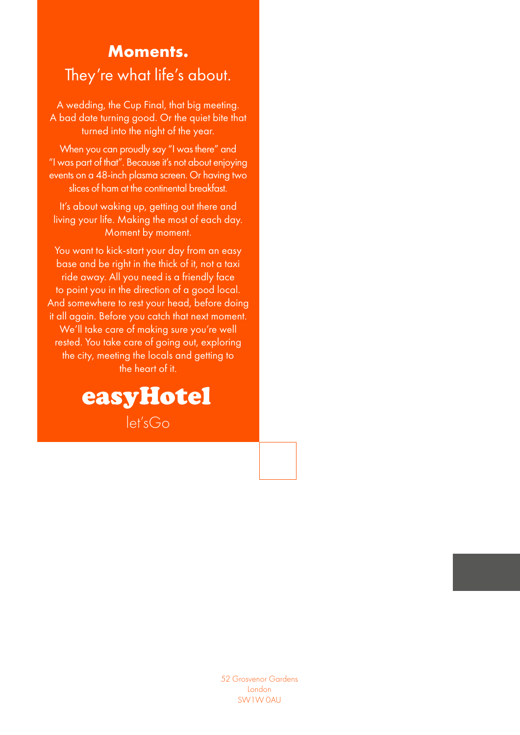# Moments.

## They're what life's about.

A wedding, the Cup Final, that big meeting. A bad date turning good. Or the quiet bite that turned into the night of the year.

When you can proudly say "I was there" and "I was part of that". Because it's not about enjoying events on a 48-inch plasma screen. Or having two slices of ham at the continental breakfast.

It's about waking up, getting out there and living your life. Making the most of each day. Moment by moment.

You want to kick-start your day from an easy base and be right in the thick of it, not a taxi ride away. All you need is a friendly face to point you in the direction of a good local. And somewhere to rest your head, before doing it all again. Before you catch that next moment. We'll take care of making sure you're well rested. You take care of going out, exploring the city, meeting the locals and getting to the heart of it.

**easyHotel**

let'sGo

52 Grosvenor Gardens
London
SW1W 0AU